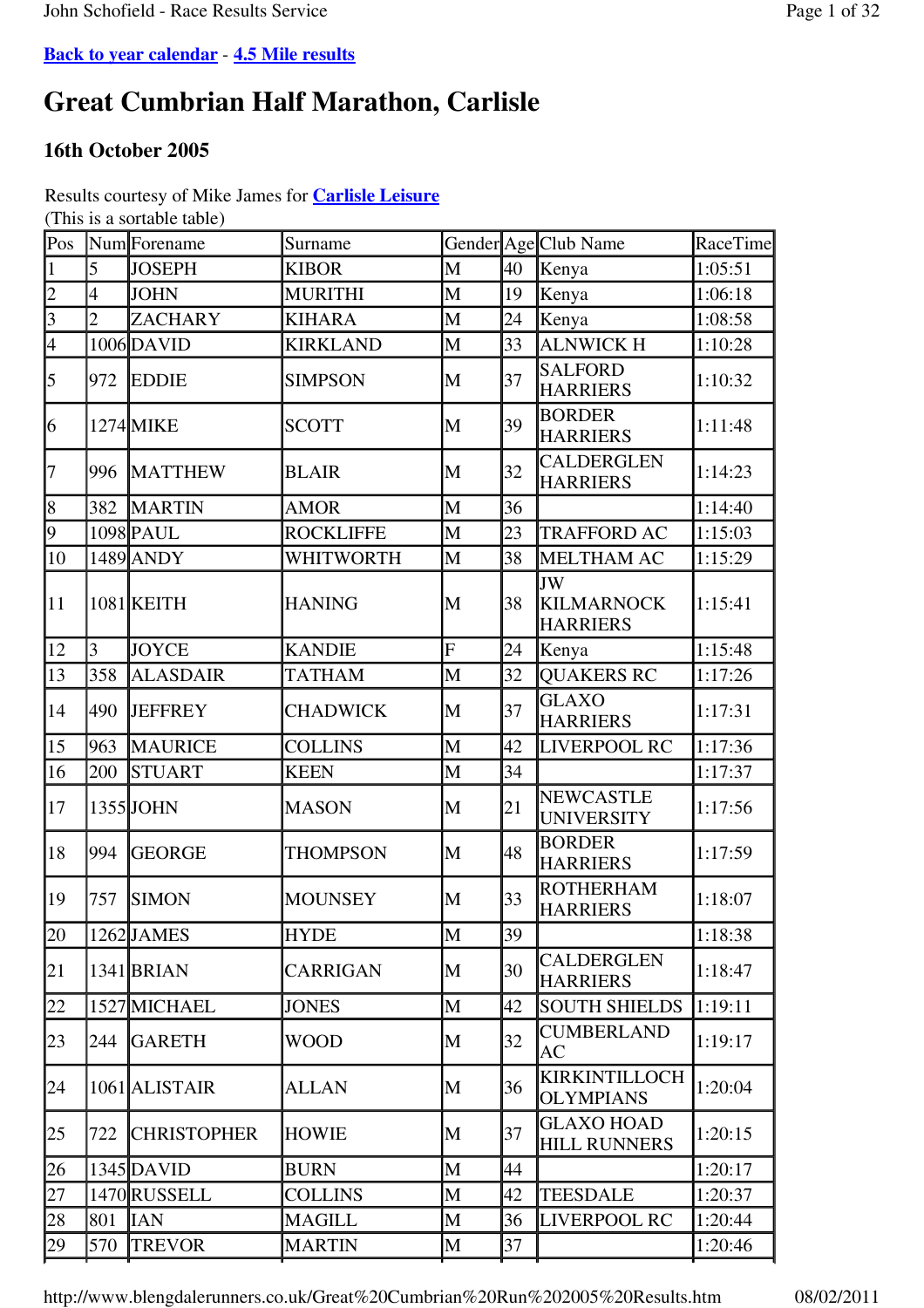[Back to year calendar](#) - [4.5 Mile results](#)

# Great Cumbrian Half Marathon, Carlisle

### 16th October 2005

Results courtesy of Mike James for [Carlisle Leisure](#)
(This is a sortable table)

| Pos | Num | Forename | Surname | Gender | Age | Club Name | RaceTime |
|---|---|---|---|---|---|---|---|
| 1 | 5 | JOSEPH | KIBOR | M | 40 | Kenya | 1:05:51 |
| 2 | 4 | JOHN | MURITHI | M | 19 | Kenya | 1:06:18 |
| 3 | 2 | ZACHARY | KIHARA | M | 24 | Kenya | 1:08:58 |
| 4 | 1006 | DAVID | KIRKLAND | M | 33 | ALNWICK H | 1:10:28 |
| 5 | 972 | EDDIE | SIMPSON | M | 37 | SALFORD HARRIERS | 1:10:32 |
| 6 | 1274 | MIKE | SCOTT | M | 39 | BORDER HARRIERS | 1:11:48 |
| 7 | 996 | MATTHEW | BLAIR | M | 32 | CALDERGLEN HARRIERS | 1:14:23 |
| 8 | 382 | MARTIN | AMOR | M | 36 | | 1:14:40 |
| 9 | 1098 | PAUL | ROCKLIFFE | M | 23 | TRAFFORD AC | 1:15:03 |
| 10 | 1489 | ANDY | WHITWORTH | M | 38 | MELTHAM AC | 1:15:29 |
| 11 | 1081 | KEITH | HANING | M | 38 | JW KILMARNOCK HARRIERS | 1:15:41 |
| 12 | 3 | JOYCE | KANDIE | F | 24 | Kenya | 1:15:48 |
| 13 | 358 | ALASDAIR | TATHAM | M | 32 | QUAKERS RC | 1:17:26 |
| 14 | 490 | JEFFREY | CHADWICK | M | 37 | GLAXO HARRIERS | 1:17:31 |
| 15 | 963 | MAURICE | COLLINS | M | 42 | LIVERPOOL RC | 1:17:36 |
| 16 | 200 | STUART | KEEN | M | 34 | | 1:17:37 |
| 17 | 1355 | JOHN | MASON | M | 21 | NEWCASTLE UNIVERSITY | 1:17:56 |
| 18 | 994 | GEORGE | THOMPSON | M | 48 | BORDER HARRIERS | 1:17:59 |
| 19 | 757 | SIMON | MOUNSEY | M | 33 | ROTHERHAM HARRIERS | 1:18:07 |
| 20 | 1262 | JAMES | HYDE | M | 39 | | 1:18:38 |
| 21 | 1341 | BRIAN | CARRIGAN | M | 30 | CALDERGLEN HARRIERS | 1:18:47 |
| 22 | 1527 | MICHAEL | JONES | M | 42 | SOUTH SHIELDS | 1:19:11 |
| 23 | 244 | GARETH | WOOD | M | 32 | CUMBERLAND AC | 1:19:17 |
| 24 | 1061 | ALISTAIR | ALLAN | M | 36 | KIRKINTILLOCH OLYMPIANS | 1:20:04 |
| 25 | 722 | CHRISTOPHER | HOWIE | M | 37 | GLAXO HOAD HILL RUNNERS | 1:20:15 |
| 26 | 1345 | DAVID | BURN | M | 44 | | 1:20:17 |
| 27 | 1470 | RUSSELL | COLLINS | M | 42 | TEESDALE | 1:20:37 |
| 28 | 801 | IAN | MAGILL | M | 36 | LIVERPOOL RC | 1:20:44 |
| 29 | 570 | TREVOR | MARTIN | M | 37 | | 1:20:46 |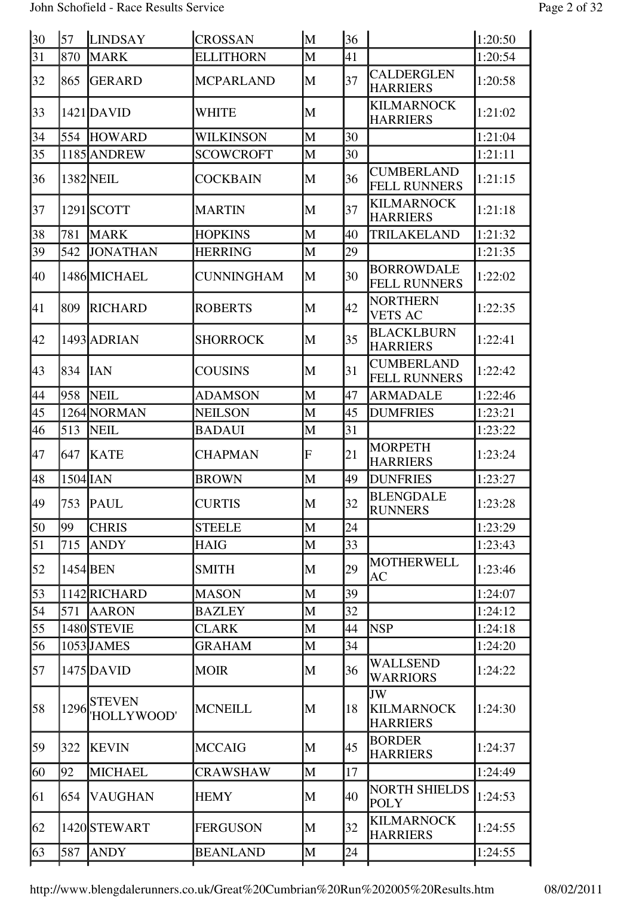| | | | | | | | |
|---|---|---|---|---|---|---|---|
| 30 | 57 | LINDSAY | CROSSAN | M | 36 | | 1:20:50 |
| 31 | 870 | MARK | ELLITHORN | M | 41 | | 1:20:54 |
| 32 | 865 | GERARD | MCPARLAND | M | 37 | CALDERGLEN HARRIERS | 1:20:58 |
| 33 | 1421 | DAVID | WHITE | M | | KILMARNOCK HARRIERS | 1:21:02 |
| 34 | 554 | HOWARD | WILKINSON | M | 30 | | 1:21:04 |
| 35 | 1185 | ANDREW | SCOWCROFT | M | 30 | | 1:21:11 |
| 36 | 1382 | NEIL | COCKBAIN | M | 36 | CUMBERLAND FELL RUNNERS | 1:21:15 |
| 37 | 1291 | SCOTT | MARTIN | M | 37 | KILMARNOCK HARRIERS | 1:21:18 |
| 38 | 781 | MARK | HOPKINS | M | 40 | TRILAKELAND | 1:21:32 |
| 39 | 542 | JONATHAN | HERRING | M | 29 | | 1:21:35 |
| 40 | 1486 | MICHAEL | CUNNINGHAM | M | 30 | BORROWDALE FELL RUNNERS | 1:22:02 |
| 41 | 809 | RICHARD | ROBERTS | M | 42 | NORTHERN VETS AC | 1:22:35 |
| 42 | 1493 | ADRIAN | SHORROCK | M | 35 | BLACKLBURN HARRIERS | 1:22:41 |
| 43 | 834 | IAN | COUSINS | M | 31 | CUMBERLAND FELL RUNNERS | 1:22:42 |
| 44 | 958 | NEIL | ADAMSON | M | 47 | ARMADALE | 1:22:46 |
| 45 | 1264 | NORMAN | NEILSON | M | 45 | DUMFRIES | 1:23:21 |
| 46 | 513 | NEIL | BADAUI | M | 31 | | 1:23:22 |
| 47 | 647 | KATE | CHAPMAN | F | 21 | MORPETH HARRIERS | 1:23:24 |
| 48 | 1504 | IAN | BROWN | M | 49 | DUNFRIES | 1:23:27 |
| 49 | 753 | PAUL | CURTIS | M | 32 | BLENGDALE RUNNERS | 1:23:28 |
| 50 | 99 | CHRIS | STEELE | M | 24 | | 1:23:29 |
| 51 | 715 | ANDY | HAIG | M | 33 | | 1:23:43 |
| 52 | 1454 | BEN | SMITH | M | 29 | MOTHERWELL AC | 1:23:46 |
| 53 | 1142 | RICHARD | MASON | M | 39 | | 1:24:07 |
| 54 | 571 | AARON | BAZLEY | M | 32 | | 1:24:12 |
| 55 | 1480 | STEVIE | CLARK | M | 44 | NSP | 1:24:18 |
| 56 | 1053 | JAMES | GRAHAM | M | 34 | | 1:24:20 |
| 57 | 1475 | DAVID | MOIR | M | 36 | WALLSEND WARRIORS | 1:24:22 |
| 58 | 1296 | STEVEN 'HOLLYWOOD' | MCNEILL | M | 18 | JW KILMARNOCK HARRIERS | 1:24:30 |
| 59 | 322 | KEVIN | MCCAIG | M | 45 | BORDER HARRIERS | 1:24:37 |
| 60 | 92 | MICHAEL | CRAWSHAW | M | 17 | | 1:24:49 |
| 61 | 654 | VAUGHAN | HEMY | M | 40 | NORTH SHIELDS POLY | 1:24:53 |
| 62 | 1420 | STEWART | FERGUSON | M | 32 | KILMARNOCK HARRIERS | 1:24:55 |
| 63 | 587 | ANDY | BEANLAND | M | 24 | | 1:24:55 |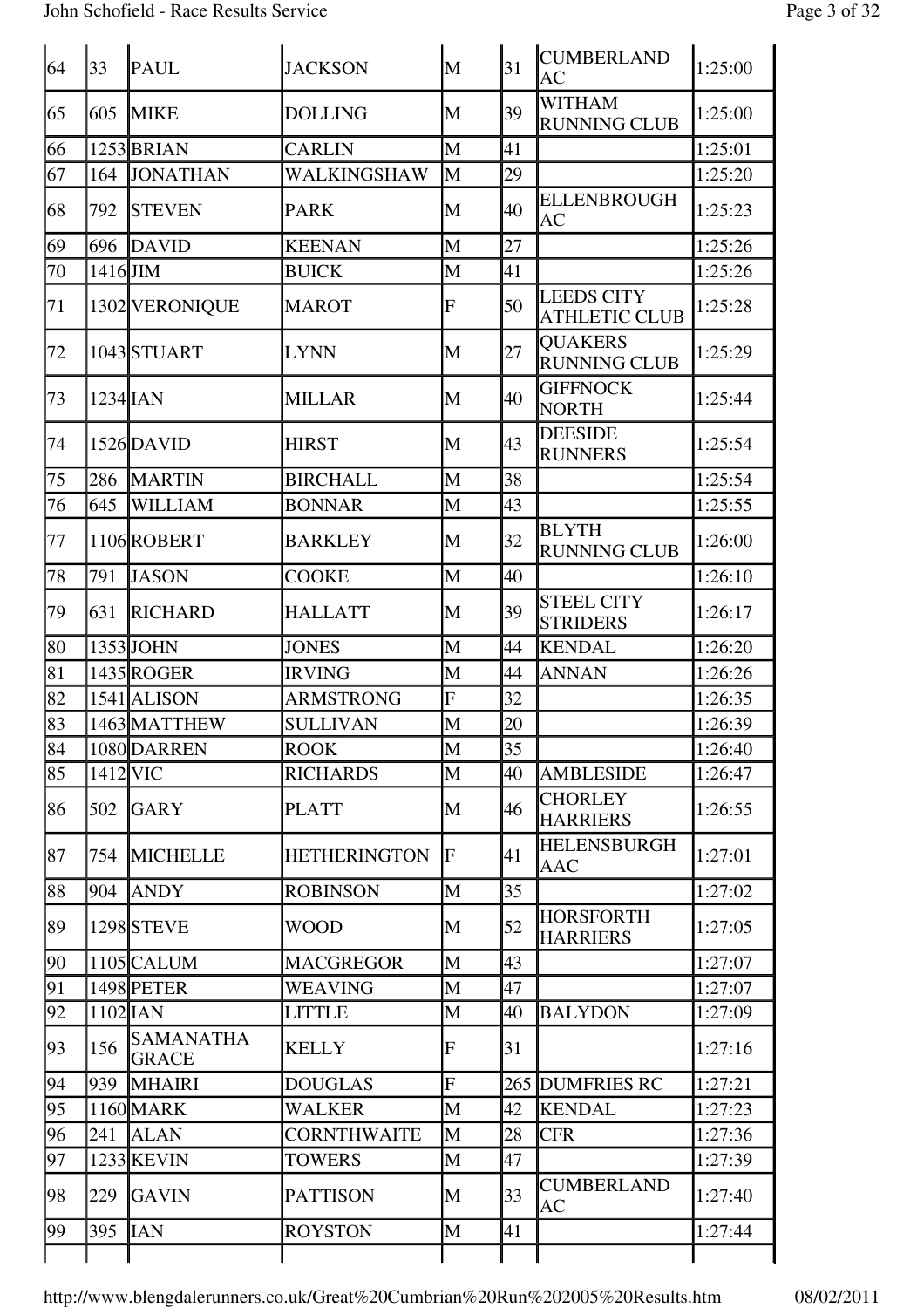| | | | | | | | |
|---|---|---|---|---|---|---|---|
| 64 | 33 | PAUL | JACKSON | M | 31 | CUMBERLAND AC | 1:25:00 |
| 65 | 605 | MIKE | DOLLING | M | 39 | WITHAM RUNNING CLUB | 1:25:00 |
| 66 | 1253 | BRIAN | CARLIN | M | 41 | | 1:25:01 |
| 67 | 164 | JONATHAN | WALKINGSHAW | M | 29 | | 1:25:20 |
| 68 | 792 | STEVEN | PARK | M | 40 | ELLENBROUGH AC | 1:25:23 |
| 69 | 696 | DAVID | KEENAN | M | 27 | | 1:25:26 |
| 70 | 1416 | JIM | BUICK | M | 41 | | 1:25:26 |
| 71 | 1302 | VERONIQUE | MAROT | F | 50 | LEEDS CITY ATHLETIC CLUB | 1:25:28 |
| 72 | 1043 | STUART | LYNN | M | 27 | QUAKERS RUNNING CLUB | 1:25:29 |
| 73 | 1234 | IAN | MILLAR | M | 40 | GIFFNOCK NORTH | 1:25:44 |
| 74 | 1526 | DAVID | HIRST | M | 43 | DEESIDE RUNNERS | 1:25:54 |
| 75 | 286 | MARTIN | BIRCHALL | M | 38 | | 1:25:54 |
| 76 | 645 | WILLIAM | BONNAR | M | 43 | | 1:25:55 |
| 77 | 1106 | ROBERT | BARKLEY | M | 32 | BLYTH RUNNING CLUB | 1:26:00 |
| 78 | 791 | JASON | COOKE | M | 40 | | 1:26:10 |
| 79 | 631 | RICHARD | HALLATT | M | 39 | STEEL CITY STRIDERS | 1:26:17 |
| 80 | 1353 | JOHN | JONES | M | 44 | KENDAL | 1:26:20 |
| 81 | 1435 | ROGER | IRVING | M | 44 | ANNAN | 1:26:26 |
| 82 | 1541 | ALISON | ARMSTRONG | F | 32 | | 1:26:35 |
| 83 | 1463 | MATTHEW | SULLIVAN | M | 20 | | 1:26:39 |
| 84 | 1080 | DARREN | ROOK | M | 35 | | 1:26:40 |
| 85 | 1412 | VIC | RICHARDS | M | 40 | AMBLESIDE | 1:26:47 |
| 86 | 502 | GARY | PLATT | M | 46 | CHORLEY HARRIERS | 1:26:55 |
| 87 | 754 | MICHELLE | HETHERINGTON | F | 41 | HELENSBURGH AAC | 1:27:01 |
| 88 | 904 | ANDY | ROBINSON | M | 35 | | 1:27:02 |
| 89 | 1298 | STEVE | WOOD | M | 52 | HORSFORTH HARRIERS | 1:27:05 |
| 90 | 1105 | CALUM | MACGREGOR | M | 43 | | 1:27:07 |
| 91 | 1498 | PETER | WEAVING | M | 47 | | 1:27:07 |
| 92 | 1102 | IAN | LITTLE | M | 40 | BALYDON | 1:27:09 |
| 93 | 156 | SAMANATHA GRACE | KELLY | F | 31 | | 1:27:16 |
| 94 | 939 | MHAIRI | DOUGLAS | F | 265 | DUMFRIES RC | 1:27:21 |
| 95 | 1160 | MARK | WALKER | M | 42 | KENDAL | 1:27:23 |
| 96 | 241 | ALAN | CORNTHWAITE | M | 28 | CFR | 1:27:36 |
| 97 | 1233 | KEVIN | TOWERS | M | 47 | | 1:27:39 |
| 98 | 229 | GAVIN | PATTISON | M | 33 | CUMBERLAND AC | 1:27:40 |
| 99 | 395 | IAN | ROYSTON | M | 41 | | 1:27:44 |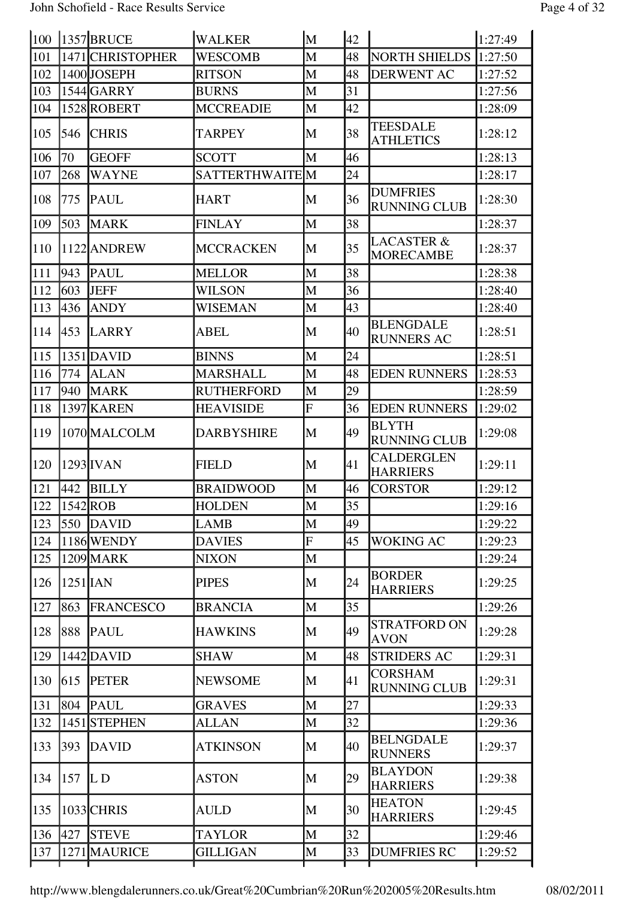| | | | | | | | |
|---|---|---|---|---|---|---|---|
| 100 | 1357 | BRUCE | WALKER | M | 42 | | 1:27:49 |
| 101 | 1471 | CHRISTOPHER | WESCOMB | M | 48 | NORTH SHIELDS | 1:27:50 |
| 102 | 1400 | JOSEPH | RITSON | M | 48 | DERWENT AC | 1:27:52 |
| 103 | 1544 | GARRY | BURNS | M | 31 | | 1:27:56 |
| 104 | 1528 | ROBERT | MCCREADIE | M | 42 | | 1:28:09 |
| 105 | 546 | CHRIS | TARPEY | M | 38 | TEESDALE ATHLETICS | 1:28:12 |
| 106 | 70 | GEOFF | SCOTT | M | 46 | | 1:28:13 |
| 107 | 268 | WAYNE | SATTERTHWAITE | M | 24 | | 1:28:17 |
| 108 | 775 | PAUL | HART | M | 36 | DUMFRIES RUNNING CLUB | 1:28:30 |
| 109 | 503 | MARK | FINLAY | M | 38 | | 1:28:37 |
| 110 | 1122 | ANDREW | MCCRACKEN | M | 35 | LACASTER & MORECAMBE | 1:28:37 |
| 111 | 943 | PAUL | MELLOR | M | 38 | | 1:28:38 |
| 112 | 603 | JEFF | WILSON | M | 36 | | 1:28:40 |
| 113 | 436 | ANDY | WISEMAN | M | 43 | | 1:28:40 |
| 114 | 453 | LARRY | ABEL | M | 40 | BLENGDALE RUNNERS AC | 1:28:51 |
| 115 | 1351 | DAVID | BINNS | M | 24 | | 1:28:51 |
| 116 | 774 | ALAN | MARSHALL | M | 48 | EDEN RUNNERS | 1:28:53 |
| 117 | 940 | MARK | RUTHERFORD | M | 29 | | 1:28:59 |
| 118 | 1397 | KAREN | HEAVISIDE | F | 36 | EDEN RUNNERS | 1:29:02 |
| 119 | 1070 | MALCOLM | DARBYSHIRE | M | 49 | BLYTH RUNNING CLUB | 1:29:08 |
| 120 | 1293 | IVAN | FIELD | M | 41 | CALDERGLEN HARRIERS | 1:29:11 |
| 121 | 442 | BILLY | BRAIDWOOD | M | 46 | CORSTOR | 1:29:12 |
| 122 | 1542 | ROB | HOLDEN | M | 35 | | 1:29:16 |
| 123 | 550 | DAVID | LAMB | M | 49 | | 1:29:22 |
| 124 | 1186 | WENDY | DAVIES | F | 45 | WOKING AC | 1:29:23 |
| 125 | 1209 | MARK | NIXON | M | | | 1:29:24 |
| 126 | 1251 | IAN | PIPES | M | 24 | BORDER HARRIERS | 1:29:25 |
| 127 | 863 | FRANCESCO | BRANCIA | M | 35 | | 1:29:26 |
| 128 | 888 | PAUL | HAWKINS | M | 49 | STRATFORD ON AVON | 1:29:28 |
| 129 | 1442 | DAVID | SHAW | M | 48 | STRIDERS AC | 1:29:31 |
| 130 | 615 | PETER | NEWSOME | M | 41 | CORSHAM RUNNING CLUB | 1:29:31 |
| 131 | 804 | PAUL | GRAVES | M | 27 | | 1:29:33 |
| 132 | 1451 | STEPHEN | ALLAN | M | 32 | | 1:29:36 |
| 133 | 393 | DAVID | ATKINSON | M | 40 | BELNGDALE RUNNERS | 1:29:37 |
| 134 | 157 | L D | ASTON | M | 29 | BLAYDON HARRIERS | 1:29:38 |
| 135 | 1033 | CHRIS | AULD | M | 30 | HEATON HARRIERS | 1:29:45 |
| 136 | 427 | STEVE | TAYLOR | M | 32 | | 1:29:46 |
| 137 | 1271 | MAURICE | GILLIGAN | M | 33 | DUMFRIES RC | 1:29:52 |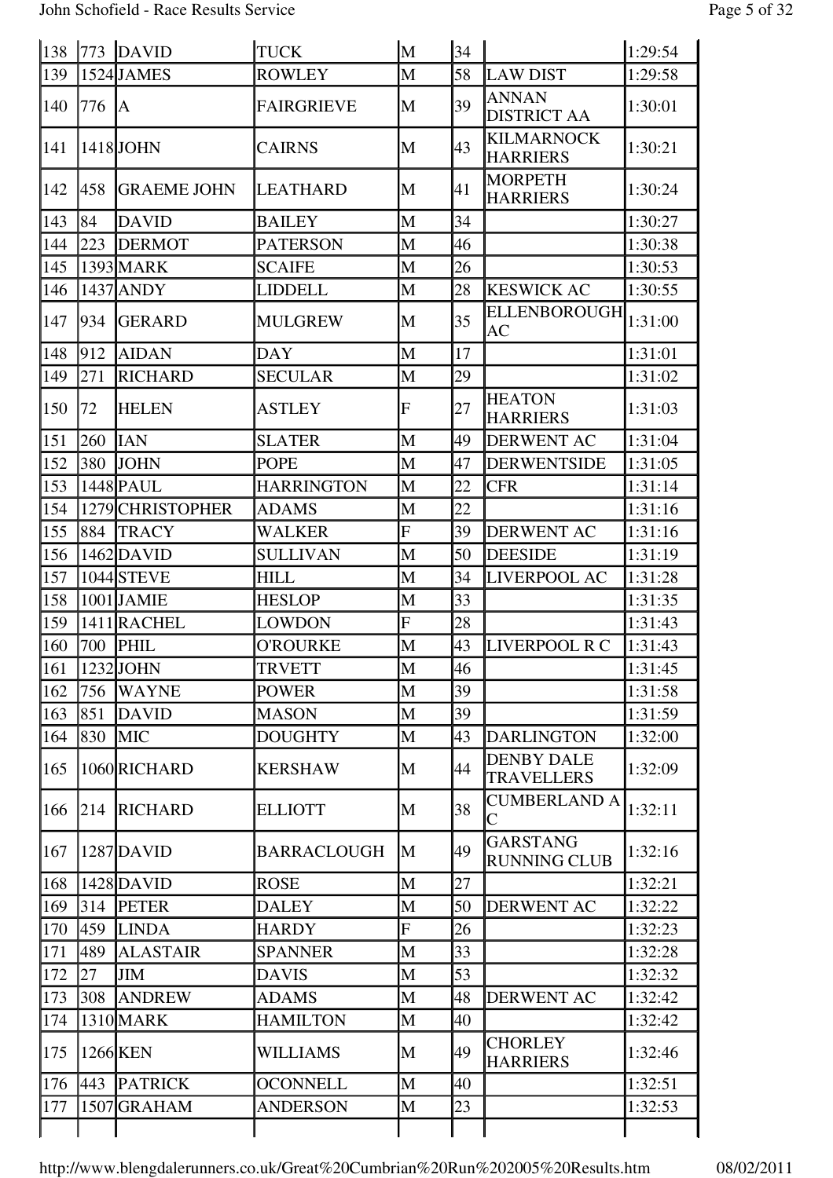| | | | | | | | |
|---|---|---|---|---|---|---|---|
| 138 | 773 | DAVID | TUCK | M | 34 | | 1:29:54 |
| 139 | 1524 | JAMES | ROWLEY | M | 58 | LAW DIST | 1:29:58 |
| 140 | 776 | A | FAIRGRIEVE | M | 39 | ANNAN DISTRICT AA | 1:30:01 |
| 141 | 1418 | JOHN | CAIRNS | M | 43 | KILMARNOCK HARRIERS | 1:30:21 |
| 142 | 458 | GRAEME JOHN | LEATHARD | M | 41 | MORPETH HARRIERS | 1:30:24 |
| 143 | 84 | DAVID | BAILEY | M | 34 | | 1:30:27 |
| 144 | 223 | DERMOT | PATERSON | M | 46 | | 1:30:38 |
| 145 | 1393 | MARK | SCAIFE | M | 26 | | 1:30:53 |
| 146 | 1437 | ANDY | LIDDELL | M | 28 | KESWICK AC | 1:30:55 |
| 147 | 934 | GERARD | MULGREW | M | 35 | ELLENBOROUGH AC | 1:31:00 |
| 148 | 912 | AIDAN | DAY | M | 17 | | 1:31:01 |
| 149 | 271 | RICHARD | SECULAR | M | 29 | | 1:31:02 |
| 150 | 72 | HELEN | ASTLEY | F | 27 | HEATON HARRIERS | 1:31:03 |
| 151 | 260 | IAN | SLATER | M | 49 | DERWENT AC | 1:31:04 |
| 152 | 380 | JOHN | POPE | M | 47 | DERWENTSIDE | 1:31:05 |
| 153 | 1448 | PAUL | HARRINGTON | M | 22 | CFR | 1:31:14 |
| 154 | 1279 | CHRISTOPHER | ADAMS | M | 22 | | 1:31:16 |
| 155 | 884 | TRACY | WALKER | F | 39 | DERWENT AC | 1:31:16 |
| 156 | 1462 | DAVID | SULLIVAN | M | 50 | DEESIDE | 1:31:19 |
| 157 | 1044 | STEVE | HILL | M | 34 | LIVERPOOL AC | 1:31:28 |
| 158 | 1001 | JAMIE | HESLOP | M | 33 | | 1:31:35 |
| 159 | 1411 | RACHEL | LOWDON | F | 28 | | 1:31:43 |
| 160 | 700 | PHIL | O'ROURKE | M | 43 | LIVERPOOL R C | 1:31:43 |
| 161 | 1232 | JOHN | TRVETT | M | 46 | | 1:31:45 |
| 162 | 756 | WAYNE | POWER | M | 39 | | 1:31:58 |
| 163 | 851 | DAVID | MASON | M | 39 | | 1:31:59 |
| 164 | 830 | MIC | DOUGHTY | M | 43 | DARLINGTON | 1:32:00 |
| 165 | 1060 | RICHARD | KERSHAW | M | 44 | DENBY DALE TRAVELLERS | 1:32:09 |
| 166 | 214 | RICHARD | ELLIOTT | M | 38 | CUMBERLAND A C | 1:32:11 |
| 167 | 1287 | DAVID | BARRACLOUGH | M | 49 | GARSTANG RUNNING CLUB | 1:32:16 |
| 168 | 1428 | DAVID | ROSE | M | 27 | | 1:32:21 |
| 169 | 314 | PETER | DALEY | M | 50 | DERWENT AC | 1:32:22 |
| 170 | 459 | LINDA | HARDY | F | 26 | | 1:32:23 |
| 171 | 489 | ALASTAIR | SPANNER | M | 33 | | 1:32:28 |
| 172 | 27 | JIM | DAVIS | M | 53 | | 1:32:32 |
| 173 | 308 | ANDREW | ADAMS | M | 48 | DERWENT AC | 1:32:42 |
| 174 | 1310 | MARK | HAMILTON | M | 40 | | 1:32:42 |
| 175 | 1266 | KEN | WILLIAMS | M | 49 | CHORLEY HARRIERS | 1:32:46 |
| 176 | 443 | PATRICK | OCONNELL | M | 40 | | 1:32:51 |
| 177 | 1507 | GRAHAM | ANDERSON | M | 23 | | 1:32:53 |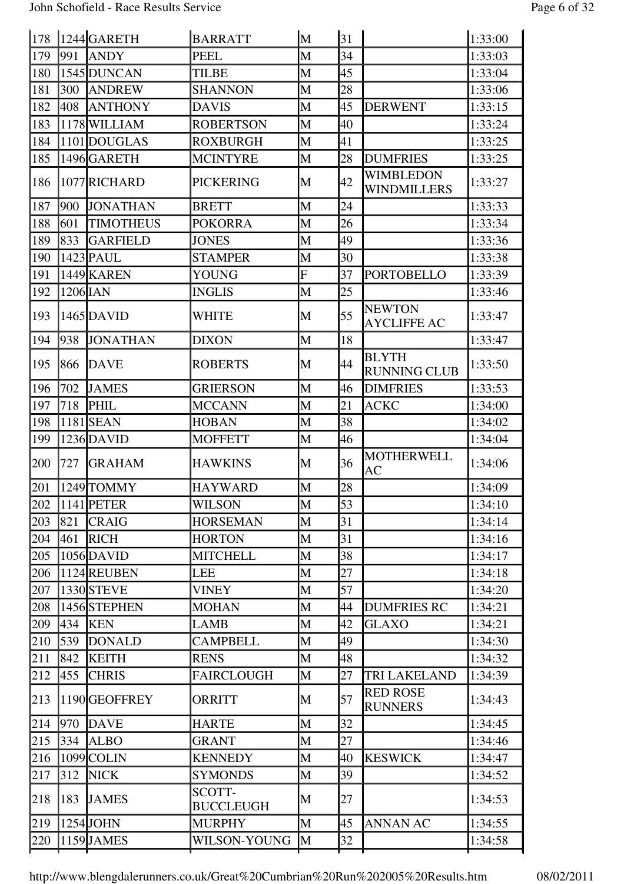| | | | | | | | |
|---|---|---|---|---|---|---|---|
| 178 | 1244 | GARETH | BARRATT | M | 31 | | 1:33:00 |
| 179 | 991 | ANDY | PEEL | M | 34 | | 1:33:03 |
| 180 | 1545 | DUNCAN | TILBE | M | 45 | | 1:33:04 |
| 181 | 300 | ANDREW | SHANNON | M | 28 | | 1:33:06 |
| 182 | 408 | ANTHONY | DAVIS | M | 45 | DERWENT | 1:33:15 |
| 183 | 1178 | WILLIAM | ROBERTSON | M | 40 | | 1:33:24 |
| 184 | 1101 | DOUGLAS | ROXBURGH | M | 41 | | 1:33:25 |
| 185 | 1496 | GARETH | MCINTYRE | M | 28 | DUMFRIES | 1:33:25 |
| 186 | 1077 | RICHARD | PICKERING | M | 42 | WIMBLEDON WINDMILLERS | 1:33:27 |
| 187 | 900 | JONATHAN | BRETT | M | 24 | | 1:33:33 |
| 188 | 601 | TIMOTHEUS | POKORRA | M | 26 | | 1:33:34 |
| 189 | 833 | GARFIELD | JONES | M | 49 | | 1:33:36 |
| 190 | 1423 | PAUL | STAMPER | M | 30 | | 1:33:38 |
| 191 | 1449 | KAREN | YOUNG | F | 37 | PORTOBELLO | 1:33:39 |
| 192 | 1206 | IAN | INGLIS | M | 25 | | 1:33:46 |
| 193 | 1465 | DAVID | WHITE | M | 55 | NEWTON AYCLIFFE AC | 1:33:47 |
| 194 | 938 | JONATHAN | DIXON | M | 18 | | 1:33:47 |
| 195 | 866 | DAVE | ROBERTS | M | 44 | BLYTH RUNNING CLUB | 1:33:50 |
| 196 | 702 | JAMES | GRIERSON | M | 46 | DIMFRIES | 1:33:53 |
| 197 | 718 | PHIL | MCCANN | M | 21 | ACKC | 1:34:00 |
| 198 | 1181 | SEAN | HOBAN | M | 38 | | 1:34:02 |
| 199 | 1236 | DAVID | MOFFETT | M | 46 | | 1:34:04 |
| 200 | 727 | GRAHAM | HAWKINS | M | 36 | MOTHERWELL AC | 1:34:06 |
| 201 | 1249 | TOMMY | HAYWARD | M | 28 | | 1:34:09 |
| 202 | 1141 | PETER | WILSON | M | 53 | | 1:34:10 |
| 203 | 821 | CRAIG | HORSEMAN | M | 31 | | 1:34:14 |
| 204 | 461 | RICH | HORTON | M | 31 | | 1:34:16 |
| 205 | 1056 | DAVID | MITCHELL | M | 38 | | 1:34:17 |
| 206 | 1124 | REUBEN | LEE | M | 27 | | 1:34:18 |
| 207 | 1330 | STEVE | VINEY | M | 57 | | 1:34:20 |
| 208 | 1456 | STEPHEN | MOHAN | M | 44 | DUMFRIES RC | 1:34:21 |
| 209 | 434 | KEN | LAMB | M | 42 | GLAXO | 1:34:21 |
| 210 | 539 | DONALD | CAMPBELL | M | 49 | | 1:34:30 |
| 211 | 842 | KEITH | RENS | M | 48 | | 1:34:32 |
| 212 | 455 | CHRIS | FAIRCLOUGH | M | 27 | TRI LAKELAND | 1:34:39 |
| 213 | 1190 | GEOFFREY | ORRITT | M | 57 | RED ROSE RUNNERS | 1:34:43 |
| 214 | 970 | DAVE | HARTE | M | 32 | | 1:34:45 |
| 215 | 334 | ALBO | GRANT | M | 27 | | 1:34:46 |
| 216 | 1099 | COLIN | KENNEDY | M | 40 | KESWICK | 1:34:47 |
| 217 | 312 | NICK | SYMONDS | M | 39 | | 1:34:52 |
| 218 | 183 | JAMES | SCOTT-BUCCLEUGH | M | 27 | | 1:34:53 |
| 219 | 1254 | JOHN | MURPHY | M | 45 | ANNAN AC | 1:34:55 |
| 220 | 1159 | JAMES | WILSON-YOUNG | M | 32 | | 1:34:58 |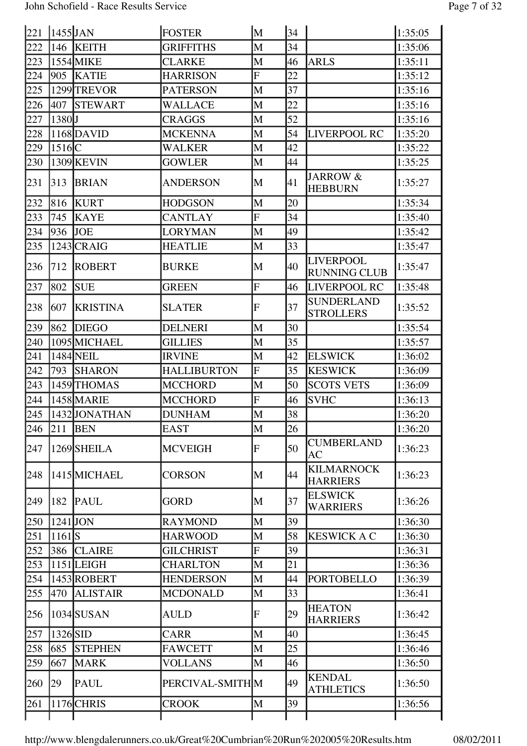| | | | | | | | |
|---|---|---|---|---|---|---|---|
| 221 | 1455 | JAN | FOSTER | M | 34 | | 1:35:05 |
| 222 | 146 | KEITH | GRIFFITHS | M | 34 | | 1:35:06 |
| 223 | 1554 | MIKE | CLARKE | M | 46 | ARLS | 1:35:11 |
| 224 | 905 | KATIE | HARRISON | F | 22 | | 1:35:12 |
| 225 | 1299 | TREVOR | PATERSON | M | 37 | | 1:35:16 |
| 226 | 407 | STEWART | WALLACE | M | 22 | | 1:35:16 |
| 227 | 1380 | J | CRAGGS | M | 52 | | 1:35:16 |
| 228 | 1168 | DAVID | MCKENNA | M | 54 | LIVERPOOL RC | 1:35:20 |
| 229 | 1516 | C | WALKER | M | 42 | | 1:35:22 |
| 230 | 1309 | KEVIN | GOWLER | M | 44 | | 1:35:25 |
| 231 | 313 | BRIAN | ANDERSON | M | 41 | JARROW & HEBBURN | 1:35:27 |
| 232 | 816 | KURT | HODGSON | M | 20 | | 1:35:34 |
| 233 | 745 | KAYE | CANTLAY | F | 34 | | 1:35:40 |
| 234 | 936 | JOE | LORYMAN | M | 49 | | 1:35:42 |
| 235 | 1243 | CRAIG | HEATLIE | M | 33 | | 1:35:47 |
| 236 | 712 | ROBERT | BURKE | M | 40 | LIVERPOOL RUNNING CLUB | 1:35:47 |
| 237 | 802 | SUE | GREEN | F | 46 | LIVERPOOL RC | 1:35:48 |
| 238 | 607 | KRISTINA | SLATER | F | 37 | SUNDERLAND STROLLERS | 1:35:52 |
| 239 | 862 | DIEGO | DELNERI | M | 30 | | 1:35:54 |
| 240 | 1095 | MICHAEL | GILLIES | M | 35 | | 1:35:57 |
| 241 | 1484 | NEIL | IRVINE | M | 42 | ELSWICK | 1:36:02 |
| 242 | 793 | SHARON | HALLIBURTON | F | 35 | KESWICK | 1:36:09 |
| 243 | 1459 | THOMAS | MCCHORD | M | 50 | SCOTS VETS | 1:36:09 |
| 244 | 1458 | MARIE | MCCHORD | F | 46 | SVHC | 1:36:13 |
| 245 | 1432 | JONATHAN | DUNHAM | M | 38 | | 1:36:20 |
| 246 | 211 | BEN | EAST | M | 26 | | 1:36:20 |
| 247 | 1269 | SHEILA | MCVEIGH | F | 50 | CUMBERLAND AC | 1:36:23 |
| 248 | 1415 | MICHAEL | CORSON | M | 44 | KILMARNOCK HARRIERS | 1:36:23 |
| 249 | 182 | PAUL | GORD | M | 37 | ELSWICK WARRIERS | 1:36:26 |
| 250 | 1241 | JON | RAYMOND | M | 39 | | 1:36:30 |
| 251 | 1161 | S | HARWOOD | M | 58 | KESWICK A C | 1:36:30 |
| 252 | 386 | CLAIRE | GILCHRIST | F | 39 | | 1:36:31 |
| 253 | 1151 | LEIGH | CHARLTON | M | 21 | | 1:36:36 |
| 254 | 1453 | ROBERT | HENDERSON | M | 44 | PORTOBELLO | 1:36:39 |
| 255 | 470 | ALISTAIR | MCDONALD | M | 33 | | 1:36:41 |
| 256 | 1034 | SUSAN | AULD | F | 29 | HEATON HARRIERS | 1:36:42 |
| 257 | 1326 | SID | CARR | M | 40 | | 1:36:45 |
| 258 | 685 | STEPHEN | FAWCETT | M | 25 | | 1:36:46 |
| 259 | 667 | MARK | VOLLANS | M | 46 | | 1:36:50 |
| 260 | 29 | PAUL | PERCIVAL-SMITH | M | 49 | KENDAL ATHLETICS | 1:36:50 |
| 261 | 1176 | CHRIS | CROOK | M | 39 | | 1:36:56 |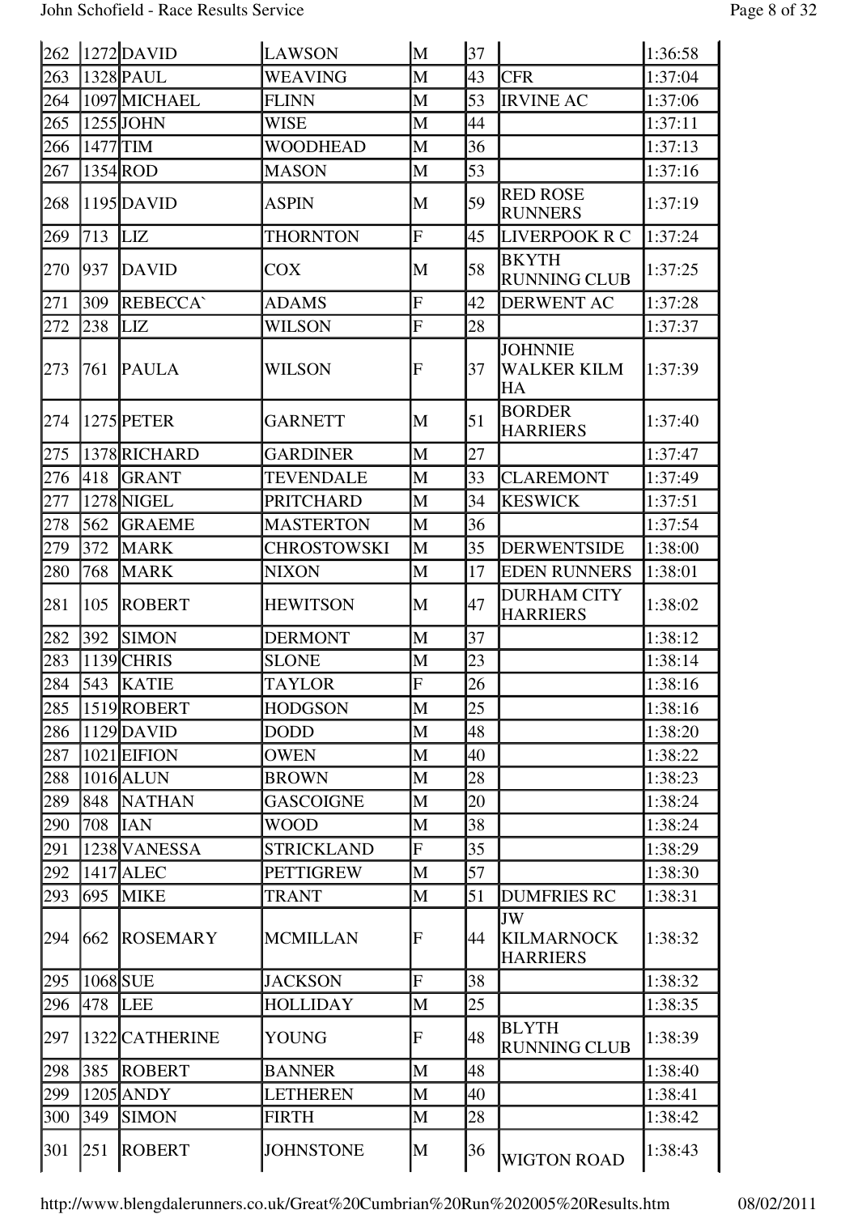| | | | | | | | |
|---|---|---|---|---|---|---|---|
| 262 | 1272 | DAVID | LAWSON | M | 37 | | 1:36:58 |
| 263 | 1328 | PAUL | WEAVING | M | 43 | CFR | 1:37:04 |
| 264 | 1097 | MICHAEL | FLINN | M | 53 | IRVINE AC | 1:37:06 |
| 265 | 1255 | JOHN | WISE | M | 44 | | 1:37:11 |
| 266 | 1477 | TIM | WOODHEAD | M | 36 | | 1:37:13 |
| 267 | 1354 | ROD | MASON | M | 53 | | 1:37:16 |
| 268 | 1195 | DAVID | ASPIN | M | 59 | RED ROSE RUNNERS | 1:37:19 |
| 269 | 713 | LIZ | THORNTON | F | 45 | LIVERPOOK R C | 1:37:24 |
| 270 | 937 | DAVID | COX | M | 58 | BKYTH RUNNING CLUB | 1:37:25 |
| 271 | 309 | REBECCA` | ADAMS | F | 42 | DERWENT AC | 1:37:28 |
| 272 | 238 | LIZ | WILSON | F | 28 | | 1:37:37 |
| 273 | 761 | PAULA | WILSON | F | 37 | JOHNNIE WALKER KILM HA | 1:37:39 |
| 274 | 1275 | PETER | GARNETT | M | 51 | BORDER HARRIERS | 1:37:40 |
| 275 | 1378 | RICHARD | GARDINER | M | 27 | | 1:37:47 |
| 276 | 418 | GRANT | TEVENDALE | M | 33 | CLAREMONT | 1:37:49 |
| 277 | 1278 | NIGEL | PRITCHARD | M | 34 | KESWICK | 1:37:51 |
| 278 | 562 | GRAEME | MASTERTON | M | 36 | | 1:37:54 |
| 279 | 372 | MARK | CHROSTOWSKI | M | 35 | DERWENTSIDE | 1:38:00 |
| 280 | 768 | MARK | NIXON | M | 17 | EDEN RUNNERS | 1:38:01 |
| 281 | 105 | ROBERT | HEWITSON | M | 47 | DURHAM CITY HARRIERS | 1:38:02 |
| 282 | 392 | SIMON | DERMONT | M | 37 | | 1:38:12 |
| 283 | 1139 | CHRIS | SLONE | M | 23 | | 1:38:14 |
| 284 | 543 | KATIE | TAYLOR | F | 26 | | 1:38:16 |
| 285 | 1519 | ROBERT | HODGSON | M | 25 | | 1:38:16 |
| 286 | 1129 | DAVID | DODD | M | 48 | | 1:38:20 |
| 287 | 1021 | EIFION | OWEN | M | 40 | | 1:38:22 |
| 288 | 1016 | ALUN | BROWN | M | 28 | | 1:38:23 |
| 289 | 848 | NATHAN | GASCOIGNE | M | 20 | | 1:38:24 |
| 290 | 708 | IAN | WOOD | M | 38 | | 1:38:24 |
| 291 | 1238 | VANESSA | STRICKLAND | F | 35 | | 1:38:29 |
| 292 | 1417 | ALEC | PETTIGREW | M | 57 | | 1:38:30 |
| 293 | 695 | MIKE | TRANT | M | 51 | DUMFRIES RC | 1:38:31 |
| 294 | 662 | ROSEMARY | MCMILLAN | F | 44 | JW KILMARNOCK HARRIERS | 1:38:32 |
| 295 | 1068 | SUE | JACKSON | F | 38 | | 1:38:32 |
| 296 | 478 | LEE | HOLLIDAY | M | 25 | | 1:38:35 |
| 297 | 1322 | CATHERINE | YOUNG | F | 48 | BLYTH RUNNING CLUB | 1:38:39 |
| 298 | 385 | ROBERT | BANNER | M | 48 | | 1:38:40 |
| 299 | 1205 | ANDY | LETHEREN | M | 40 | | 1:38:41 |
| 300 | 349 | SIMON | FIRTH | M | 28 | | 1:38:42 |
| 301 | 251 | ROBERT | JOHNSTONE | M | 36 | WIGTON ROAD | 1:38:43 |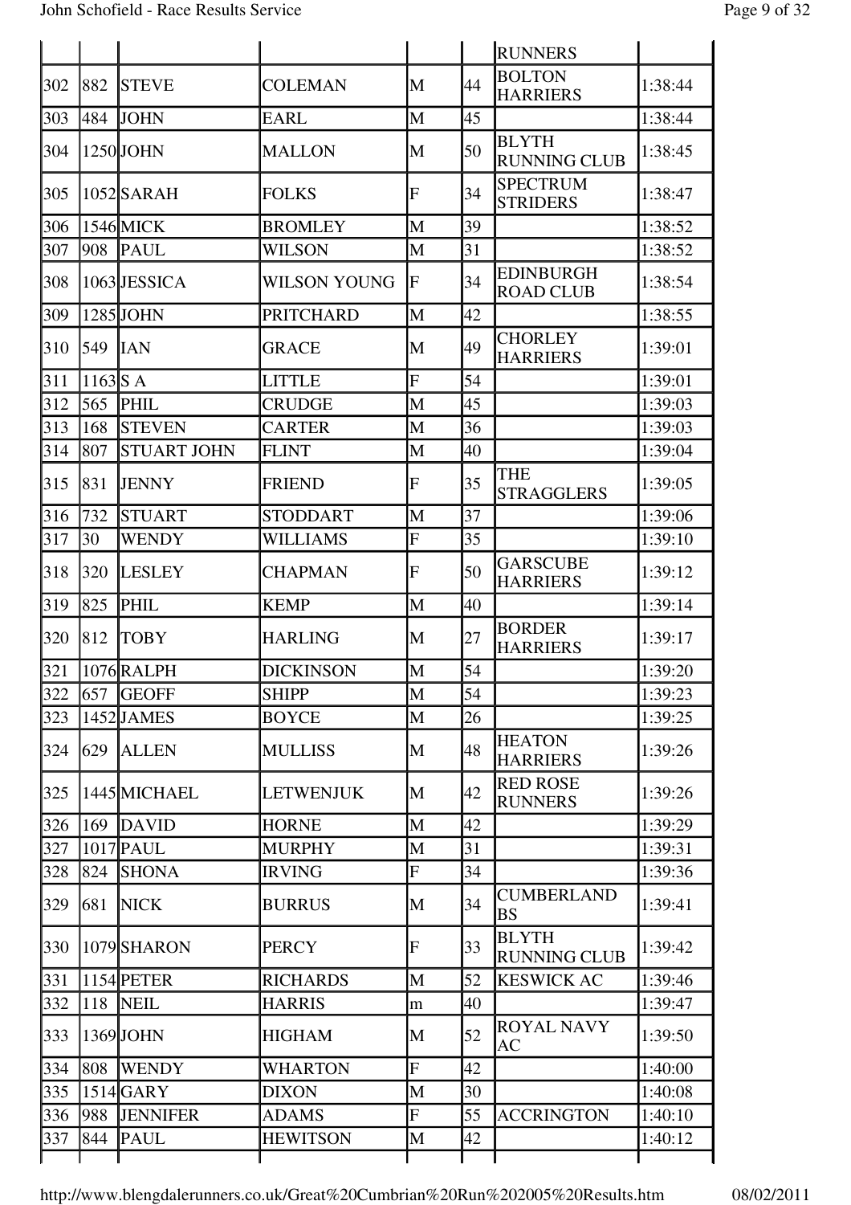| | | | | | | | |
|---|---|---|---|---|---|---|---|
| | | | | | | RUNNERS | |
| 302 | 882 | STEVE | COLEMAN | M | 44 | BOLTON HARRIERS | 1:38:44 |
| 303 | 484 | JOHN | EARL | M | 45 | | 1:38:44 |
| 304 | 1250 | JOHN | MALLON | M | 50 | BLYTH RUNNING CLUB | 1:38:45 |
| 305 | 1052 | SARAH | FOLKS | F | 34 | SPECTRUM STRIDERS | 1:38:47 |
| 306 | 1546 | MICK | BROMLEY | M | 39 | | 1:38:52 |
| 307 | 908 | PAUL | WILSON | M | 31 | | 1:38:52 |
| 308 | 1063 | JESSICA | WILSON YOUNG | F | 34 | EDINBURGH ROAD CLUB | 1:38:54 |
| 309 | 1285 | JOHN | PRITCHARD | M | 42 | | 1:38:55 |
| 310 | 549 | IAN | GRACE | M | 49 | CHORLEY HARRIERS | 1:39:01 |
| 311 | 1163 | S A | LITTLE | F | 54 | | 1:39:01 |
| 312 | 565 | PHIL | CRUDGE | M | 45 | | 1:39:03 |
| 313 | 168 | STEVEN | CARTER | M | 36 | | 1:39:03 |
| 314 | 807 | STUART JOHN | FLINT | M | 40 | | 1:39:04 |
| 315 | 831 | JENNY | FRIEND | F | 35 | THE STRAGGLERS | 1:39:05 |
| 316 | 732 | STUART | STODDART | M | 37 | | 1:39:06 |
| 317 | 30 | WENDY | WILLIAMS | F | 35 | | 1:39:10 |
| 318 | 320 | LESLEY | CHAPMAN | F | 50 | GARSCUBE HARRIERS | 1:39:12 |
| 319 | 825 | PHIL | KEMP | M | 40 | | 1:39:14 |
| 320 | 812 | TOBY | HARLING | M | 27 | BORDER HARRIERS | 1:39:17 |
| 321 | 1076 | RALPH | DICKINSON | M | 54 | | 1:39:20 |
| 322 | 657 | GEOFF | SHIPP | M | 54 | | 1:39:23 |
| 323 | 1452 | JAMES | BOYCE | M | 26 | | 1:39:25 |
| 324 | 629 | ALLEN | MULLISS | M | 48 | HEATON HARRIERS | 1:39:26 |
| 325 | 1445 | MICHAEL | LETWENJUK | M | 42 | RED ROSE RUNNERS | 1:39:26 |
| 326 | 169 | DAVID | HORNE | M | 42 | | 1:39:29 |
| 327 | 1017 | PAUL | MURPHY | M | 31 | | 1:39:31 |
| 328 | 824 | SHONA | IRVING | F | 34 | | 1:39:36 |
| 329 | 681 | NICK | BURRUS | M | 34 | CUMBERLAND BS | 1:39:41 |
| 330 | 1079 | SHARON | PERCY | F | 33 | BLYTH RUNNING CLUB | 1:39:42 |
| 331 | 1154 | PETER | RICHARDS | M | 52 | KESWICK AC | 1:39:46 |
| 332 | 118 | NEIL | HARRIS | m | 40 | | 1:39:47 |
| 333 | 1369 | JOHN | HIGHAM | M | 52 | ROYAL NAVY AC | 1:39:50 |
| 334 | 808 | WENDY | WHARTON | F | 42 | | 1:40:00 |
| 335 | 1514 | GARY | DIXON | M | 30 | | 1:40:08 |
| 336 | 988 | JENNIFER | ADAMS | F | 55 | ACCRINGTON | 1:40:10 |
| 337 | 844 | PAUL | HEWITSON | M | 42 | | 1:40:12 |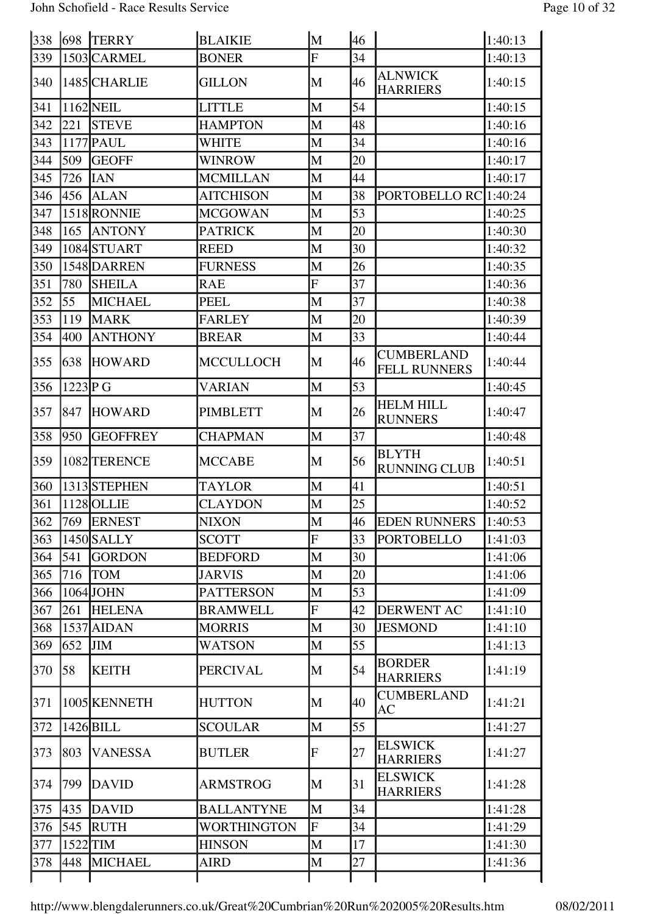| 338 | 698 | TERRY | BLAIKIE | M | 46 | | 1:40:13 |
|---|---|---|---|---|---|---|---|
| 339 | 1503 | CARMEL | BONER | F | 34 | | 1:40:13 |
| 340 | 1485 | CHARLIE | GILLON | M | 46 | ALNWICK HARRIERS | 1:40:15 |
| 341 | 1162 | NEIL | LITTLE | M | 54 | | 1:40:15 |
| 342 | 221 | STEVE | HAMPTON | M | 48 | | 1:40:16 |
| 343 | 1177 | PAUL | WHITE | M | 34 | | 1:40:16 |
| 344 | 509 | GEOFF | WINROW | M | 20 | | 1:40:17 |
| 345 | 726 | IAN | MCMILLAN | M | 44 | | 1:40:17 |
| 346 | 456 | ALAN | AITCHISON | M | 38 | PORTOBELLO RC | 1:40:24 |
| 347 | 1518 | RONNIE | MCGOWAN | M | 53 | | 1:40:25 |
| 348 | 165 | ANTONY | PATRICK | M | 20 | | 1:40:30 |
| 349 | 1084 | STUART | REED | M | 30 | | 1:40:32 |
| 350 | 1548 | DARREN | FURNESS | M | 26 | | 1:40:35 |
| 351 | 780 | SHEILA | RAE | F | 37 | | 1:40:36 |
| 352 | 55 | MICHAEL | PEEL | M | 37 | | 1:40:38 |
| 353 | 119 | MARK | FARLEY | M | 20 | | 1:40:39 |
| 354 | 400 | ANTHONY | BREAR | M | 33 | | 1:40:44 |
| 355 | 638 | HOWARD | MCCULLOCH | M | 46 | CUMBERLAND FELL RUNNERS | 1:40:44 |
| 356 | 1223 | P G | VARIAN | M | 53 | | 1:40:45 |
| 357 | 847 | HOWARD | PIMBLETT | M | 26 | HELM HILL RUNNERS | 1:40:47 |
| 358 | 950 | GEOFFREY | CHAPMAN | M | 37 | | 1:40:48 |
| 359 | 1082 | TERENCE | MCCABE | M | 56 | BLYTH RUNNING CLUB | 1:40:51 |
| 360 | 1313 | STEPHEN | TAYLOR | M | 41 | | 1:40:51 |
| 361 | 1128 | OLLIE | CLAYDON | M | 25 | | 1:40:52 |
| 362 | 769 | ERNEST | NIXON | M | 46 | EDEN RUNNERS | 1:40:53 |
| 363 | 1450 | SALLY | SCOTT | F | 33 | PORTOBELLO | 1:41:03 |
| 364 | 541 | GORDON | BEDFORD | M | 30 | | 1:41:06 |
| 365 | 716 | TOM | JARVIS | M | 20 | | 1:41:06 |
| 366 | 1064 | JOHN | PATTERSON | M | 53 | | 1:41:09 |
| 367 | 261 | HELENA | BRAMWELL | F | 42 | DERWENT AC | 1:41:10 |
| 368 | 1537 | AIDAN | MORRIS | M | 30 | JESMOND | 1:41:10 |
| 369 | 652 | JIM | WATSON | M | 55 | | 1:41:13 |
| 370 | 58 | KEITH | PERCIVAL | M | 54 | BORDER HARRIERS | 1:41:19 |
| 371 | 1005 | KENNETH | HUTTON | M | 40 | CUMBERLAND AC | 1:41:21 |
| 372 | 1426 | BILL | SCOULAR | M | 55 | | 1:41:27 |
| 373 | 803 | VANESSA | BUTLER | F | 27 | ELSWICK HARRIERS | 1:41:27 |
| 374 | 799 | DAVID | ARMSTROG | M | 31 | ELSWICK HARRIERS | 1:41:28 |
| 375 | 435 | DAVID | BALLANTYNE | M | 34 | | 1:41:28 |
| 376 | 545 | RUTH | WORTHINGTON | F | 34 | | 1:41:29 |
| 377 | 1522 | TIM | HINSON | M | 17 | | 1:41:30 |
| 378 | 448 | MICHAEL | AIRD | M | 27 | | 1:41:36 |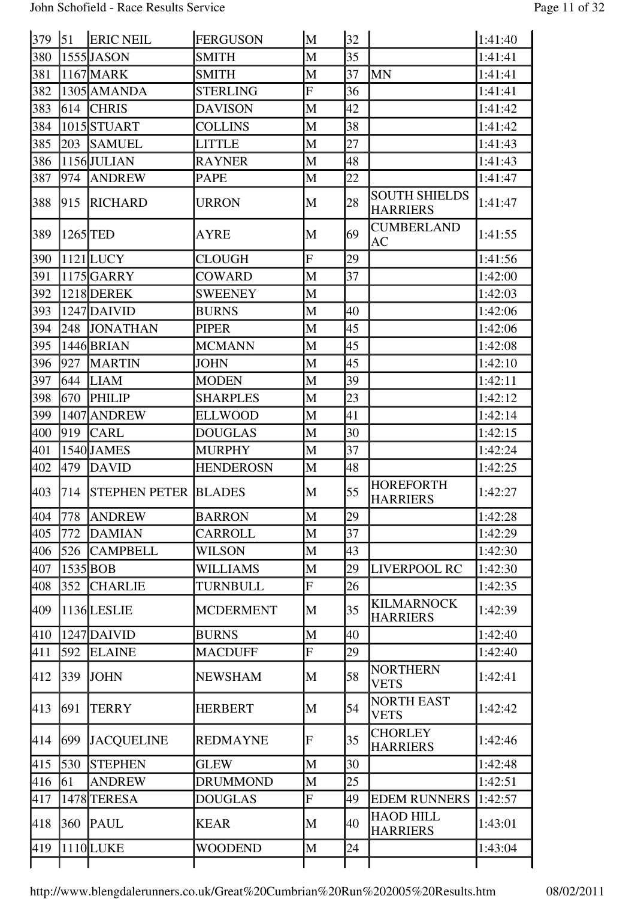| | | | | | | | |
|---|---|---|---|---|---|---|---|
| 379 | 51 | ERIC NEIL | FERGUSON | M | 32 | | 1:41:40 |
| 380 | 1555 | JASON | SMITH | M | 35 | | 1:41:41 |
| 381 | 1167 | MARK | SMITH | M | 37 | MN | 1:41:41 |
| 382 | 1305 | AMANDA | STERLING | F | 36 | | 1:41:41 |
| 383 | 614 | CHRIS | DAVISON | M | 42 | | 1:41:42 |
| 384 | 1015 | STUART | COLLINS | M | 38 | | 1:41:42 |
| 385 | 203 | SAMUEL | LITTLE | M | 27 | | 1:41:43 |
| 386 | 1156 | JULIAN | RAYNER | M | 48 | | 1:41:43 |
| 387 | 974 | ANDREW | PAPE | M | 22 | | 1:41:47 |
| 388 | 915 | RICHARD | URRON | M | 28 | SOUTH SHIELDS HARRIERS | 1:41:47 |
| 389 | 1265 | TED | AYRE | M | 69 | CUMBERLAND AC | 1:41:55 |
| 390 | 1121 | LUCY | CLOUGH | F | 29 | | 1:41:56 |
| 391 | 1175 | GARRY | COWARD | M | 37 | | 1:42:00 |
| 392 | 1218 | DEREK | SWEENEY | M | | | 1:42:03 |
| 393 | 1247 | DAIVID | BURNS | M | 40 | | 1:42:06 |
| 394 | 248 | JONATHAN | PIPER | M | 45 | | 1:42:06 |
| 395 | 1446 | BRIAN | MCMANN | M | 45 | | 1:42:08 |
| 396 | 927 | MARTIN | JOHN | M | 45 | | 1:42:10 |
| 397 | 644 | LIAM | MODEN | M | 39 | | 1:42:11 |
| 398 | 670 | PHILIP | SHARPLES | M | 23 | | 1:42:12 |
| 399 | 1407 | ANDREW | ELLWOOD | M | 41 | | 1:42:14 |
| 400 | 919 | CARL | DOUGLAS | M | 30 | | 1:42:15 |
| 401 | 1540 | JAMES | MURPHY | M | 37 | | 1:42:24 |
| 402 | 479 | DAVID | HENDEROSN | M | 48 | | 1:42:25 |
| 403 | 714 | STEPHEN PETER | BLADES | M | 55 | HOREFORTH HARRIERS | 1:42:27 |
| 404 | 778 | ANDREW | BARRON | M | 29 | | 1:42:28 |
| 405 | 772 | DAMIAN | CARROLL | M | 37 | | 1:42:29 |
| 406 | 526 | CAMPBELL | WILSON | M | 43 | | 1:42:30 |
| 407 | 1535 | BOB | WILLIAMS | M | 29 | LIVERPOOL RC | 1:42:30 |
| 408 | 352 | CHARLIE | TURNBULL | F | 26 | | 1:42:35 |
| 409 | 1136 | LESLIE | MCDERMENT | M | 35 | KILMARNOCK HARRIERS | 1:42:39 |
| 410 | 1247 | DAIVID | BURNS | M | 40 | | 1:42:40 |
| 411 | 592 | ELAINE | MACDUFF | F | 29 | | 1:42:40 |
| 412 | 339 | JOHN | NEWSHAM | M | 58 | NORTHERN VETS | 1:42:41 |
| 413 | 691 | TERRY | HERBERT | M | 54 | NORTH EAST VETS | 1:42:42 |
| 414 | 699 | JACQUELINE | REDMAYNE | F | 35 | CHORLEY HARRIERS | 1:42:46 |
| 415 | 530 | STEPHEN | GLEW | M | 30 | | 1:42:48 |
| 416 | 61 | ANDREW | DRUMMOND | M | 25 | | 1:42:51 |
| 417 | 1478 | TERESA | DOUGLAS | F | 49 | EDEM RUNNERS | 1:42:57 |
| 418 | 360 | PAUL | KEAR | M | 40 | HAOD HILL HARRIERS | 1:43:01 |
| 419 | 1110 | LUKE | WOODEND | M | 24 | | 1:43:04 |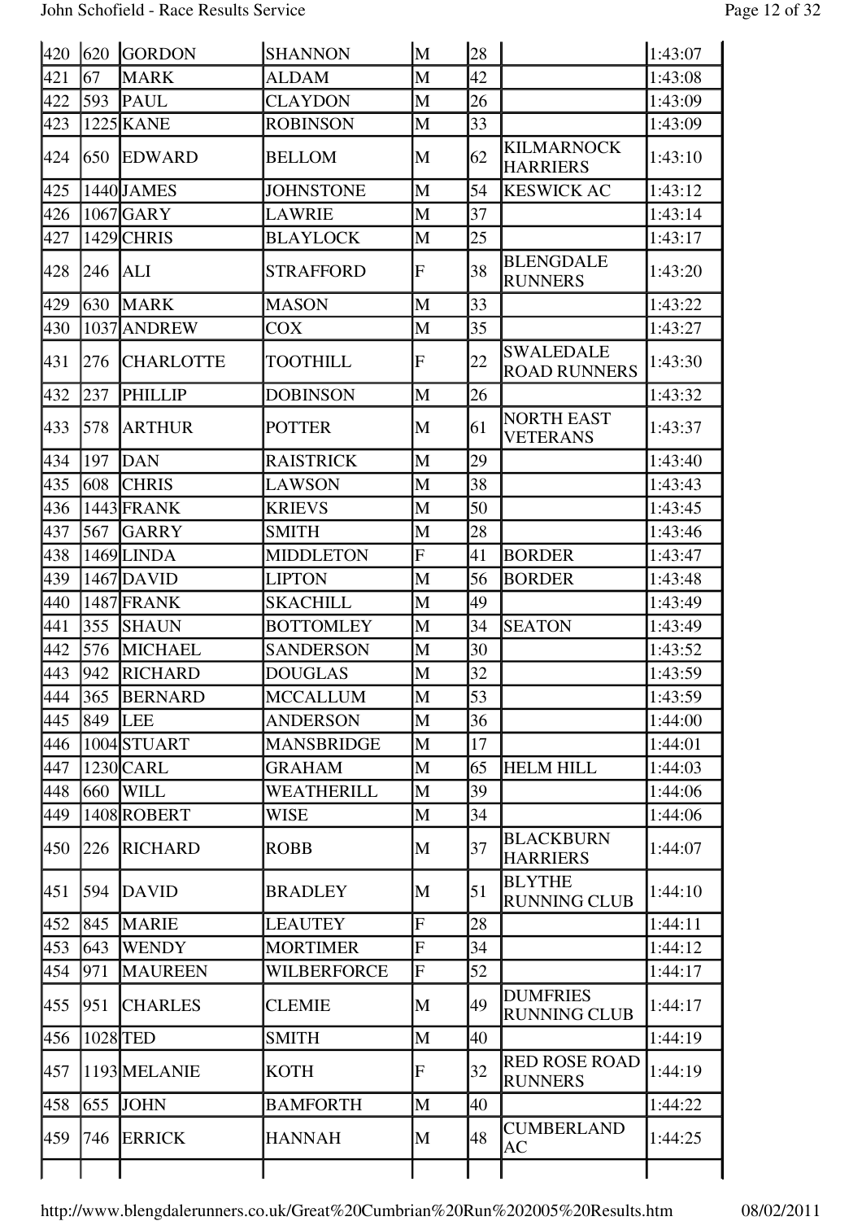| | | | | | | | |
|---|---|---|---|---|---|---|---|
| 420 | 620 | GORDON | SHANNON | M | 28 | | 1:43:07 |
| 421 | 67 | MARK | ALDAM | M | 42 | | 1:43:08 |
| 422 | 593 | PAUL | CLAYDON | M | 26 | | 1:43:09 |
| 423 | 1225 | KANE | ROBINSON | M | 33 | | 1:43:09 |
| 424 | 650 | EDWARD | BELLOM | M | 62 | KILMARNOCK HARRIERS | 1:43:10 |
| 425 | 1440 | JAMES | JOHNSTONE | M | 54 | KESWICK AC | 1:43:12 |
| 426 | 1067 | GARY | LAWRIE | M | 37 | | 1:43:14 |
| 427 | 1429 | CHRIS | BLAYLOCK | M | 25 | | 1:43:17 |
| 428 | 246 | ALI | STRAFFORD | F | 38 | BLENGDALE RUNNERS | 1:43:20 |
| 429 | 630 | MARK | MASON | M | 33 | | 1:43:22 |
| 430 | 1037 | ANDREW | COX | M | 35 | | 1:43:27 |
| 431 | 276 | CHARLOTTE | TOOTHILL | F | 22 | SWALEDALE ROAD RUNNERS | 1:43:30 |
| 432 | 237 | PHILLIP | DOBINSON | M | 26 | | 1:43:32 |
| 433 | 578 | ARTHUR | POTTER | M | 61 | NORTH EAST VETERANS | 1:43:37 |
| 434 | 197 | DAN | RAISTRICK | M | 29 | | 1:43:40 |
| 435 | 608 | CHRIS | LAWSON | M | 38 | | 1:43:43 |
| 436 | 1443 | FRANK | KRIEVS | M | 50 | | 1:43:45 |
| 437 | 567 | GARRY | SMITH | M | 28 | | 1:43:46 |
| 438 | 1469 | LINDA | MIDDLETON | F | 41 | BORDER | 1:43:47 |
| 439 | 1467 | DAVID | LIPTON | M | 56 | BORDER | 1:43:48 |
| 440 | 1487 | FRANK | SKACHILL | M | 49 | | 1:43:49 |
| 441 | 355 | SHAUN | BOTTOMLEY | M | 34 | SEATON | 1:43:49 |
| 442 | 576 | MICHAEL | SANDERSON | M | 30 | | 1:43:52 |
| 443 | 942 | RICHARD | DOUGLAS | M | 32 | | 1:43:59 |
| 444 | 365 | BERNARD | MCCALLUM | M | 53 | | 1:43:59 |
| 445 | 849 | LEE | ANDERSON | M | 36 | | 1:44:00 |
| 446 | 1004 | STUART | MANSBRIDGE | M | 17 | | 1:44:01 |
| 447 | 1230 | CARL | GRAHAM | M | 65 | HELM HILL | 1:44:03 |
| 448 | 660 | WILL | WEATHERILL | M | 39 | | 1:44:06 |
| 449 | 1408 | ROBERT | WISE | M | 34 | | 1:44:06 |
| 450 | 226 | RICHARD | ROBB | M | 37 | BLACKBURN HARRIERS | 1:44:07 |
| 451 | 594 | DAVID | BRADLEY | M | 51 | BLYTHE RUNNING CLUB | 1:44:10 |
| 452 | 845 | MARIE | LEAUTEY | F | 28 | | 1:44:11 |
| 453 | 643 | WENDY | MORTIMER | F | 34 | | 1:44:12 |
| 454 | 971 | MAUREEN | WILBERFORCE | F | 52 | | 1:44:17 |
| 455 | 951 | CHARLES | CLEMIE | M | 49 | DUMFRIES RUNNING CLUB | 1:44:17 |
| 456 | 1028 | TED | SMITH | M | 40 | | 1:44:19 |
| 457 | 1193 | MELANIE | KOTH | F | 32 | RED ROSE ROAD RUNNERS | 1:44:19 |
| 458 | 655 | JOHN | BAMFORTH | M | 40 | | 1:44:22 |
| 459 | 746 | ERRICK | HANNAH | M | 48 | CUMBERLAND AC | 1:44:25 |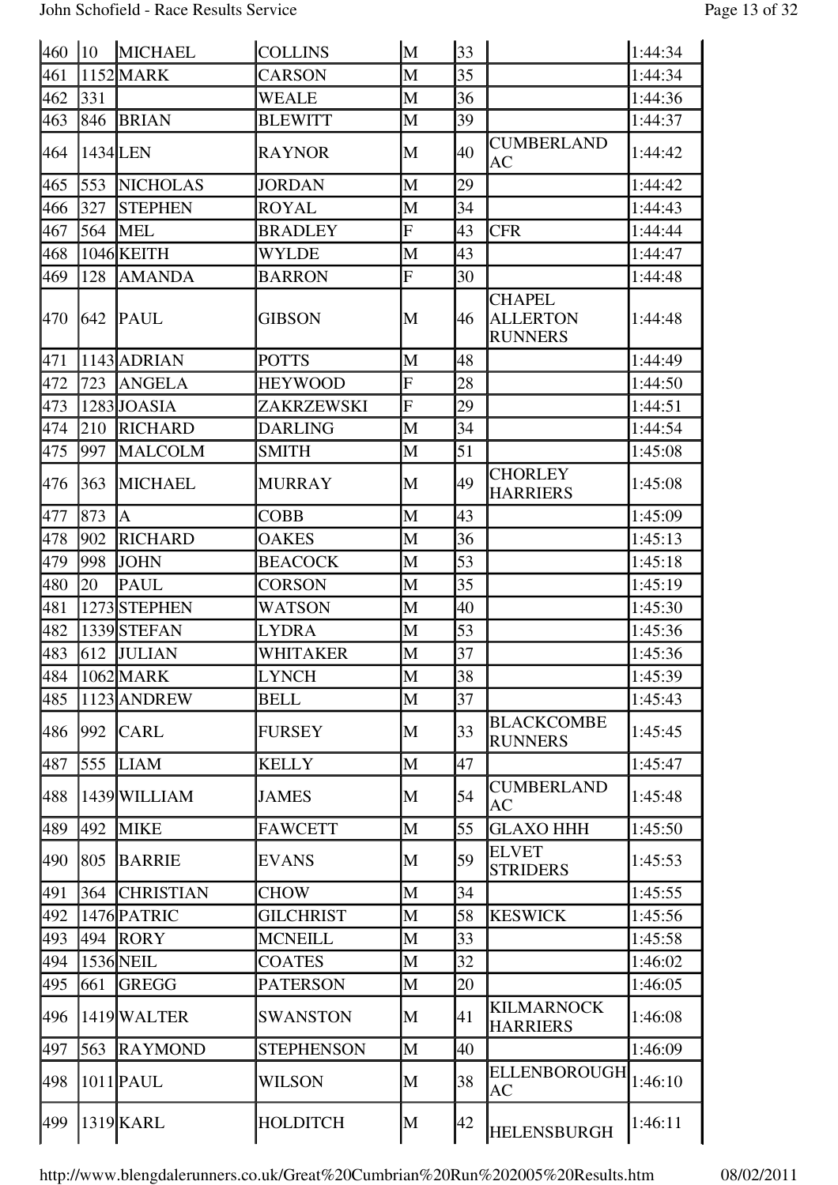| | | | | | | | |
|---|---|---|---|---|---|---|---|
| 460 | 10 | MICHAEL | COLLINS | M | 33 | | 1:44:34 |
| 461 | 1152 | MARK | CARSON | M | 35 | | 1:44:34 |
| 462 | 331 | | WEALE | M | 36 | | 1:44:36 |
| 463 | 846 | BRIAN | BLEWITT | M | 39 | | 1:44:37 |
| 464 | 1434 | LEN | RAYNOR | M | 40 | CUMBERLAND AC | 1:44:42 |
| 465 | 553 | NICHOLAS | JORDAN | M | 29 | | 1:44:42 |
| 466 | 327 | STEPHEN | ROYAL | M | 34 | | 1:44:43 |
| 467 | 564 | MEL | BRADLEY | F | 43 | CFR | 1:44:44 |
| 468 | 1046 | KEITH | WYLDE | M | 43 | | 1:44:47 |
| 469 | 128 | AMANDA | BARRON | F | 30 | | 1:44:48 |
| 470 | 642 | PAUL | GIBSON | M | 46 | CHAPEL ALLERTON RUNNERS | 1:44:48 |
| 471 | 1143 | ADRIAN | POTTS | M | 48 | | 1:44:49 |
| 472 | 723 | ANGELA | HEYWOOD | F | 28 | | 1:44:50 |
| 473 | 1283 | JOASIA | ZAKRZEWSKI | F | 29 | | 1:44:51 |
| 474 | 210 | RICHARD | DARLING | M | 34 | | 1:44:54 |
| 475 | 997 | MALCOLM | SMITH | M | 51 | | 1:45:08 |
| 476 | 363 | MICHAEL | MURRAY | M | 49 | CHORLEY HARRIERS | 1:45:08 |
| 477 | 873 | A | COBB | M | 43 | | 1:45:09 |
| 478 | 902 | RICHARD | OAKES | M | 36 | | 1:45:13 |
| 479 | 998 | JOHN | BEACOCK | M | 53 | | 1:45:18 |
| 480 | 20 | PAUL | CORSON | M | 35 | | 1:45:19 |
| 481 | 1273 | STEPHEN | WATSON | M | 40 | | 1:45:30 |
| 482 | 1339 | STEFAN | LYDRA | M | 53 | | 1:45:36 |
| 483 | 612 | JULIAN | WHITAKER | M | 37 | | 1:45:36 |
| 484 | 1062 | MARK | LYNCH | M | 38 | | 1:45:39 |
| 485 | 1123 | ANDREW | BELL | M | 37 | | 1:45:43 |
| 486 | 992 | CARL | FURSEY | M | 33 | BLACKCOMBE RUNNERS | 1:45:45 |
| 487 | 555 | LIAM | KELLY | M | 47 | | 1:45:47 |
| 488 | 1439 | WILLIAM | JAMES | M | 54 | CUMBERLAND AC | 1:45:48 |
| 489 | 492 | MIKE | FAWCETT | M | 55 | GLAXO HHH | 1:45:50 |
| 490 | 805 | BARRIE | EVANS | M | 59 | ELVET STRIDERS | 1:45:53 |
| 491 | 364 | CHRISTIAN | CHOW | M | 34 | | 1:45:55 |
| 492 | 1476 | PATRIC | GILCHRIST | M | 58 | KESWICK | 1:45:56 |
| 493 | 494 | RORY | MCNEILL | M | 33 | | 1:45:58 |
| 494 | 1536 | NEIL | COATES | M | 32 | | 1:46:02 |
| 495 | 661 | GREGG | PATERSON | M | 20 | | 1:46:05 |
| 496 | 1419 | WALTER | SWANSTON | M | 41 | KILMARNOCK HARRIERS | 1:46:08 |
| 497 | 563 | RAYMOND | STEPHENSON | M | 40 | | 1:46:09 |
| 498 | 1011 | PAUL | WILSON | M | 38 | ELLENBOROUGH AC | 1:46:10 |
| 499 | 1319 | KARL | HOLDITCH | M | 42 | HELENSBURGH | 1:46:11 |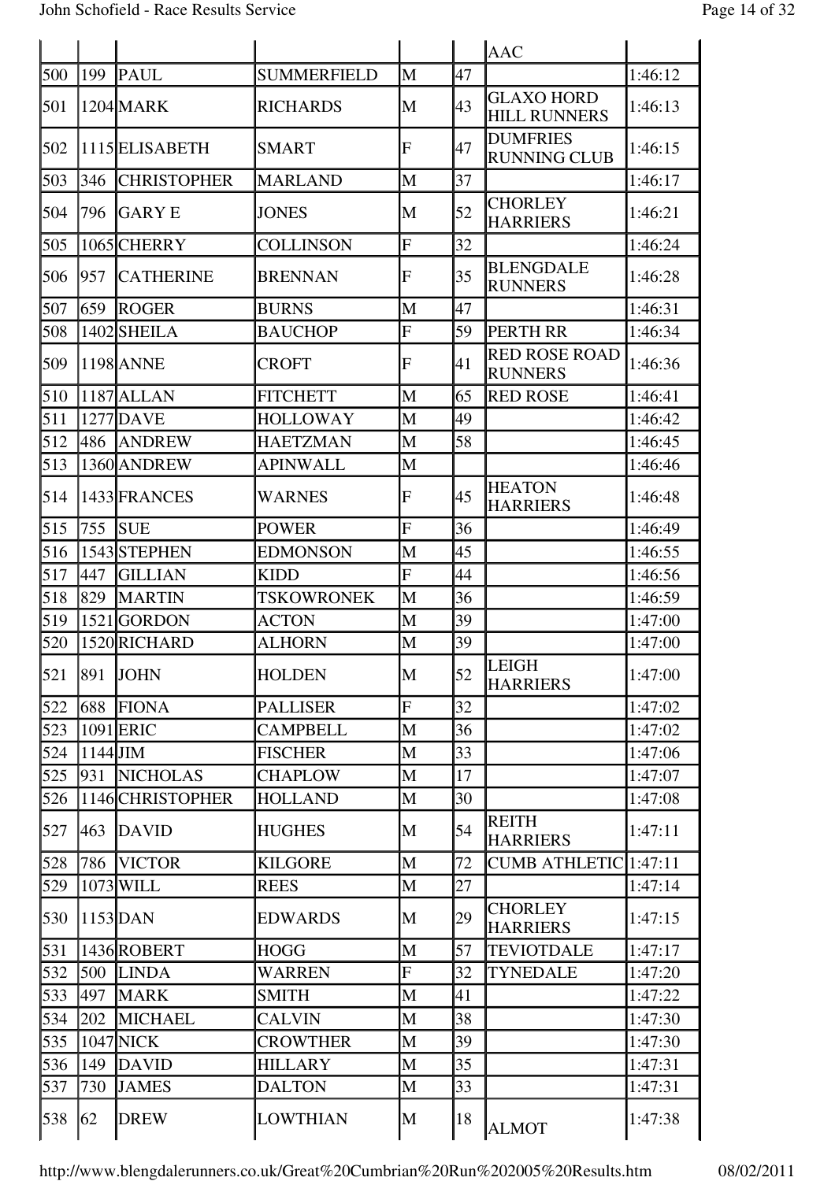| | | | | | | | |
|---|---|---|---|---|---|---|---|
| | | | | | | AAC | |
| 500 | 199 | PAUL | SUMMERFIELD | M | 47 | | 1:46:12 |
| 501 | 1204 | MARK | RICHARDS | M | 43 | GLAXO HORD HILL RUNNERS | 1:46:13 |
| 502 | 1115 | ELISABETH | SMART | F | 47 | DUMFRIES RUNNING CLUB | 1:46:15 |
| 503 | 346 | CHRISTOPHER | MARLAND | M | 37 | | 1:46:17 |
| 504 | 796 | GARY E | JONES | M | 52 | CHORLEY HARRIERS | 1:46:21 |
| 505 | 1065 | CHERRY | COLLINSON | F | 32 | | 1:46:24 |
| 506 | 957 | CATHERINE | BRENNAN | F | 35 | BLENGDALE RUNNERS | 1:46:28 |
| 507 | 659 | ROGER | BURNS | M | 47 | | 1:46:31 |
| 508 | 1402 | SHEILA | BAUCHOP | F | 59 | PERTH RR | 1:46:34 |
| 509 | 1198 | ANNE | CROFT | F | 41 | RED ROSE ROAD RUNNERS | 1:46:36 |
| 510 | 1187 | ALLAN | FITCHETT | M | 65 | RED ROSE | 1:46:41 |
| 511 | 1277 | DAVE | HOLLOWAY | M | 49 | | 1:46:42 |
| 512 | 486 | ANDREW | HAETZMAN | M | 58 | | 1:46:45 |
| 513 | 1360 | ANDREW | APINWALL | M | | | 1:46:46 |
| 514 | 1433 | FRANCES | WARNES | F | 45 | HEATON HARRIERS | 1:46:48 |
| 515 | 755 | SUE | POWER | F | 36 | | 1:46:49 |
| 516 | 1543 | STEPHEN | EDMONSON | M | 45 | | 1:46:55 |
| 517 | 447 | GILLIAN | KIDD | F | 44 | | 1:46:56 |
| 518 | 829 | MARTIN | TSKOWRONEK | M | 36 | | 1:46:59 |
| 519 | 1521 | GORDON | ACTON | M | 39 | | 1:47:00 |
| 520 | 1520 | RICHARD | ALHORN | M | 39 | | 1:47:00 |
| 521 | 891 | JOHN | HOLDEN | M | 52 | LEIGH HARRIERS | 1:47:00 |
| 522 | 688 | FIONA | PALLISER | F | 32 | | 1:47:02 |
| 523 | 1091 | ERIC | CAMPBELL | M | 36 | | 1:47:02 |
| 524 | 1144 | JIM | FISCHER | M | 33 | | 1:47:06 |
| 525 | 931 | NICHOLAS | CHAPLOW | M | 17 | | 1:47:07 |
| 526 | 1146 | CHRISTOPHER | HOLLAND | M | 30 | | 1:47:08 |
| 527 | 463 | DAVID | HUGHES | M | 54 | REITH HARRIERS | 1:47:11 |
| 528 | 786 | VICTOR | KILGORE | M | 72 | CUMB ATHLETIC | 1:47:11 |
| 529 | 1073 | WILL | REES | M | 27 | | 1:47:14 |
| 530 | 1153 | DAN | EDWARDS | M | 29 | CHORLEY HARRIERS | 1:47:15 |
| 531 | 1436 | ROBERT | HOGG | M | 57 | TEVIOTDALE | 1:47:17 |
| 532 | 500 | LINDA | WARREN | F | 32 | TYNEDALE | 1:47:20 |
| 533 | 497 | MARK | SMITH | M | 41 | | 1:47:22 |
| 534 | 202 | MICHAEL | CALVIN | M | 38 | | 1:47:30 |
| 535 | 1047 | NICK | CROWTHER | M | 39 | | 1:47:30 |
| 536 | 149 | DAVID | HILLARY | M | 35 | | 1:47:31 |
| 537 | 730 | JAMES | DALTON | M | 33 | | 1:47:31 |
| 538 | 62 | DREW | LOWTHIAN | M | 18 | ALMOT | 1:47:38 |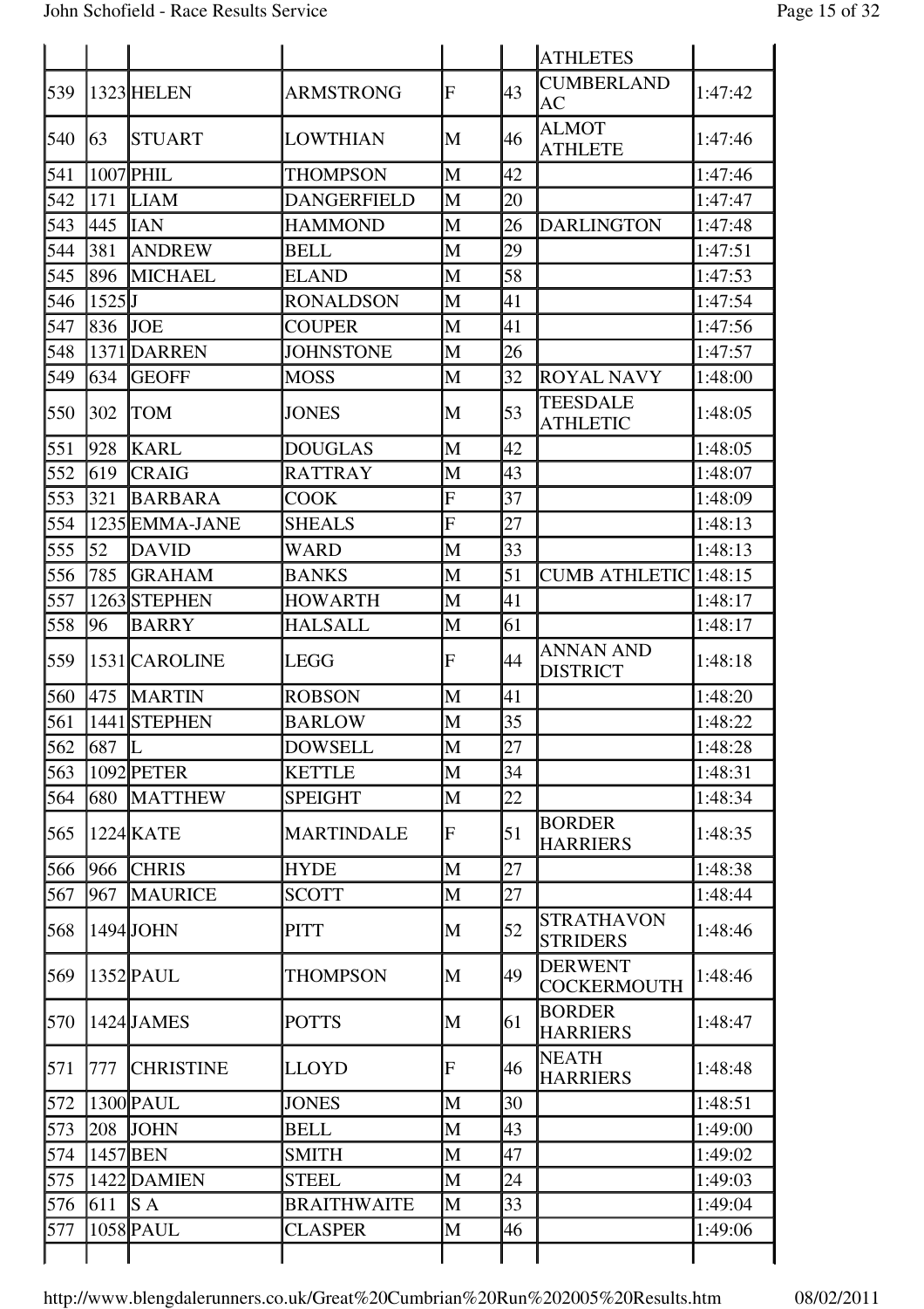| | | | | | | | |
|---|---|---|---|---|---|---|---|
| | | | | | | ATHLETES | |
| 539 | 1323 | HELEN | ARMSTRONG | F | 43 | CUMBERLAND AC | 1:47:42 |
| 540 | 63 | STUART | LOWTHIAN | M | 46 | ALMOT ATHLETE | 1:47:46 |
| 541 | 1007 | PHIL | THOMPSON | M | 42 | | 1:47:46 |
| 542 | 171 | LIAM | DANGERFIELD | M | 20 | | 1:47:47 |
| 543 | 445 | IAN | HAMMOND | M | 26 | DARLINGTON | 1:47:48 |
| 544 | 381 | ANDREW | BELL | M | 29 | | 1:47:51 |
| 545 | 896 | MICHAEL | ELAND | M | 58 | | 1:47:53 |
| 546 | 1525 | J | RONALDSON | M | 41 | | 1:47:54 |
| 547 | 836 | JOE | COUPER | M | 41 | | 1:47:56 |
| 548 | 1371 | DARREN | JOHNSTONE | M | 26 | | 1:47:57 |
| 549 | 634 | GEOFF | MOSS | M | 32 | ROYAL NAVY | 1:48:00 |
| 550 | 302 | TOM | JONES | M | 53 | TEESDALE ATHLETIC | 1:48:05 |
| 551 | 928 | KARL | DOUGLAS | M | 42 | | 1:48:05 |
| 552 | 619 | CRAIG | RATTRAY | M | 43 | | 1:48:07 |
| 553 | 321 | BARBARA | COOK | F | 37 | | 1:48:09 |
| 554 | 1235 | EMMA-JANE | SHEALS | F | 27 | | 1:48:13 |
| 555 | 52 | DAVID | WARD | M | 33 | | 1:48:13 |
| 556 | 785 | GRAHAM | BANKS | M | 51 | CUMB ATHLETIC | 1:48:15 |
| 557 | 1263 | STEPHEN | HOWARTH | M | 41 | | 1:48:17 |
| 558 | 96 | BARRY | HALSALL | M | 61 | | 1:48:17 |
| 559 | 1531 | CAROLINE | LEGG | F | 44 | ANNAN AND DISTRICT | 1:48:18 |
| 560 | 475 | MARTIN | ROBSON | M | 41 | | 1:48:20 |
| 561 | 1441 | STEPHEN | BARLOW | M | 35 | | 1:48:22 |
| 562 | 687 | L | DOWSELL | M | 27 | | 1:48:28 |
| 563 | 1092 | PETER | KETTLE | M | 34 | | 1:48:31 |
| 564 | 680 | MATTHEW | SPEIGHT | M | 22 | | 1:48:34 |
| 565 | 1224 | KATE | MARTINDALE | F | 51 | BORDER HARRIERS | 1:48:35 |
| 566 | 966 | CHRIS | HYDE | M | 27 | | 1:48:38 |
| 567 | 967 | MAURICE | SCOTT | M | 27 | | 1:48:44 |
| 568 | 1494 | JOHN | PITT | M | 52 | STRATHAVON STRIDERS | 1:48:46 |
| 569 | 1352 | PAUL | THOMPSON | M | 49 | DERWENT COCKERMOUTH | 1:48:46 |
| 570 | 1424 | JAMES | POTTS | M | 61 | BORDER HARRIERS | 1:48:47 |
| 571 | 777 | CHRISTINE | LLOYD | F | 46 | NEATH HARRIERS | 1:48:48 |
| 572 | 1300 | PAUL | JONES | M | 30 | | 1:48:51 |
| 573 | 208 | JOHN | BELL | M | 43 | | 1:49:00 |
| 574 | 1457 | BEN | SMITH | M | 47 | | 1:49:02 |
| 575 | 1422 | DAMIEN | STEEL | M | 24 | | 1:49:03 |
| 576 | 611 | S A | BRAITHWAITE | M | 33 | | 1:49:04 |
| 577 | 1058 | PAUL | CLASPER | M | 46 | | 1:49:06 |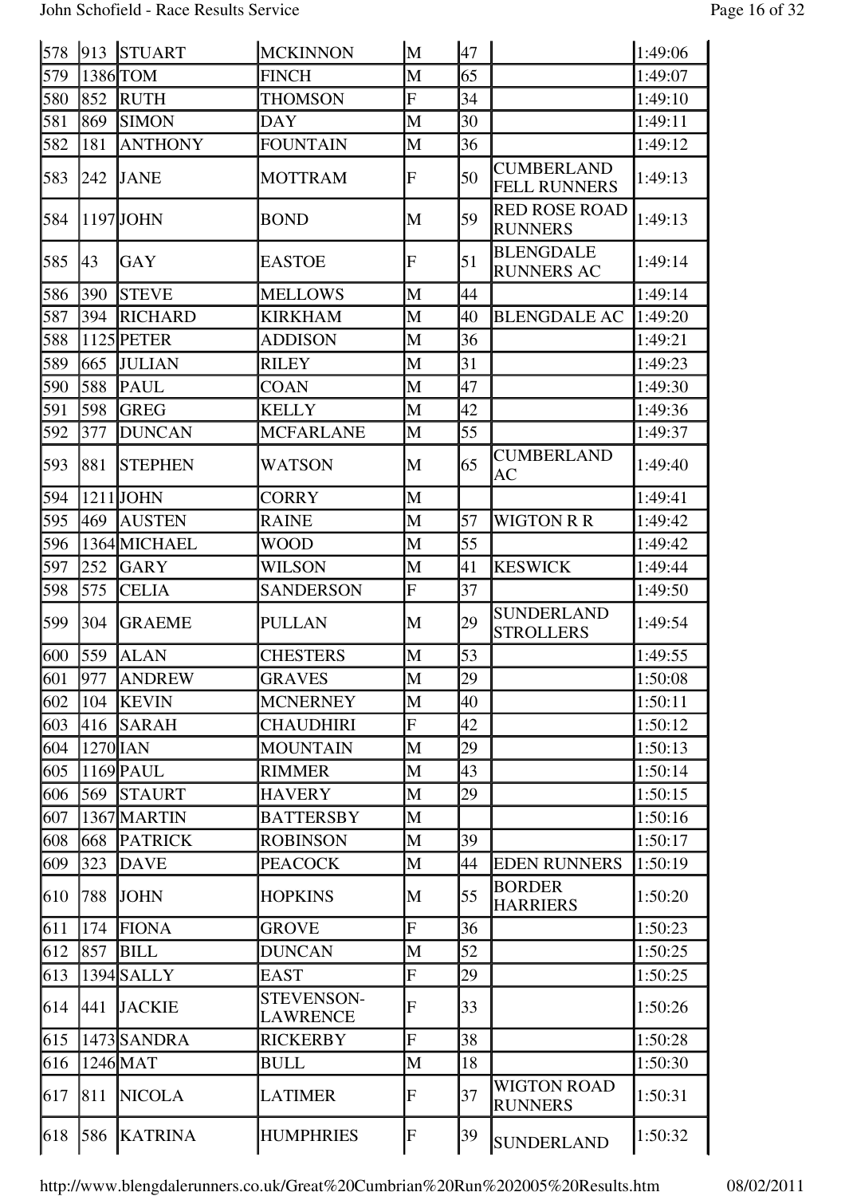| | | | | | | | |
|---|---|---|---|---|---|---|---|
| 578 | 913 | STUART | MCKINNON | M | 47 | | 1:49:06 |
| 579 | 1386 | TOM | FINCH | M | 65 | | 1:49:07 |
| 580 | 852 | RUTH | THOMSON | F | 34 | | 1:49:10 |
| 581 | 869 | SIMON | DAY | M | 30 | | 1:49:11 |
| 582 | 181 | ANTHONY | FOUNTAIN | M | 36 | | 1:49:12 |
| 583 | 242 | JANE | MOTTRAM | F | 50 | CUMBERLAND FELL RUNNERS | 1:49:13 |
| 584 | 1197 | JOHN | BOND | M | 59 | RED ROSE ROAD RUNNERS | 1:49:13 |
| 585 | 43 | GAY | EASTOE | F | 51 | BLENGDALE RUNNERS AC | 1:49:14 |
| 586 | 390 | STEVE | MELLOWS | M | 44 | | 1:49:14 |
| 587 | 394 | RICHARD | KIRKHAM | M | 40 | BLENGDALE AC | 1:49:20 |
| 588 | 1125 | PETER | ADDISON | M | 36 | | 1:49:21 |
| 589 | 665 | JULIAN | RILEY | M | 31 | | 1:49:23 |
| 590 | 588 | PAUL | COAN | M | 47 | | 1:49:30 |
| 591 | 598 | GREG | KELLY | M | 42 | | 1:49:36 |
| 592 | 377 | DUNCAN | MCFARLANE | M | 55 | | 1:49:37 |
| 593 | 881 | STEPHEN | WATSON | M | 65 | CUMBERLAND AC | 1:49:40 |
| 594 | 1211 | JOHN | CORRY | M | | | 1:49:41 |
| 595 | 469 | AUSTEN | RAINE | M | 57 | WIGTON R R | 1:49:42 |
| 596 | 1364 | MICHAEL | WOOD | M | 55 | | 1:49:42 |
| 597 | 252 | GARY | WILSON | M | 41 | KESWICK | 1:49:44 |
| 598 | 575 | CELIA | SANDERSON | F | 37 | | 1:49:50 |
| 599 | 304 | GRAEME | PULLAN | M | 29 | SUNDERLAND STROLLERS | 1:49:54 |
| 600 | 559 | ALAN | CHESTERS | M | 53 | | 1:49:55 |
| 601 | 977 | ANDREW | GRAVES | M | 29 | | 1:50:08 |
| 602 | 104 | KEVIN | MCNERNEY | M | 40 | | 1:50:11 |
| 603 | 416 | SARAH | CHAUDHIRI | F | 42 | | 1:50:12 |
| 604 | 1270 | IAN | MOUNTAIN | M | 29 | | 1:50:13 |
| 605 | 1169 | PAUL | RIMMER | M | 43 | | 1:50:14 |
| 606 | 569 | STAURT | HAVERY | M | 29 | | 1:50:15 |
| 607 | 1367 | MARTIN | BATTERSBY | M | | | 1:50:16 |
| 608 | 668 | PATRICK | ROBINSON | M | 39 | | 1:50:17 |
| 609 | 323 | DAVE | PEACOCK | M | 44 | EDEN RUNNERS | 1:50:19 |
| 610 | 788 | JOHN | HOPKINS | M | 55 | BORDER HARRIERS | 1:50:20 |
| 611 | 174 | FIONA | GROVE | F | 36 | | 1:50:23 |
| 612 | 857 | BILL | DUNCAN | M | 52 | | 1:50:25 |
| 613 | 1394 | SALLY | EAST | F | 29 | | 1:50:25 |
| 614 | 441 | JACKIE | STEVENSON-LAWRENCE | F | 33 | | 1:50:26 |
| 615 | 1473 | SANDRA | RICKERBY | F | 38 | | 1:50:28 |
| 616 | 1246 | MAT | BULL | M | 18 | | 1:50:30 |
| 617 | 811 | NICOLA | LATIMER | F | 37 | WIGTON ROAD RUNNERS | 1:50:31 |
| 618 | 586 | KATRINA | HUMPHRIES | F | 39 | SUNDERLAND | 1:50:32 |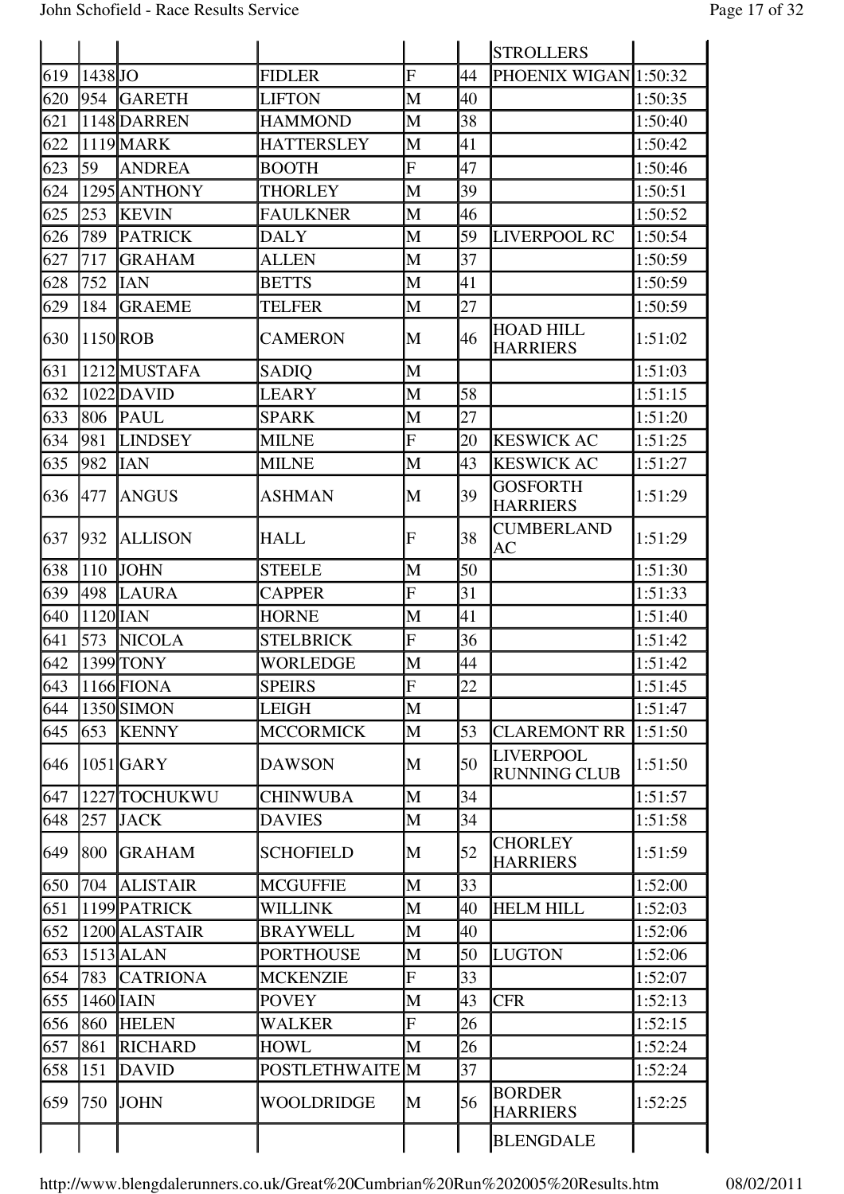| | | | | | | | |
|---|---|---|---|---|---|---|---|
| | | | | | | STROLLERS | |
| 619 | 1438 | JO | FIDLER | F | 44 | PHOENIX WIGAN | 1:50:32 |
| 620 | 954 | GARETH | LIFTON | M | 40 | | 1:50:35 |
| 621 | 1148 | DARREN | HAMMOND | M | 38 | | 1:50:40 |
| 622 | 1119 | MARK | HATTERSLEY | M | 41 | | 1:50:42 |
| 623 | 59 | ANDREA | BOOTH | F | 47 | | 1:50:46 |
| 624 | 1295 | ANTHONY | THORLEY | M | 39 | | 1:50:51 |
| 625 | 253 | KEVIN | FAULKNER | M | 46 | | 1:50:52 |
| 626 | 789 | PATRICK | DALY | M | 59 | LIVERPOOL RC | 1:50:54 |
| 627 | 717 | GRAHAM | ALLEN | M | 37 | | 1:50:59 |
| 628 | 752 | IAN | BETTS | M | 41 | | 1:50:59 |
| 629 | 184 | GRAEME | TELFER | M | 27 | | 1:50:59 |
| 630 | 1150 | ROB | CAMERON | M | 46 | HOAD HILL HARRIERS | 1:51:02 |
| 631 | 1212 | MUSTAFA | SADIQ | M | | | 1:51:03 |
| 632 | 1022 | DAVID | LEARY | M | 58 | | 1:51:15 |
| 633 | 806 | PAUL | SPARK | M | 27 | | 1:51:20 |
| 634 | 981 | LINDSEY | MILNE | F | 20 | KESWICK AC | 1:51:25 |
| 635 | 982 | IAN | MILNE | M | 43 | KESWICK AC | 1:51:27 |
| 636 | 477 | ANGUS | ASHMAN | M | 39 | GOSFORTH HARRIERS | 1:51:29 |
| 637 | 932 | ALLISON | HALL | F | 38 | CUMBERLAND AC | 1:51:29 |
| 638 | 110 | JOHN | STEELE | M | 50 | | 1:51:30 |
| 639 | 498 | LAURA | CAPPER | F | 31 | | 1:51:33 |
| 640 | 1120 | IAN | HORNE | M | 41 | | 1:51:40 |
| 641 | 573 | NICOLA | STELBRICK | F | 36 | | 1:51:42 |
| 642 | 1399 | TONY | WORLEDGE | M | 44 | | 1:51:42 |
| 643 | 1166 | FIONA | SPEIRS | F | 22 | | 1:51:45 |
| 644 | 1350 | SIMON | LEIGH | M | | | 1:51:47 |
| 645 | 653 | KENNY | MCCORMICK | M | 53 | CLAREMONT RR | 1:51:50 |
| 646 | 1051 | GARY | DAWSON | M | 50 | LIVERPOOL RUNNING CLUB | 1:51:50 |
| 647 | 1227 | TOCHUKWU | CHINWUBA | M | 34 | | 1:51:57 |
| 648 | 257 | JACK | DAVIES | M | 34 | | 1:51:58 |
| 649 | 800 | GRAHAM | SCHOFIELD | M | 52 | CHORLEY HARRIERS | 1:51:59 |
| 650 | 704 | ALISTAIR | MCGUFFIE | M | 33 | | 1:52:00 |
| 651 | 1199 | PATRICK | WILLINK | M | 40 | HELM HILL | 1:52:03 |
| 652 | 1200 | ALASTAIR | BRAYWELL | M | 40 | | 1:52:06 |
| 653 | 1513 | ALAN | PORTHOUSE | M | 50 | LUGTON | 1:52:06 |
| 654 | 783 | CATRIONA | MCKENZIE | F | 33 | | 1:52:07 |
| 655 | 1460 | IAIN | POVEY | M | 43 | CFR | 1:52:13 |
| 656 | 860 | HELEN | WALKER | F | 26 | | 1:52:15 |
| 657 | 861 | RICHARD | HOWL | M | 26 | | 1:52:24 |
| 658 | 151 | DAVID | POSTLETHWAITE | M | 37 | | 1:52:24 |
| 659 | 750 | JOHN | WOOLDRIDGE | M | 56 | BORDER HARRIERS | 1:52:25 |
| | | | | | | BLENGDALE | |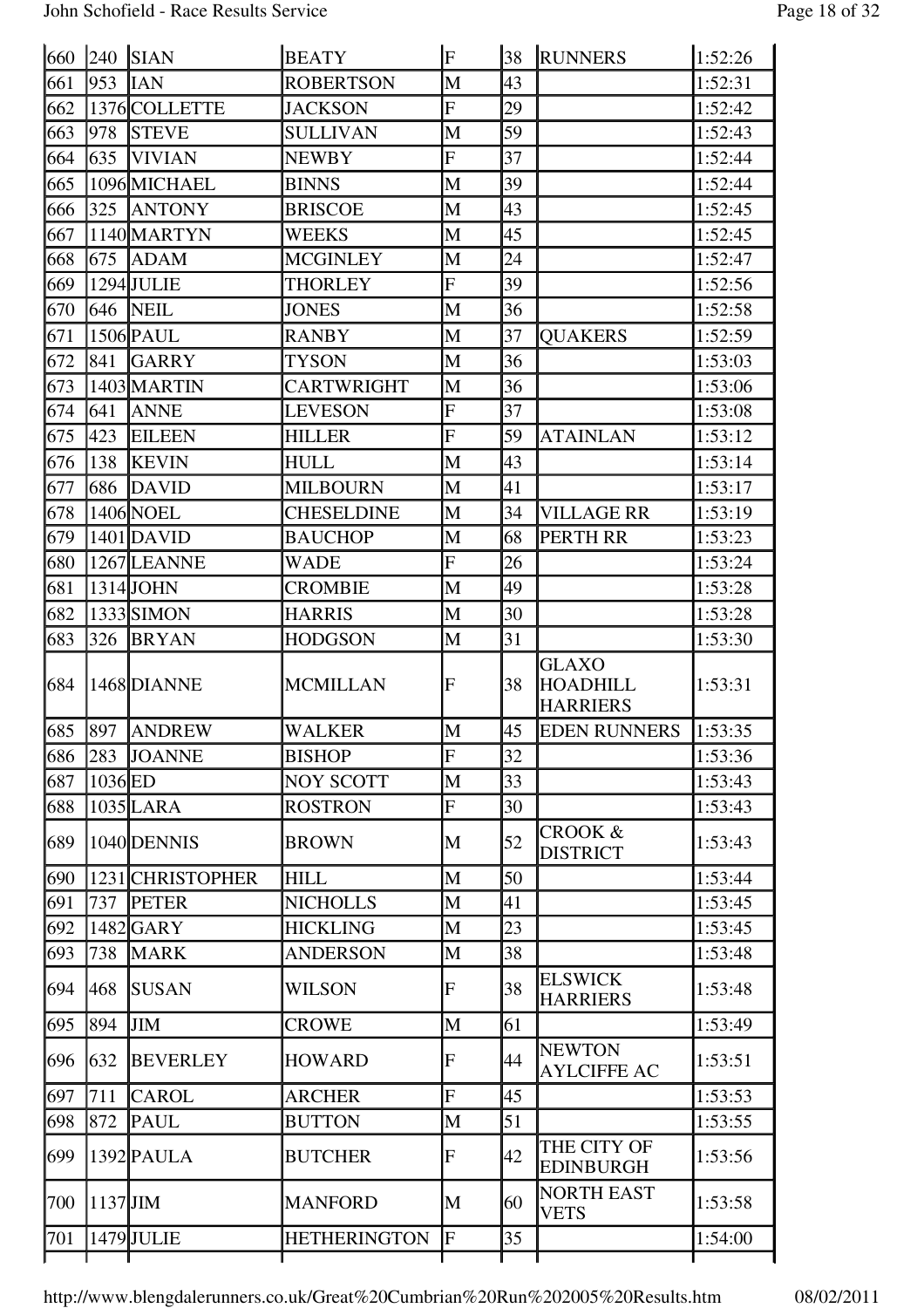| | | | | | | | |
|---|---|---|---|---|---|---|---|
| 660 | 240 | SIAN | BEATY | F | 38 | RUNNERS | 1:52:26 |
| 661 | 953 | IAN | ROBERTSON | M | 43 | | 1:52:31 |
| 662 | 1376 | COLLETTE | JACKSON | F | 29 | | 1:52:42 |
| 663 | 978 | STEVE | SULLIVAN | M | 59 | | 1:52:43 |
| 664 | 635 | VIVIAN | NEWBY | F | 37 | | 1:52:44 |
| 665 | 1096 | MICHAEL | BINNS | M | 39 | | 1:52:44 |
| 666 | 325 | ANTONY | BRISCOE | M | 43 | | 1:52:45 |
| 667 | 1140 | MARTYN | WEEKS | M | 45 | | 1:52:45 |
| 668 | 675 | ADAM | MCGINLEY | M | 24 | | 1:52:47 |
| 669 | 1294 | JULIE | THORLEY | F | 39 | | 1:52:56 |
| 670 | 646 | NEIL | JONES | M | 36 | | 1:52:58 |
| 671 | 1506 | PAUL | RANBY | M | 37 | QUAKERS | 1:52:59 |
| 672 | 841 | GARRY | TYSON | M | 36 | | 1:53:03 |
| 673 | 1403 | MARTIN | CARTWRIGHT | M | 36 | | 1:53:06 |
| 674 | 641 | ANNE | LEVESON | F | 37 | | 1:53:08 |
| 675 | 423 | EILEEN | HILLER | F | 59 | ATAINLAN | 1:53:12 |
| 676 | 138 | KEVIN | HULL | M | 43 | | 1:53:14 |
| 677 | 686 | DAVID | MILBOURN | M | 41 | | 1:53:17 |
| 678 | 1406 | NOEL | CHESELDINE | M | 34 | VILLAGE RR | 1:53:19 |
| 679 | 1401 | DAVID | BAUCHOP | M | 68 | PERTH RR | 1:53:23 |
| 680 | 1267 | LEANNE | WADE | F | 26 | | 1:53:24 |
| 681 | 1314 | JOHN | CROMBIE | M | 49 | | 1:53:28 |
| 682 | 1333 | SIMON | HARRIS | M | 30 | | 1:53:28 |
| 683 | 326 | BRYAN | HODGSON | M | 31 | | 1:53:30 |
| 684 | 1468 | DIANNE | MCMILLAN | F | 38 | GLAXO HOADHILL HARRIERS | 1:53:31 |
| 685 | 897 | ANDREW | WALKER | M | 45 | EDEN RUNNERS | 1:53:35 |
| 686 | 283 | JOANNE | BISHOP | F | 32 | | 1:53:36 |
| 687 | 1036 | ED | NOY SCOTT | M | 33 | | 1:53:43 |
| 688 | 1035 | LARA | ROSTRON | F | 30 | | 1:53:43 |
| 689 | 1040 | DENNIS | BROWN | M | 52 | CROOK & DISTRICT | 1:53:43 |
| 690 | 1231 | CHRISTOPHER | HILL | M | 50 | | 1:53:44 |
| 691 | 737 | PETER | NICHOLLS | M | 41 | | 1:53:45 |
| 692 | 1482 | GARY | HICKLING | M | 23 | | 1:53:45 |
| 693 | 738 | MARK | ANDERSON | M | 38 | | 1:53:48 |
| 694 | 468 | SUSAN | WILSON | F | 38 | ELSWICK HARRIERS | 1:53:48 |
| 695 | 894 | JIM | CROWE | M | 61 | | 1:53:49 |
| 696 | 632 | BEVERLEY | HOWARD | F | 44 | NEWTON AYLCIFFE AC | 1:53:51 |
| 697 | 711 | CAROL | ARCHER | F | 45 | | 1:53:53 |
| 698 | 872 | PAUL | BUTTON | M | 51 | | 1:53:55 |
| 699 | 1392 | PAULA | BUTCHER | F | 42 | THE CITY OF EDINBURGH | 1:53:56 |
| 700 | 1137 | JIM | MANFORD | M | 60 | NORTH EAST VETS | 1:53:58 |
| 701 | 1479 | JULIE | HETHERINGTON | F | 35 | | 1:54:00 |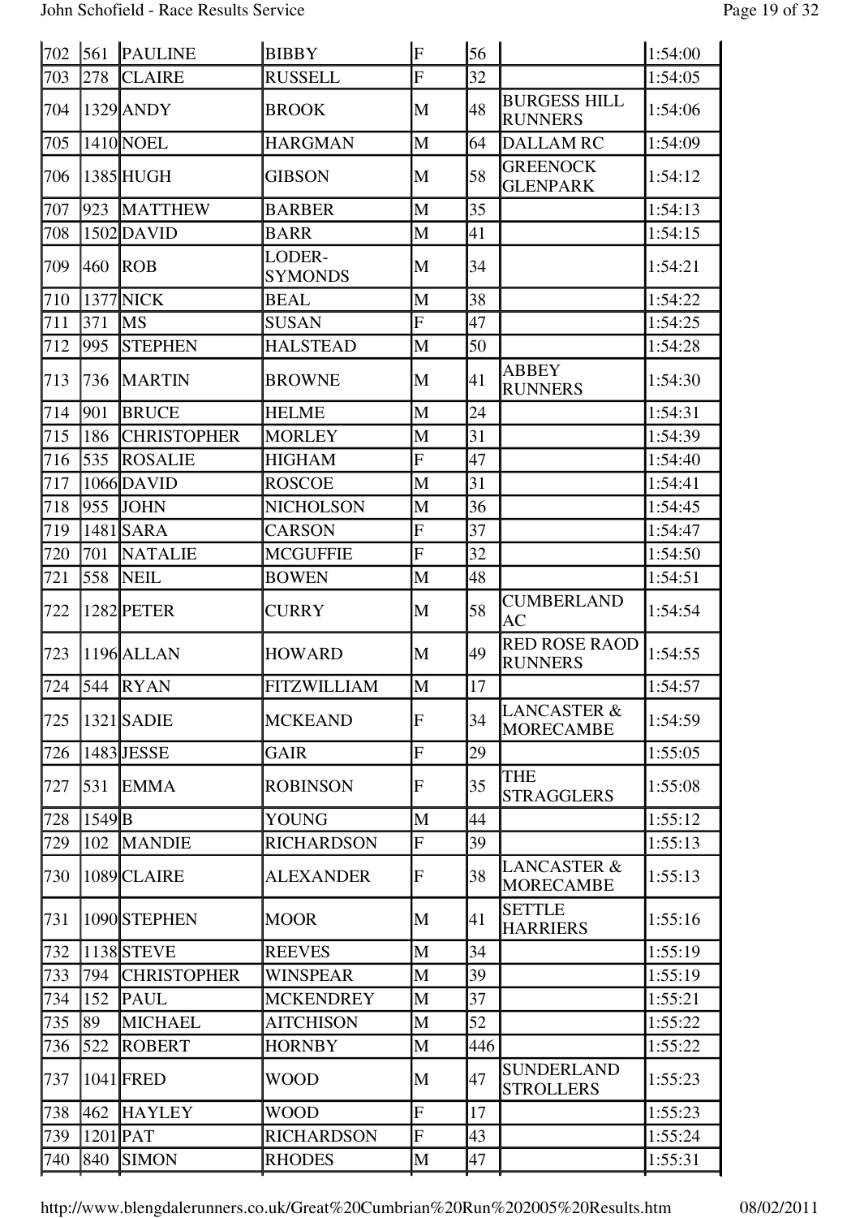| | | | | | | | |
|---|---|---|---|---|---|---|---|
| 702 | 561 | PAULINE | BIBBY | F | 56 | | 1:54:00 |
| 703 | 278 | CLAIRE | RUSSELL | F | 32 | | 1:54:05 |
| 704 | 1329 | ANDY | BROOK | M | 48 | BURGESS HILL RUNNERS | 1:54:06 |
| 705 | 1410 | NOEL | HARGMAN | M | 64 | DALLAM RC | 1:54:09 |
| 706 | 1385 | HUGH | GIBSON | M | 58 | GREENOCK GLENPARK | 1:54:12 |
| 707 | 923 | MATTHEW | BARBER | M | 35 | | 1:54:13 |
| 708 | 1502 | DAVID | BARR | M | 41 | | 1:54:15 |
| 709 | 460 | ROB | LODER-SYMONDS | M | 34 | | 1:54:21 |
| 710 | 1377 | NICK | BEAL | M | 38 | | 1:54:22 |
| 711 | 371 | MS | SUSAN | F | 47 | | 1:54:25 |
| 712 | 995 | STEPHEN | HALSTEAD | M | 50 | | 1:54:28 |
| 713 | 736 | MARTIN | BROWNE | M | 41 | ABBEY RUNNERS | 1:54:30 |
| 714 | 901 | BRUCE | HELME | M | 24 | | 1:54:31 |
| 715 | 186 | CHRISTOPHER | MORLEY | M | 31 | | 1:54:39 |
| 716 | 535 | ROSALIE | HIGHAM | F | 47 | | 1:54:40 |
| 717 | 1066 | DAVID | ROSCOE | M | 31 | | 1:54:41 |
| 718 | 955 | JOHN | NICHOLSON | M | 36 | | 1:54:45 |
| 719 | 1481 | SARA | CARSON | F | 37 | | 1:54:47 |
| 720 | 701 | NATALIE | MCGUFFIE | F | 32 | | 1:54:50 |
| 721 | 558 | NEIL | BOWEN | M | 48 | | 1:54:51 |
| 722 | 1282 | PETER | CURRY | M | 58 | CUMBERLAND AC | 1:54:54 |
| 723 | 1196 | ALLAN | HOWARD | M | 49 | RED ROSE RAOD RUNNERS | 1:54:55 |
| 724 | 544 | RYAN | FITZWILLIAM | M | 17 | | 1:54:57 |
| 725 | 1321 | SADIE | MCKEAND | F | 34 | LANCASTER & MORECAMBE | 1:54:59 |
| 726 | 1483 | JESSE | GAIR | F | 29 | | 1:55:05 |
| 727 | 531 | EMMA | ROBINSON | F | 35 | THE STRAGGLERS | 1:55:08 |
| 728 | 1549 | B | YOUNG | M | 44 | | 1:55:12 |
| 729 | 102 | MANDIE | RICHARDSON | F | 39 | | 1:55:13 |
| 730 | 1089 | CLAIRE | ALEXANDER | F | 38 | LANCASTER & MORECAMBE | 1:55:13 |
| 731 | 1090 | STEPHEN | MOOR | M | 41 | SETTLE HARRIERS | 1:55:16 |
| 732 | 1138 | STEVE | REEVES | M | 34 | | 1:55:19 |
| 733 | 794 | CHRISTOPHER | WINSPEAR | M | 39 | | 1:55:19 |
| 734 | 152 | PAUL | MCKENDREY | M | 37 | | 1:55:21 |
| 735 | 89 | MICHAEL | AITCHISON | M | 52 | | 1:55:22 |
| 736 | 522 | ROBERT | HORNBY | M | 446 | | 1:55:22 |
| 737 | 1041 | FRED | WOOD | M | 47 | SUNDERLAND STROLLERS | 1:55:23 |
| 738 | 462 | HAYLEY | WOOD | F | 17 | | 1:55:23 |
| 739 | 1201 | PAT | RICHARDSON | F | 43 | | 1:55:24 |
| 740 | 840 | SIMON | RHODES | M | 47 | | 1:55:31 |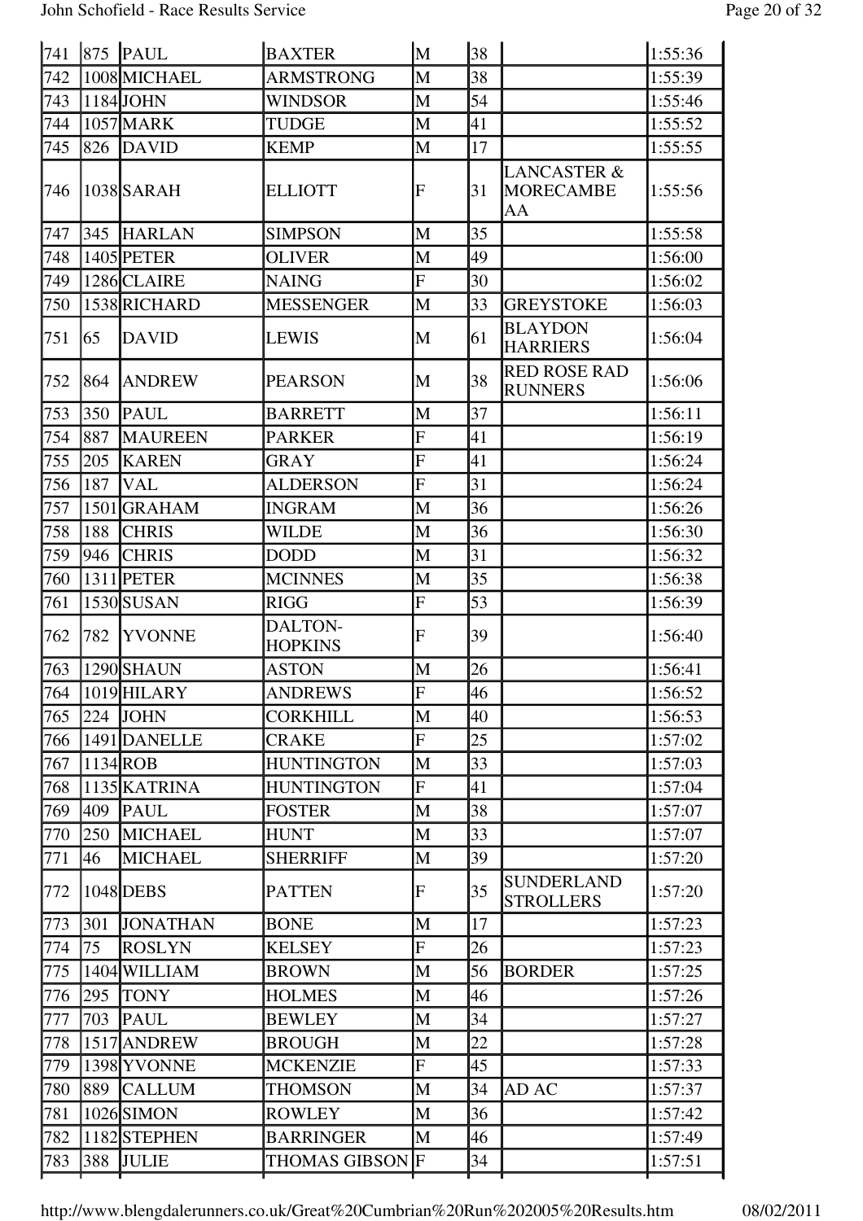| | | | | | | | |
|---|---|---|---|---|---|---|---|
| 741 | 875 | PAUL | BAXTER | M | 38 | | 1:55:36 |
| 742 | 1008 | MICHAEL | ARMSTRONG | M | 38 | | 1:55:39 |
| 743 | 1184 | JOHN | WINDSOR | M | 54 | | 1:55:46 |
| 744 | 1057 | MARK | TUDGE | M | 41 | | 1:55:52 |
| 745 | 826 | DAVID | KEMP | M | 17 | | 1:55:55 |
| 746 | 1038 | SARAH | ELLIOTT | F | 31 | LANCASTER & MORECAMBE AA | 1:55:56 |
| 747 | 345 | HARLAN | SIMPSON | M | 35 | | 1:55:58 |
| 748 | 1405 | PETER | OLIVER | M | 49 | | 1:56:00 |
| 749 | 1286 | CLAIRE | NAING | F | 30 | | 1:56:02 |
| 750 | 1538 | RICHARD | MESSENGER | M | 33 | GREYSTOKE | 1:56:03 |
| 751 | 65 | DAVID | LEWIS | M | 61 | BLAYDON HARRIERS | 1:56:04 |
| 752 | 864 | ANDREW | PEARSON | M | 38 | RED ROSE RAD RUNNERS | 1:56:06 |
| 753 | 350 | PAUL | BARRETT | M | 37 | | 1:56:11 |
| 754 | 887 | MAUREEN | PARKER | F | 41 | | 1:56:19 |
| 755 | 205 | KAREN | GRAY | F | 41 | | 1:56:24 |
| 756 | 187 | VAL | ALDERSON | F | 31 | | 1:56:24 |
| 757 | 1501 | GRAHAM | INGRAM | M | 36 | | 1:56:26 |
| 758 | 188 | CHRIS | WILDE | M | 36 | | 1:56:30 |
| 759 | 946 | CHRIS | DODD | M | 31 | | 1:56:32 |
| 760 | 1311 | PETER | MCINNES | M | 35 | | 1:56:38 |
| 761 | 1530 | SUSAN | RIGG | F | 53 | | 1:56:39 |
| 762 | 782 | YVONNE | DALTON-HOPKINS | F | 39 | | 1:56:40 |
| 763 | 1290 | SHAUN | ASTON | M | 26 | | 1:56:41 |
| 764 | 1019 | HILARY | ANDREWS | F | 46 | | 1:56:52 |
| 765 | 224 | JOHN | CORKHILL | M | 40 | | 1:56:53 |
| 766 | 1491 | DANELLE | CRAKE | F | 25 | | 1:57:02 |
| 767 | 1134 | ROB | HUNTINGTON | M | 33 | | 1:57:03 |
| 768 | 1135 | KATRINA | HUNTINGTON | F | 41 | | 1:57:04 |
| 769 | 409 | PAUL | FOSTER | M | 38 | | 1:57:07 |
| 770 | 250 | MICHAEL | HUNT | M | 33 | | 1:57:07 |
| 771 | 46 | MICHAEL | SHERRIFF | M | 39 | | 1:57:20 |
| 772 | 1048 | DEBS | PATTEN | F | 35 | SUNDERLAND STROLLERS | 1:57:20 |
| 773 | 301 | JONATHAN | BONE | M | 17 | | 1:57:23 |
| 774 | 75 | ROSLYN | KELSEY | F | 26 | | 1:57:23 |
| 775 | 1404 | WILLIAM | BROWN | M | 56 | BORDER | 1:57:25 |
| 776 | 295 | TONY | HOLMES | M | 46 | | 1:57:26 |
| 777 | 703 | PAUL | BEWLEY | M | 34 | | 1:57:27 |
| 778 | 1517 | ANDREW | BROUGH | M | 22 | | 1:57:28 |
| 779 | 1398 | YVONNE | MCKENZIE | F | 45 | | 1:57:33 |
| 780 | 889 | CALLUM | THOMSON | M | 34 | AD AC | 1:57:37 |
| 781 | 1026 | SIMON | ROWLEY | M | 36 | | 1:57:42 |
| 782 | 1182 | STEPHEN | BARRINGER | M | 46 | | 1:57:49 |
| 783 | 388 | JULIE | THOMAS GIBSON | F | 34 | | 1:57:51 |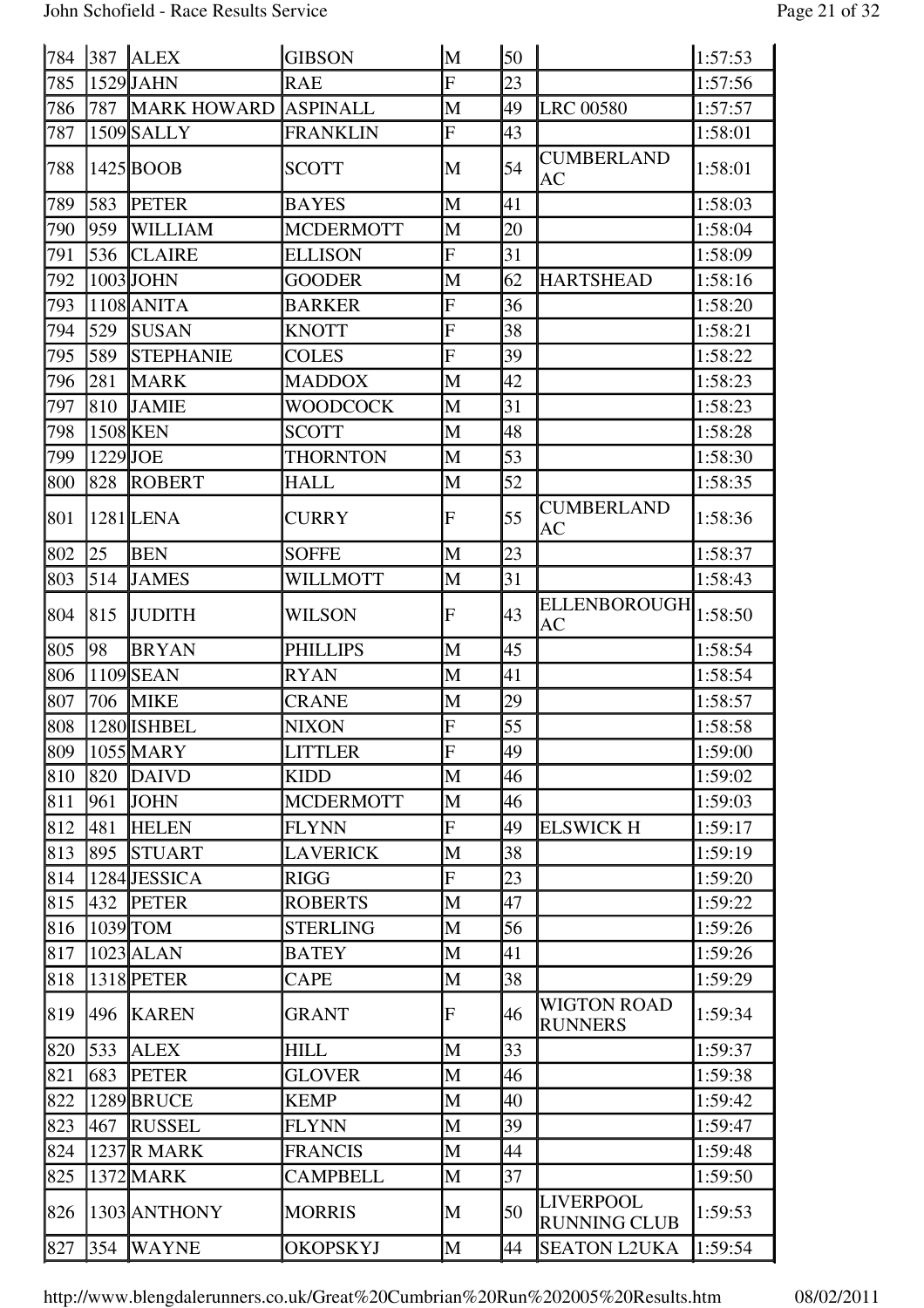| | | | | | | | |
|---|---|---|---|---|---|---|---|
| 784 | 387 | ALEX | GIBSON | M | 50 | | 1:57:53 |
| 785 | 1529 | JAHN | RAE | F | 23 | | 1:57:56 |
| 786 | 787 | MARK HOWARD | ASPINALL | M | 49 | LRC 00580 | 1:57:57 |
| 787 | 1509 | SALLY | FRANKLIN | F | 43 | | 1:58:01 |
| 788 | 1425 | BOOB | SCOTT | M | 54 | CUMBERLAND AC | 1:58:01 |
| 789 | 583 | PETER | BAYES | M | 41 | | 1:58:03 |
| 790 | 959 | WILLIAM | MCDERMOTT | M | 20 | | 1:58:04 |
| 791 | 536 | CLAIRE | ELLISON | F | 31 | | 1:58:09 |
| 792 | 1003 | JOHN | GOODER | M | 62 | HARTSHEAD | 1:58:16 |
| 793 | 1108 | ANITA | BARKER | F | 36 | | 1:58:20 |
| 794 | 529 | SUSAN | KNOTT | F | 38 | | 1:58:21 |
| 795 | 589 | STEPHANIE | COLES | F | 39 | | 1:58:22 |
| 796 | 281 | MARK | MADDOX | M | 42 | | 1:58:23 |
| 797 | 810 | JAMIE | WOODCOCK | M | 31 | | 1:58:23 |
| 798 | 1508 | KEN | SCOTT | M | 48 | | 1:58:28 |
| 799 | 1229 | JOE | THORNTON | M | 53 | | 1:58:30 |
| 800 | 828 | ROBERT | HALL | M | 52 | | 1:58:35 |
| 801 | 1281 | LENA | CURRY | F | 55 | CUMBERLAND AC | 1:58:36 |
| 802 | 25 | BEN | SOFFE | M | 23 | | 1:58:37 |
| 803 | 514 | JAMES | WILLMOTT | M | 31 | | 1:58:43 |
| 804 | 815 | JUDITH | WILSON | F | 43 | ELLENBOROUGH AC | 1:58:50 |
| 805 | 98 | BRYAN | PHILLIPS | M | 45 | | 1:58:54 |
| 806 | 1109 | SEAN | RYAN | M | 41 | | 1:58:54 |
| 807 | 706 | MIKE | CRANE | M | 29 | | 1:58:57 |
| 808 | 1280 | ISHBEL | NIXON | F | 55 | | 1:58:58 |
| 809 | 1055 | MARY | LITTLER | F | 49 | | 1:59:00 |
| 810 | 820 | DAIVD | KIDD | M | 46 | | 1:59:02 |
| 811 | 961 | JOHN | MCDERMOTT | M | 46 | | 1:59:03 |
| 812 | 481 | HELEN | FLYNN | F | 49 | ELSWICK H | 1:59:17 |
| 813 | 895 | STUART | LAVERICK | M | 38 | | 1:59:19 |
| 814 | 1284 | JESSICA | RIGG | F | 23 | | 1:59:20 |
| 815 | 432 | PETER | ROBERTS | M | 47 | | 1:59:22 |
| 816 | 1039 | TOM | STERLING | M | 56 | | 1:59:26 |
| 817 | 1023 | ALAN | BATEY | M | 41 | | 1:59:26 |
| 818 | 1318 | PETER | CAPE | M | 38 | | 1:59:29 |
| 819 | 496 | KAREN | GRANT | F | 46 | WIGTON ROAD RUNNERS | 1:59:34 |
| 820 | 533 | ALEX | HILL | M | 33 | | 1:59:37 |
| 821 | 683 | PETER | GLOVER | M | 46 | | 1:59:38 |
| 822 | 1289 | BRUCE | KEMP | M | 40 | | 1:59:42 |
| 823 | 467 | RUSSEL | FLYNN | M | 39 | | 1:59:47 |
| 824 | 1237 | R MARK | FRANCIS | M | 44 | | 1:59:48 |
| 825 | 1372 | MARK | CAMPBELL | M | 37 | | 1:59:50 |
| 826 | 1303 | ANTHONY | MORRIS | M | 50 | LIVERPOOL RUNNING CLUB | 1:59:53 |
| 827 | 354 | WAYNE | OKOPSKYJ | M | 44 | SEATON L2UKA | 1:59:54 |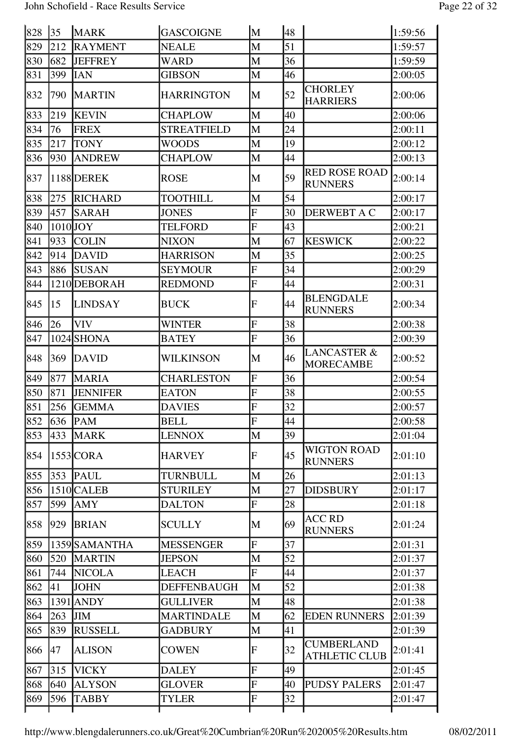| | | | | | | | |
|---|---|---|---|---|---|---|---|
| 828 | 35 | MARK | GASCOIGNE | M | 48 | | 1:59:56 |
| 829 | 212 | RAYMENT | NEALE | M | 51 | | 1:59:57 |
| 830 | 682 | JEFFREY | WARD | M | 36 | | 1:59:59 |
| 831 | 399 | IAN | GIBSON | M | 46 | | 2:00:05 |
| 832 | 790 | MARTIN | HARRINGTON | M | 52 | CHORLEY HARRIERS | 2:00:06 |
| 833 | 219 | KEVIN | CHAPLOW | M | 40 | | 2:00:06 |
| 834 | 76 | FREX | STREATFIELD | M | 24 | | 2:00:11 |
| 835 | 217 | TONY | WOODS | M | 19 | | 2:00:12 |
| 836 | 930 | ANDREW | CHAPLOW | M | 44 | | 2:00:13 |
| 837 | 1188 | DEREK | ROSE | M | 59 | RED ROSE ROAD RUNNERS | 2:00:14 |
| 838 | 275 | RICHARD | TOOTHILL | M | 54 | | 2:00:17 |
| 839 | 457 | SARAH | JONES | F | 30 | DERWEBT A C | 2:00:17 |
| 840 | 1010 | JOY | TELFORD | F | 43 | | 2:00:21 |
| 841 | 933 | COLIN | NIXON | M | 67 | KESWICK | 2:00:22 |
| 842 | 914 | DAVID | HARRISON | M | 35 | | 2:00:25 |
| 843 | 886 | SUSAN | SEYMOUR | F | 34 | | 2:00:29 |
| 844 | 1210 | DEBORAH | REDMOND | F | 44 | | 2:00:31 |
| 845 | 15 | LINDSAY | BUCK | F | 44 | BLENGDALE RUNNERS | 2:00:34 |
| 846 | 26 | VIV | WINTER | F | 38 | | 2:00:38 |
| 847 | 1024 | SHONA | BATEY | F | 36 | | 2:00:39 |
| 848 | 369 | DAVID | WILKINSON | M | 46 | LANCASTER & MORECAMBE | 2:00:52 |
| 849 | 877 | MARIA | CHARLESTON | F | 36 | | 2:00:54 |
| 850 | 871 | JENNIFER | EATON | F | 38 | | 2:00:55 |
| 851 | 256 | GEMMA | DAVIES | F | 32 | | 2:00:57 |
| 852 | 636 | PAM | BELL | F | 44 | | 2:00:58 |
| 853 | 433 | MARK | LENNOX | M | 39 | | 2:01:04 |
| 854 | 1553 | CORA | HARVEY | F | 45 | WIGTON ROAD RUNNERS | 2:01:10 |
| 855 | 353 | PAUL | TURNBULL | M | 26 | | 2:01:13 |
| 856 | 1510 | CALEB | STURILEY | M | 27 | DIDSBURY | 2:01:17 |
| 857 | 599 | AMY | DALTON | F | 28 | | 2:01:18 |
| 858 | 929 | BRIAN | SCULLY | M | 69 | ACC RD RUNNERS | 2:01:24 |
| 859 | 1359 | SAMANTHA | MESSENGER | F | 37 | | 2:01:31 |
| 860 | 520 | MARTIN | JEPSON | M | 52 | | 2:01:37 |
| 861 | 744 | NICOLA | LEACH | F | 44 | | 2:01:37 |
| 862 | 41 | JOHN | DEFFENBAUGH | M | 52 | | 2:01:38 |
| 863 | 1391 | ANDY | GULLIVER | M | 48 | | 2:01:38 |
| 864 | 263 | JIM | MARTINDALE | M | 62 | EDEN RUNNERS | 2:01:39 |
| 865 | 839 | RUSSELL | GADBURY | M | 41 | | 2:01:39 |
| 866 | 47 | ALISON | COWEN | F | 32 | CUMBERLAND ATHLETIC CLUB | 2:01:41 |
| 867 | 315 | VICKY | DALEY | F | 49 | | 2:01:45 |
| 868 | 640 | ALYSON | GLOVER | F | 40 | PUDSY PALERS | 2:01:47 |
| 869 | 596 | TABBY | TYLER | F | 32 | | 2:01:47 |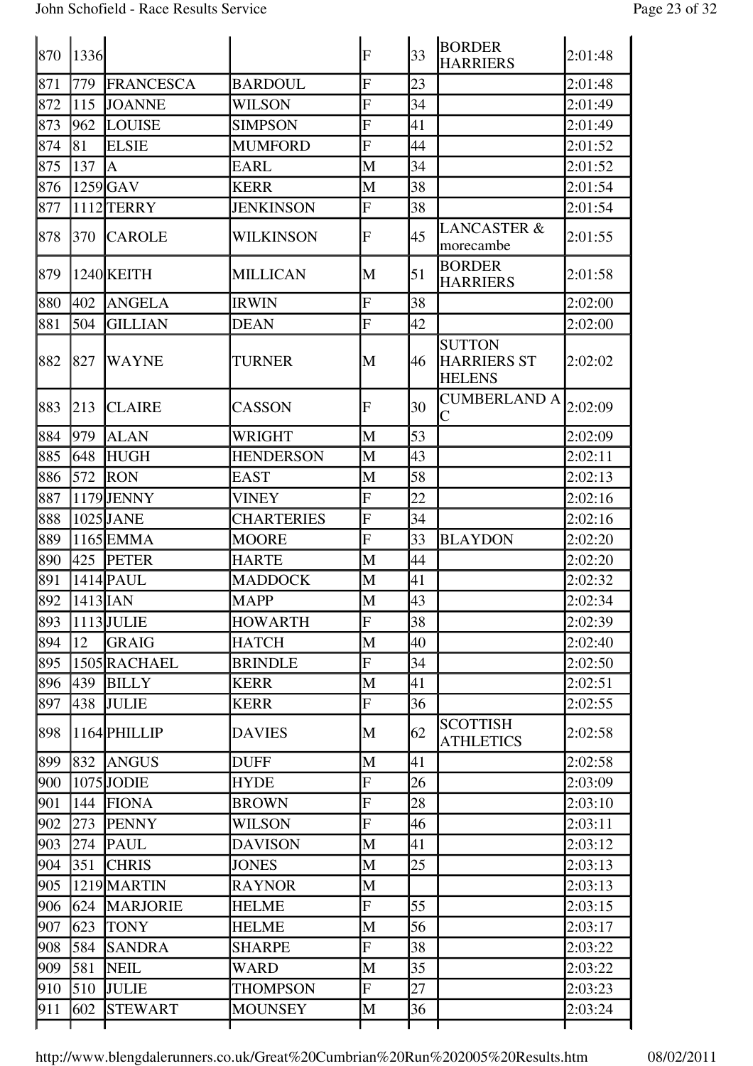| | | | | | | | |
|---|---|---|---|---|---|---|---|
| 870 | 1336 | | | F | 33 | BORDER HARRIERS | 2:01:48 |
| 871 | 779 | FRANCESCA | BARDOUL | F | 23 | | 2:01:48 |
| 872 | 115 | JOANNE | WILSON | F | 34 | | 2:01:49 |
| 873 | 962 | LOUISE | SIMPSON | F | 41 | | 2:01:49 |
| 874 | 81 | ELSIE | MUMFORD | F | 44 | | 2:01:52 |
| 875 | 137 | A | EARL | M | 34 | | 2:01:52 |
| 876 | 1259 | GAV | KERR | M | 38 | | 2:01:54 |
| 877 | 1112 | TERRY | JENKINSON | F | 38 | | 2:01:54 |
| 878 | 370 | CAROLE | WILKINSON | F | 45 | LANCASTER & morecambe | 2:01:55 |
| 879 | 1240 | KEITH | MILLICAN | M | 51 | BORDER HARRIERS | 2:01:58 |
| 880 | 402 | ANGELA | IRWIN | F | 38 | | 2:02:00 |
| 881 | 504 | GILLIAN | DEAN | F | 42 | | 2:02:00 |
| 882 | 827 | WAYNE | TURNER | M | 46 | SUTTON HARRIERS ST HELENS | 2:02:02 |
| 883 | 213 | CLAIRE | CASSON | F | 30 | CUMBERLAND A C | 2:02:09 |
| 884 | 979 | ALAN | WRIGHT | M | 53 | | 2:02:09 |
| 885 | 648 | HUGH | HENDERSON | M | 43 | | 2:02:11 |
| 886 | 572 | RON | EAST | M | 58 | | 2:02:13 |
| 887 | 1179 | JENNY | VINEY | F | 22 | | 2:02:16 |
| 888 | 1025 | JANE | CHARTERIES | F | 34 | | 2:02:16 |
| 889 | 1165 | EMMA | MOORE | F | 33 | BLAYDON | 2:02:20 |
| 890 | 425 | PETER | HARTE | M | 44 | | 2:02:20 |
| 891 | 1414 | PAUL | MADDOCK | M | 41 | | 2:02:32 |
| 892 | 1413 | IAN | MAPP | M | 43 | | 2:02:34 |
| 893 | 1113 | JULIE | HOWARTH | F | 38 | | 2:02:39 |
| 894 | 12 | GRAIG | HATCH | M | 40 | | 2:02:40 |
| 895 | 1505 | RACHAEL | BRINDLE | F | 34 | | 2:02:50 |
| 896 | 439 | BILLY | KERR | M | 41 | | 2:02:51 |
| 897 | 438 | JULIE | KERR | F | 36 | | 2:02:55 |
| 898 | 1164 | PHILLIP | DAVIES | M | 62 | SCOTTISH ATHLETICS | 2:02:58 |
| 899 | 832 | ANGUS | DUFF | M | 41 | | 2:02:58 |
| 900 | 1075 | JODIE | HYDE | F | 26 | | 2:03:09 |
| 901 | 144 | FIONA | BROWN | F | 28 | | 2:03:10 |
| 902 | 273 | PENNY | WILSON | F | 46 | | 2:03:11 |
| 903 | 274 | PAUL | DAVISON | M | 41 | | 2:03:12 |
| 904 | 351 | CHRIS | JONES | M | 25 | | 2:03:13 |
| 905 | 1219 | MARTIN | RAYNOR | M | | | 2:03:13 |
| 906 | 624 | MARJORIE | HELME | F | 55 | | 2:03:15 |
| 907 | 623 | TONY | HELME | M | 56 | | 2:03:17 |
| 908 | 584 | SANDRA | SHARPE | F | 38 | | 2:03:22 |
| 909 | 581 | NEIL | WARD | M | 35 | | 2:03:22 |
| 910 | 510 | JULIE | THOMPSON | F | 27 | | 2:03:23 |
| 911 | 602 | STEWART | MOUNSEY | M | 36 | | 2:03:24 |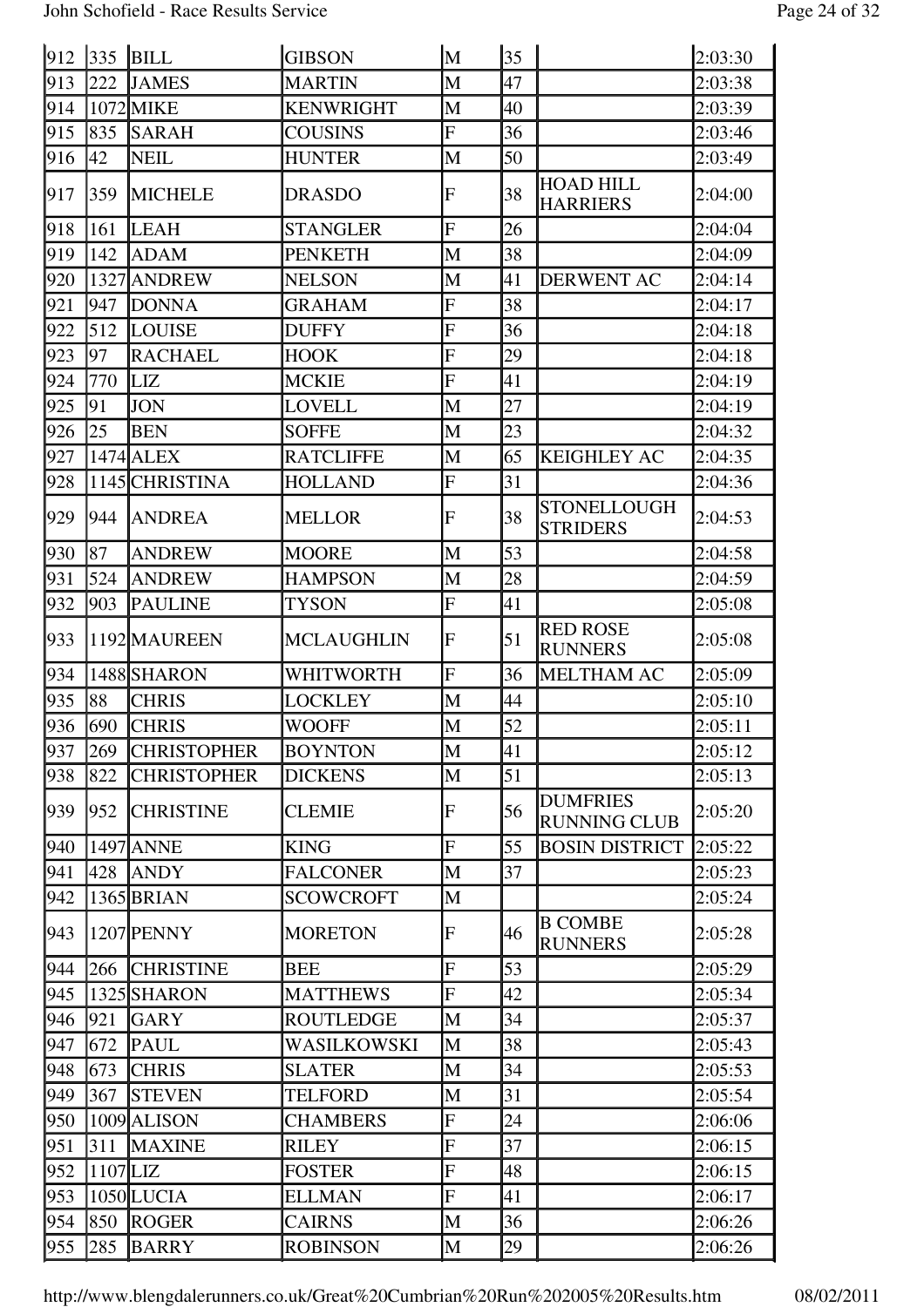| | | | | | | | |
|---|---|---|---|---|---|---|---|
| 912 | 335 | BILL | GIBSON | M | 35 | | 2:03:30 |
| 913 | 222 | JAMES | MARTIN | M | 47 | | 2:03:38 |
| 914 | 1072 | MIKE | KENWRIGHT | M | 40 | | 2:03:39 |
| 915 | 835 | SARAH | COUSINS | F | 36 | | 2:03:46 |
| 916 | 42 | NEIL | HUNTER | M | 50 | | 2:03:49 |
| 917 | 359 | MICHELE | DRASDO | F | 38 | HOAD HILL HARRIERS | 2:04:00 |
| 918 | 161 | LEAH | STANGLER | F | 26 | | 2:04:04 |
| 919 | 142 | ADAM | PENKETH | M | 38 | | 2:04:09 |
| 920 | 1327 | ANDREW | NELSON | M | 41 | DERWENT AC | 2:04:14 |
| 921 | 947 | DONNA | GRAHAM | F | 38 | | 2:04:17 |
| 922 | 512 | LOUISE | DUFFY | F | 36 | | 2:04:18 |
| 923 | 97 | RACHAEL | HOOK | F | 29 | | 2:04:18 |
| 924 | 770 | LIZ | MCKIE | F | 41 | | 2:04:19 |
| 925 | 91 | JON | LOVELL | M | 27 | | 2:04:19 |
| 926 | 25 | BEN | SOFFE | M | 23 | | 2:04:32 |
| 927 | 1474 | ALEX | RATCLIFFE | M | 65 | KEIGHLEY AC | 2:04:35 |
| 928 | 1145 | CHRISTINA | HOLLAND | F | 31 | | 2:04:36 |
| 929 | 944 | ANDREA | MELLOR | F | 38 | STONELLOUGH STRIDERS | 2:04:53 |
| 930 | 87 | ANDREW | MOORE | M | 53 | | 2:04:58 |
| 931 | 524 | ANDREW | HAMPSON | M | 28 | | 2:04:59 |
| 932 | 903 | PAULINE | TYSON | F | 41 | | 2:05:08 |
| 933 | 1192 | MAUREEN | MCLAUGHLIN | F | 51 | RED ROSE RUNNERS | 2:05:08 |
| 934 | 1488 | SHARON | WHITWORTH | F | 36 | MELTHAM AC | 2:05:09 |
| 935 | 88 | CHRIS | LOCKLEY | M | 44 | | 2:05:10 |
| 936 | 690 | CHRIS | WOOFF | M | 52 | | 2:05:11 |
| 937 | 269 | CHRISTOPHER | BOYNTON | M | 41 | | 2:05:12 |
| 938 | 822 | CHRISTOPHER | DICKENS | M | 51 | | 2:05:13 |
| 939 | 952 | CHRISTINE | CLEMIE | F | 56 | DUMFRIES RUNNING CLUB | 2:05:20 |
| 940 | 1497 | ANNE | KING | F | 55 | BOSIN DISTRICT | 2:05:22 |
| 941 | 428 | ANDY | FALCONER | M | 37 | | 2:05:23 |
| 942 | 1365 | BRIAN | SCOWCROFT | M | | | 2:05:24 |
| 943 | 1207 | PENNY | MORETON | F | 46 | B COMBE RUNNERS | 2:05:28 |
| 944 | 266 | CHRISTINE | BEE | F | 53 | | 2:05:29 |
| 945 | 1325 | SHARON | MATTHEWS | F | 42 | | 2:05:34 |
| 946 | 921 | GARY | ROUTLEDGE | M | 34 | | 2:05:37 |
| 947 | 672 | PAUL | WASILKOWSKI | M | 38 | | 2:05:43 |
| 948 | 673 | CHRIS | SLATER | M | 34 | | 2:05:53 |
| 949 | 367 | STEVEN | TELFORD | M | 31 | | 2:05:54 |
| 950 | 1009 | ALISON | CHAMBERS | F | 24 | | 2:06:06 |
| 951 | 311 | MAXINE | RILEY | F | 37 | | 2:06:15 |
| 952 | 1107 | LIZ | FOSTER | F | 48 | | 2:06:15 |
| 953 | 1050 | LUCIA | ELLMAN | F | 41 | | 2:06:17 |
| 954 | 850 | ROGER | CAIRNS | M | 36 | | 2:06:26 |
| 955 | 285 | BARRY | ROBINSON | M | 29 | | 2:06:26 |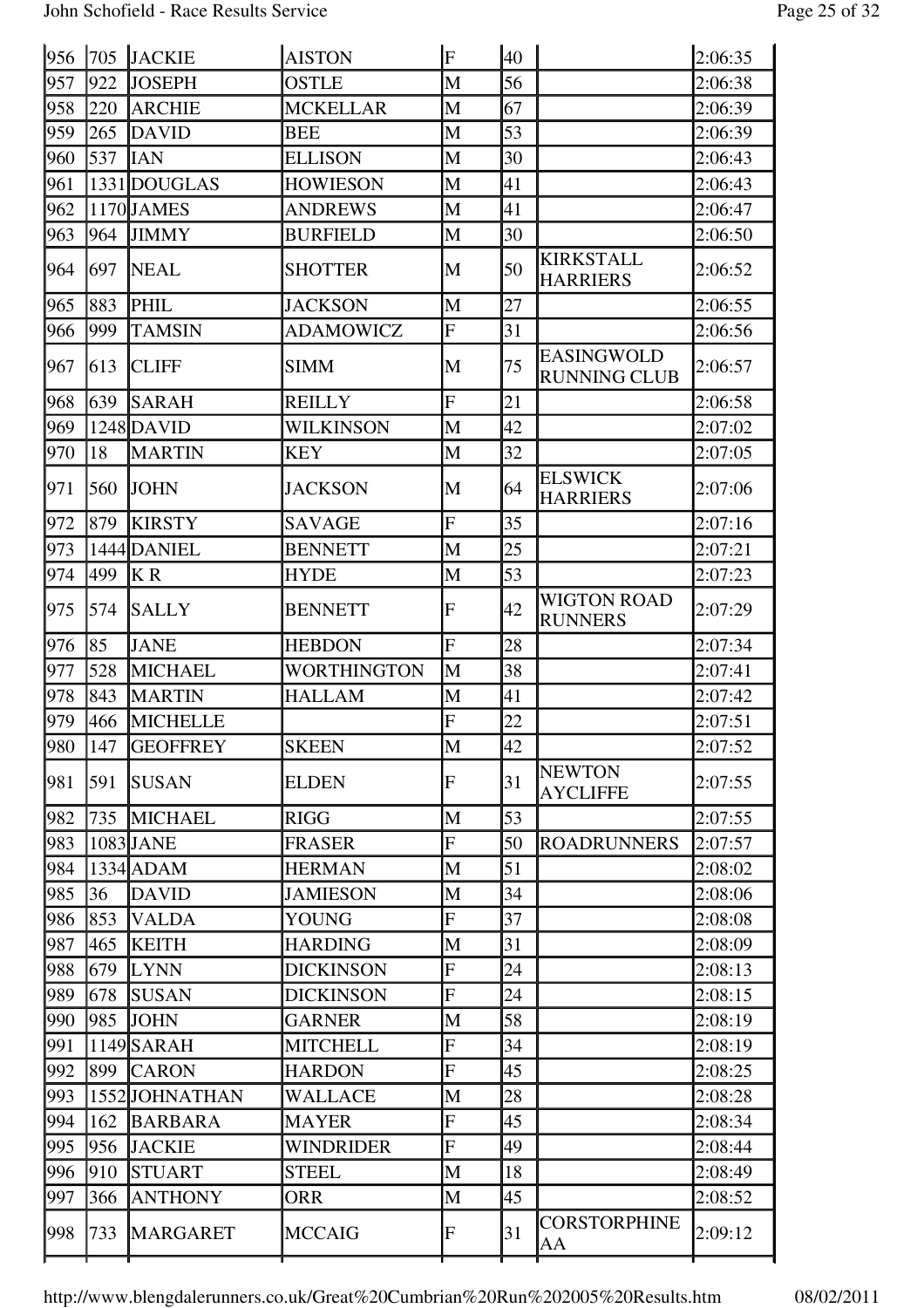| | | | | | | | |
|---|---|---|---|---|---|---|---|
| 956 | 705 | JACKIE | AISTON | F | 40 | | 2:06:35 |
| 957 | 922 | JOSEPH | OSTLE | M | 56 | | 2:06:38 |
| 958 | 220 | ARCHIE | MCKELLAR | M | 67 | | 2:06:39 |
| 959 | 265 | DAVID | BEE | M | 53 | | 2:06:39 |
| 960 | 537 | IAN | ELLISON | M | 30 | | 2:06:43 |
| 961 | 1331 | DOUGLAS | HOWIESON | M | 41 | | 2:06:43 |
| 962 | 1170 | JAMES | ANDREWS | M | 41 | | 2:06:47 |
| 963 | 964 | JIMMY | BURFIELD | M | 30 | | 2:06:50 |
| 964 | 697 | NEAL | SHOTTER | M | 50 | KIRKSTALL HARRIERS | 2:06:52 |
| 965 | 883 | PHIL | JACKSON | M | 27 | | 2:06:55 |
| 966 | 999 | TAMSIN | ADAMOWICZ | F | 31 | | 2:06:56 |
| 967 | 613 | CLIFF | SIMM | M | 75 | EASINGWOLD RUNNING CLUB | 2:06:57 |
| 968 | 639 | SARAH | REILLY | F | 21 | | 2:06:58 |
| 969 | 1248 | DAVID | WILKINSON | M | 42 | | 2:07:02 |
| 970 | 18 | MARTIN | KEY | M | 32 | | 2:07:05 |
| 971 | 560 | JOHN | JACKSON | M | 64 | ELSWICK HARRIERS | 2:07:06 |
| 972 | 879 | KIRSTY | SAVAGE | F | 35 | | 2:07:16 |
| 973 | 1444 | DANIEL | BENNETT | M | 25 | | 2:07:21 |
| 974 | 499 | K R | HYDE | M | 53 | | 2:07:23 |
| 975 | 574 | SALLY | BENNETT | F | 42 | WIGTON ROAD RUNNERS | 2:07:29 |
| 976 | 85 | JANE | HEBDON | F | 28 | | 2:07:34 |
| 977 | 528 | MICHAEL | WORTHINGTON | M | 38 | | 2:07:41 |
| 978 | 843 | MARTIN | HALLAM | M | 41 | | 2:07:42 |
| 979 | 466 | MICHELLE | | F | 22 | | 2:07:51 |
| 980 | 147 | GEOFFREY | SKEEN | M | 42 | | 2:07:52 |
| 981 | 591 | SUSAN | ELDEN | F | 31 | NEWTON AYCLIFFE | 2:07:55 |
| 982 | 735 | MICHAEL | RIGG | M | 53 | | 2:07:55 |
| 983 | 1083 | JANE | FRASER | F | 50 | ROADRUNNERS | 2:07:57 |
| 984 | 1334 | ADAM | HERMAN | M | 51 | | 2:08:02 |
| 985 | 36 | DAVID | JAMIESON | M | 34 | | 2:08:06 |
| 986 | 853 | VALDA | YOUNG | F | 37 | | 2:08:08 |
| 987 | 465 | KEITH | HARDING | M | 31 | | 2:08:09 |
| 988 | 679 | LYNN | DICKINSON | F | 24 | | 2:08:13 |
| 989 | 678 | SUSAN | DICKINSON | F | 24 | | 2:08:15 |
| 990 | 985 | JOHN | GARNER | M | 58 | | 2:08:19 |
| 991 | 1149 | SARAH | MITCHELL | F | 34 | | 2:08:19 |
| 992 | 899 | CARON | HARDON | F | 45 | | 2:08:25 |
| 993 | 1552 | JOHNATHAN | WALLACE | M | 28 | | 2:08:28 |
| 994 | 162 | BARBARA | MAYER | F | 45 | | 2:08:34 |
| 995 | 956 | JACKIE | WINDRIDER | F | 49 | | 2:08:44 |
| 996 | 910 | STUART | STEEL | M | 18 | | 2:08:49 |
| 997 | 366 | ANTHONY | ORR | M | 45 | | 2:08:52 |
| 998 | 733 | MARGARET | MCCAIG | F | 31 | CORSTORPHINE AA | 2:09:12 |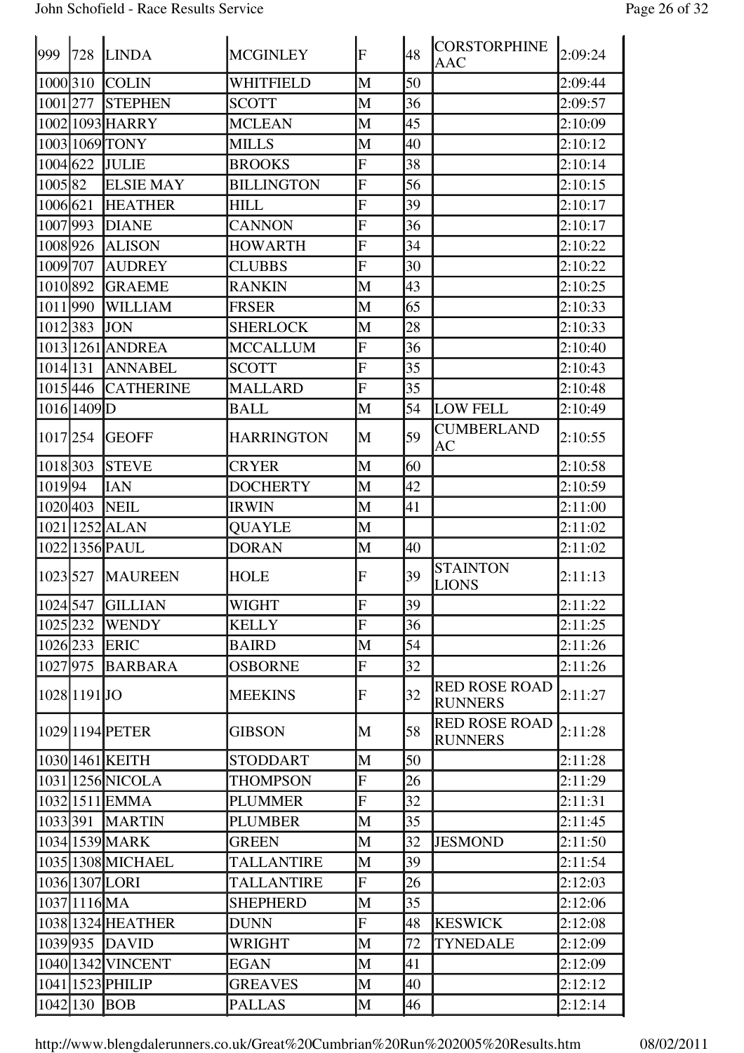| | | | | | | | |
|---|---|---|---|---|---|---|---|
| 999 | 728 | LINDA | MCGINLEY | F | 48 | CORSTORPHINE AAC | 2:09:24 |
| 1000 | 310 | COLIN | WHITFIELD | M | 50 | | 2:09:44 |
| 1001 | 277 | STEPHEN | SCOTT | M | 36 | | 2:09:57 |
| 1002 | 1093 | HARRY | MCLEAN | M | 45 | | 2:10:09 |
| 1003 | 1069 | TONY | MILLS | M | 40 | | 2:10:12 |
| 1004 | 622 | JULIE | BROOKS | F | 38 | | 2:10:14 |
| 1005 | 82 | ELSIE MAY | BILLINGTON | F | 56 | | 2:10:15 |
| 1006 | 621 | HEATHER | HILL | F | 39 | | 2:10:17 |
| 1007 | 993 | DIANE | CANNON | F | 36 | | 2:10:17 |
| 1008 | 926 | ALISON | HOWARTH | F | 34 | | 2:10:22 |
| 1009 | 707 | AUDREY | CLUBBS | F | 30 | | 2:10:22 |
| 1010 | 892 | GRAEME | RANKIN | M | 43 | | 2:10:25 |
| 1011 | 990 | WILLIAM | FRSER | M | 65 | | 2:10:33 |
| 1012 | 383 | JON | SHERLOCK | M | 28 | | 2:10:33 |
| 1013 | 1261 | ANDREA | MCCALLUM | F | 36 | | 2:10:40 |
| 1014 | 131 | ANNABEL | SCOTT | F | 35 | | 2:10:43 |
| 1015 | 446 | CATHERINE | MALLARD | F | 35 | | 2:10:48 |
| 1016 | 1409 | D | BALL | M | 54 | LOW FELL | 2:10:49 |
| 1017 | 254 | GEOFF | HARRINGTON | M | 59 | CUMBERLAND AC | 2:10:55 |
| 1018 | 303 | STEVE | CRYER | M | 60 | | 2:10:58 |
| 1019 | 94 | IAN | DOCHERTY | M | 42 | | 2:10:59 |
| 1020 | 403 | NEIL | IRWIN | M | 41 | | 2:11:00 |
| 1021 | 1252 | ALAN | QUAYLE | M | | | 2:11:02 |
| 1022 | 1356 | PAUL | DORAN | M | 40 | | 2:11:02 |
| 1023 | 527 | MAUREEN | HOLE | F | 39 | STAINTON LIONS | 2:11:13 |
| 1024 | 547 | GILLIAN | WIGHT | F | 39 | | 2:11:22 |
| 1025 | 232 | WENDY | KELLY | F | 36 | | 2:11:25 |
| 1026 | 233 | ERIC | BAIRD | M | 54 | | 2:11:26 |
| 1027 | 975 | BARBARA | OSBORNE | F | 32 | | 2:11:26 |
| 1028 | 1191 | JO | MEEKINS | F | 32 | RED ROSE ROAD RUNNERS | 2:11:27 |
| 1029 | 1194 | PETER | GIBSON | M | 58 | RED ROSE ROAD RUNNERS | 2:11:28 |
| 1030 | 1461 | KEITH | STODDART | M | 50 | | 2:11:28 |
| 1031 | 1256 | NICOLA | THOMPSON | F | 26 | | 2:11:29 |
| 1032 | 1511 | EMMA | PLUMMER | F | 32 | | 2:11:31 |
| 1033 | 391 | MARTIN | PLUMBER | M | 35 | | 2:11:45 |
| 1034 | 1539 | MARK | GREEN | M | 32 | JESMOND | 2:11:50 |
| 1035 | 1308 | MICHAEL | TALLANTIRE | M | 39 | | 2:11:54 |
| 1036 | 1307 | LORI | TALLANTIRE | F | 26 | | 2:12:03 |
| 1037 | 1116 | MA | SHEPHERD | M | 35 | | 2:12:06 |
| 1038 | 1324 | HEATHER | DUNN | F | 48 | KESWICK | 2:12:08 |
| 1039 | 935 | DAVID | WRIGHT | M | 72 | TYNEDALE | 2:12:09 |
| 1040 | 1342 | VINCENT | EGAN | M | 41 | | 2:12:09 |
| 1041 | 1523 | PHILIP | GREAVES | M | 40 | | 2:12:12 |
| 1042 | 130 | BOB | PALLAS | M | 46 | | 2:12:14 |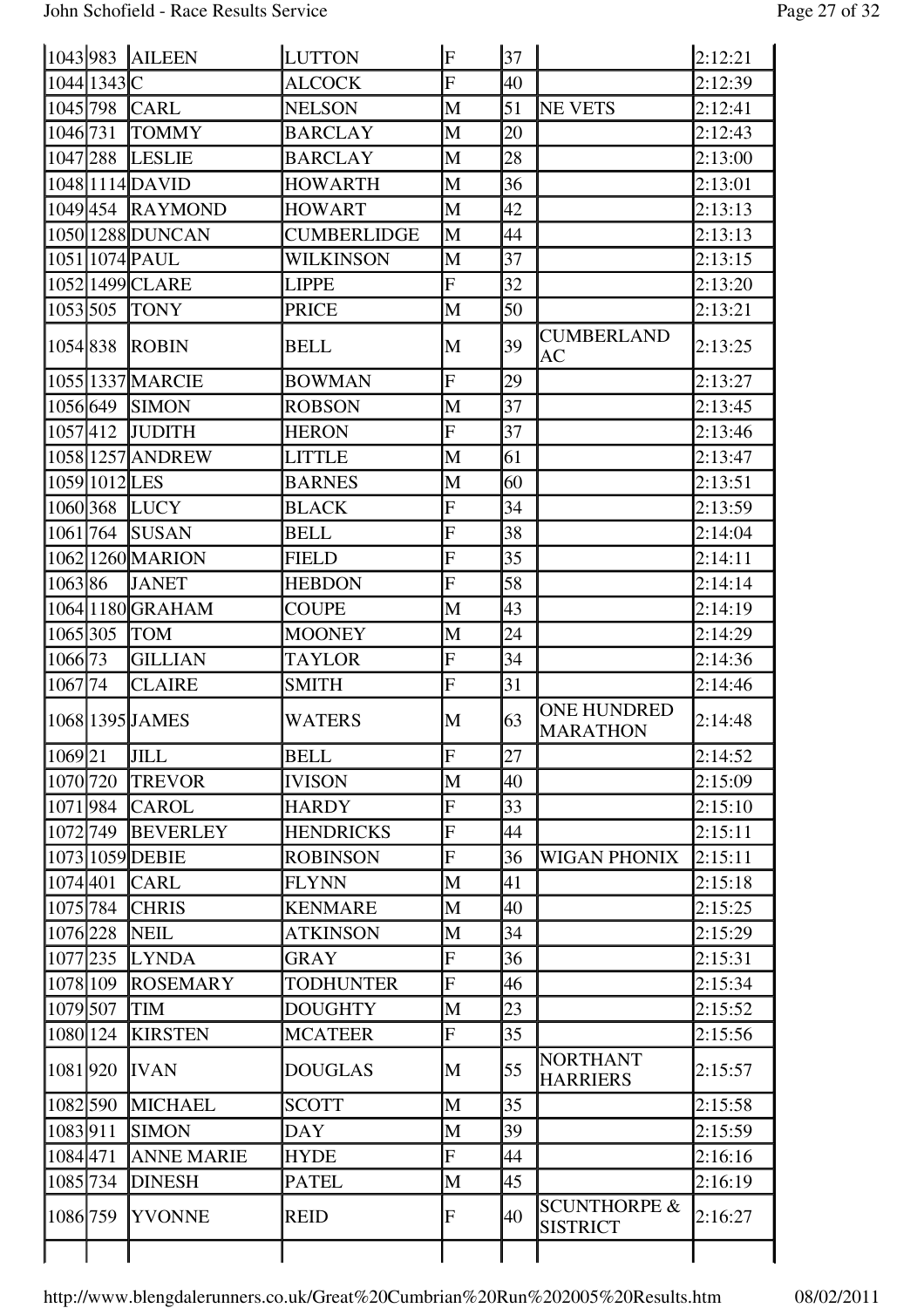| | | | | | | | |
|---|---|---|---|---|---|---|---|
| 1043 | 983 | AILEEN | LUTTON | F | 37 | | 2:12:21 |
| 1044 | 1343 | C | ALCOCK | F | 40 | | 2:12:39 |
| 1045 | 798 | CARL | NELSON | M | 51 | NE VETS | 2:12:41 |
| 1046 | 731 | TOMMY | BARCLAY | M | 20 | | 2:12:43 |
| 1047 | 288 | LESLIE | BARCLAY | M | 28 | | 2:13:00 |
| 1048 | 1114 | DAVID | HOWARTH | M | 36 | | 2:13:01 |
| 1049 | 454 | RAYMOND | HOWART | M | 42 | | 2:13:13 |
| 1050 | 1288 | DUNCAN | CUMBERLIDGE | M | 44 | | 2:13:13 |
| 1051 | 1074 | PAUL | WILKINSON | M | 37 | | 2:13:15 |
| 1052 | 1499 | CLARE | LIPPE | F | 32 | | 2:13:20 |
| 1053 | 505 | TONY | PRICE | M | 50 | | 2:13:21 |
| 1054 | 838 | ROBIN | BELL | M | 39 | CUMBERLAND AC | 2:13:25 |
| 1055 | 1337 | MARCIE | BOWMAN | F | 29 | | 2:13:27 |
| 1056 | 649 | SIMON | ROBSON | M | 37 | | 2:13:45 |
| 1057 | 412 | JUDITH | HERON | F | 37 | | 2:13:46 |
| 1058 | 1257 | ANDREW | LITTLE | M | 61 | | 2:13:47 |
| 1059 | 1012 | LES | BARNES | M | 60 | | 2:13:51 |
| 1060 | 368 | LUCY | BLACK | F | 34 | | 2:13:59 |
| 1061 | 764 | SUSAN | BELL | F | 38 | | 2:14:04 |
| 1062 | 1260 | MARION | FIELD | F | 35 | | 2:14:11 |
| 1063 | 86 | JANET | HEBDON | F | 58 | | 2:14:14 |
| 1064 | 1180 | GRAHAM | COUPE | M | 43 | | 2:14:19 |
| 1065 | 305 | TOM | MOONEY | M | 24 | | 2:14:29 |
| 1066 | 73 | GILLIAN | TAYLOR | F | 34 | | 2:14:36 |
| 1067 | 74 | CLAIRE | SMITH | F | 31 | | 2:14:46 |
| 1068 | 1395 | JAMES | WATERS | M | 63 | ONE HUNDRED MARATHON | 2:14:48 |
| 1069 | 21 | JILL | BELL | F | 27 | | 2:14:52 |
| 1070 | 720 | TREVOR | IVISON | M | 40 | | 2:15:09 |
| 1071 | 984 | CAROL | HARDY | F | 33 | | 2:15:10 |
| 1072 | 749 | BEVERLEY | HENDRICKS | F | 44 | | 2:15:11 |
| 1073 | 1059 | DEBIE | ROBINSON | F | 36 | WIGAN PHONIX | 2:15:11 |
| 1074 | 401 | CARL | FLYNN | M | 41 | | 2:15:18 |
| 1075 | 784 | CHRIS | KENMARE | M | 40 | | 2:15:25 |
| 1076 | 228 | NEIL | ATKINSON | M | 34 | | 2:15:29 |
| 1077 | 235 | LYNDA | GRAY | F | 36 | | 2:15:31 |
| 1078 | 109 | ROSEMARY | TODHUNTER | F | 46 | | 2:15:34 |
| 1079 | 507 | TIM | DOUGHTY | M | 23 | | 2:15:52 |
| 1080 | 124 | KIRSTEN | MCATEER | F | 35 | | 2:15:56 |
| 1081 | 920 | IVAN | DOUGLAS | M | 55 | NORTHANT HARRIERS | 2:15:57 |
| 1082 | 590 | MICHAEL | SCOTT | M | 35 | | 2:15:58 |
| 1083 | 911 | SIMON | DAY | M | 39 | | 2:15:59 |
| 1084 | 471 | ANNE MARIE | HYDE | F | 44 | | 2:16:16 |
| 1085 | 734 | DINESH | PATEL | M | 45 | | 2:16:19 |
| 1086 | 759 | YVONNE | REID | F | 40 | SCUNTHORPE & SISTRICT | 2:16:27 |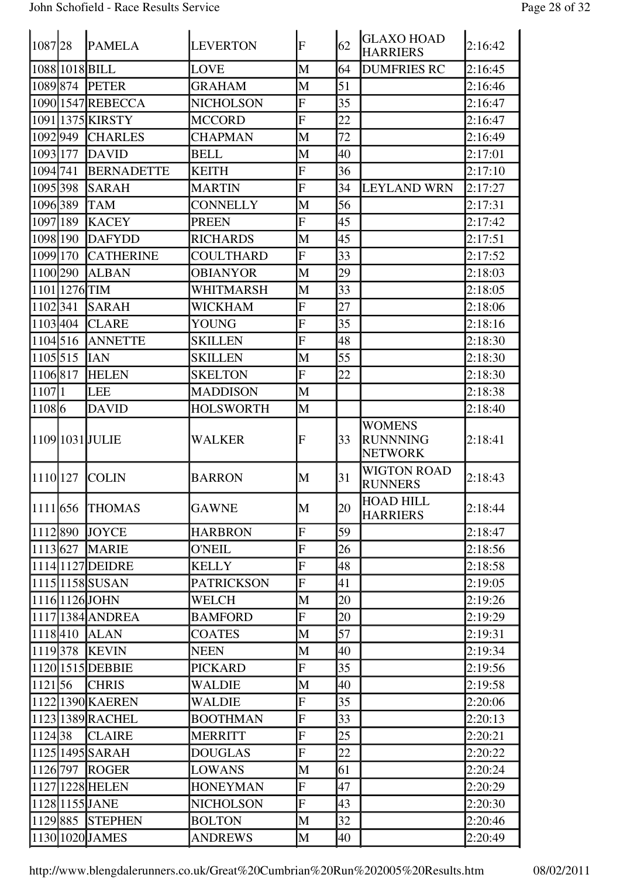| | | | | | | | |
|---|---|---|---|---|---|---|---|
| 1087 | 28 | PAMELA | LEVERTON | F | 62 | GLAXO HOAD HARRIERS | 2:16:42 |
| 1088 | 1018 | BILL | LOVE | M | 64 | DUMFRIES RC | 2:16:45 |
| 1089 | 874 | PETER | GRAHAM | M | 51 | | 2:16:46 |
| 1090 | 1547 | REBECCA | NICHOLSON | F | 35 | | 2:16:47 |
| 1091 | 1375 | KIRSTY | MCCORD | F | 22 | | 2:16:47 |
| 1092 | 949 | CHARLES | CHAPMAN | M | 72 | | 2:16:49 |
| 1093 | 177 | DAVID | BELL | M | 40 | | 2:17:01 |
| 1094 | 741 | BERNADETTE | KEITH | F | 36 | | 2:17:10 |
| 1095 | 398 | SARAH | MARTIN | F | 34 | LEYLAND WRN | 2:17:27 |
| 1096 | 389 | TAM | CONNELLY | M | 56 | | 2:17:31 |
| 1097 | 189 | KACEY | PREEN | F | 45 | | 2:17:42 |
| 1098 | 190 | DAFYDD | RICHARDS | M | 45 | | 2:17:51 |
| 1099 | 170 | CATHERINE | COULTHARD | F | 33 | | 2:17:52 |
| 1100 | 290 | ALBAN | OBIANYOR | M | 29 | | 2:18:03 |
| 1101 | 1276 | TIM | WHITMARSH | M | 33 | | 2:18:05 |
| 1102 | 341 | SARAH | WICKHAM | F | 27 | | 2:18:06 |
| 1103 | 404 | CLARE | YOUNG | F | 35 | | 2:18:16 |
| 1104 | 516 | ANNETTE | SKILLEN | F | 48 | | 2:18:30 |
| 1105 | 515 | IAN | SKILLEN | M | 55 | | 2:18:30 |
| 1106 | 817 | HELEN | SKELTON | F | 22 | | 2:18:30 |
| 1107 | 1 | LEE | MADDISON | M | | | 2:18:38 |
| 1108 | 6 | DAVID | HOLSWORTH | M | | | 2:18:40 |
| 1109 | 1031 | JULIE | WALKER | F | 33 | WOMENS RUNNNING NETWORK | 2:18:41 |
| 1110 | 127 | COLIN | BARRON | M | 31 | WIGTON ROAD RUNNERS | 2:18:43 |
| 1111 | 656 | THOMAS | GAWNE | M | 20 | HOAD HILL HARRIERS | 2:18:44 |
| 1112 | 890 | JOYCE | HARBRON | F | 59 | | 2:18:47 |
| 1113 | 627 | MARIE | O'NEIL | F | 26 | | 2:18:56 |
| 1114 | 1127 | DEIDRE | KELLY | F | 48 | | 2:18:58 |
| 1115 | 1158 | SUSAN | PATRICKSON | F | 41 | | 2:19:05 |
| 1116 | 1126 | JOHN | WELCH | M | 20 | | 2:19:26 |
| 1117 | 1384 | ANDREA | BAMFORD | F | 20 | | 2:19:29 |
| 1118 | 410 | ALAN | COATES | M | 57 | | 2:19:31 |
| 1119 | 378 | KEVIN | NEEN | M | 40 | | 2:19:34 |
| 1120 | 1515 | DEBBIE | PICKARD | F | 35 | | 2:19:56 |
| 1121 | 56 | CHRIS | WALDIE | M | 40 | | 2:19:58 |
| 1122 | 1390 | KAEREN | WALDIE | F | 35 | | 2:20:06 |
| 1123 | 1389 | RACHEL | BOOTHMAN | F | 33 | | 2:20:13 |
| 1124 | 38 | CLAIRE | MERRITT | F | 25 | | 2:20:21 |
| 1125 | 1495 | SARAH | DOUGLAS | F | 22 | | 2:20:22 |
| 1126 | 797 | ROGER | LOWANS | M | 61 | | 2:20:24 |
| 1127 | 1228 | HELEN | HONEYMAN | F | 47 | | 2:20:29 |
| 1128 | 1155 | JANE | NICHOLSON | F | 43 | | 2:20:30 |
| 1129 | 885 | STEPHEN | BOLTON | M | 32 | | 2:20:46 |
| 1130 | 1020 | JAMES | ANDREWS | M | 40 | | 2:20:49 |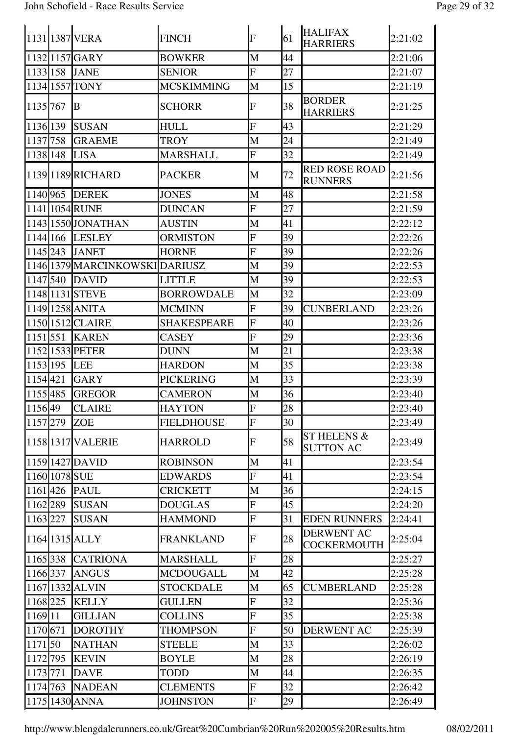| | | | | | | | |
|---|---|---|---|---|---|---|---|
| 1131 | 1387 | VERA | FINCH | F | 61 | HALIFAX HARRIERS | 2:21:02 |
| 1132 | 1157 | GARY | BOWKER | M | 44 | | 2:21:06 |
| 1133 | 158 | JANE | SENIOR | F | 27 | | 2:21:07 |
| 1134 | 1557 | TONY | MCSKIMMING | M | 15 | | 2:21:19 |
| 1135 | 767 | B | SCHORR | F | 38 | BORDER HARRIERS | 2:21:25 |
| 1136 | 139 | SUSAN | HULL | F | 43 | | 2:21:29 |
| 1137 | 758 | GRAEME | TROY | M | 24 | | 2:21:49 |
| 1138 | 148 | LISA | MARSHALL | F | 32 | | 2:21:49 |
| 1139 | 1189 | RICHARD | PACKER | M | 72 | RED ROSE ROAD RUNNERS | 2:21:56 |
| 1140 | 965 | DEREK | JONES | M | 48 | | 2:21:58 |
| 1141 | 1054 | RUNE | DUNCAN | F | 27 | | 2:21:59 |
| 1143 | 1550 | JONATHAN | AUSTIN | M | 41 | | 2:22:12 |
| 1144 | 166 | LESLEY | ORMISTON | F | 39 | | 2:22:26 |
| 1145 | 243 | JANET | HORNE | F | 39 | | 2:22:26 |
| 1146 | 1379 | MARCINKOWSKI | DARIUSZ | M | 39 | | 2:22:53 |
| 1147 | 540 | DAVID | LITTLE | M | 39 | | 2:22:53 |
| 1148 | 1131 | STEVE | BORROWDALE | M | 32 | | 2:23:09 |
| 1149 | 1258 | ANITA | MCMINN | F | 39 | CUNBERLAND | 2:23:26 |
| 1150 | 1512 | CLAIRE | SHAKESPEARE | F | 40 | | 2:23:26 |
| 1151 | 551 | KAREN | CASEY | F | 29 | | 2:23:36 |
| 1152 | 1533 | PETER | DUNN | M | 21 | | 2:23:38 |
| 1153 | 195 | LEE | HARDON | M | 35 | | 2:23:38 |
| 1154 | 421 | GARY | PICKERING | M | 33 | | 2:23:39 |
| 1155 | 485 | GREGOR | CAMERON | M | 36 | | 2:23:40 |
| 1156 | 49 | CLAIRE | HAYTON | F | 28 | | 2:23:40 |
| 1157 | 279 | ZOE | FIELDHOUSE | F | 30 | | 2:23:49 |
| 1158 | 1317 | VALERIE | HARROLD | F | 58 | ST HELENS & SUTTON AC | 2:23:49 |
| 1159 | 1427 | DAVID | ROBINSON | M | 41 | | 2:23:54 |
| 1160 | 1078 | SUE | EDWARDS | F | 41 | | 2:23:54 |
| 1161 | 426 | PAUL | CRICKETT | M | 36 | | 2:24:15 |
| 1162 | 289 | SUSAN | DOUGLAS | F | 45 | | 2:24:20 |
| 1163 | 227 | SUSAN | HAMMOND | F | 31 | EDEN RUNNERS | 2:24:41 |
| 1164 | 1315 | ALLY | FRANKLAND | F | 28 | DERWENT AC COCKERMOUTH | 2:25:04 |
| 1165 | 338 | CATRIONA | MARSHALL | F | 28 | | 2:25:27 |
| 1166 | 337 | ANGUS | MCDOUGALL | M | 42 | | 2:25:28 |
| 1167 | 1332 | ALVIN | STOCKDALE | M | 65 | CUMBERLAND | 2:25:28 |
| 1168 | 225 | KELLY | GULLEN | F | 32 | | 2:25:36 |
| 1169 | 11 | GILLIAN | COLLINS | F | 35 | | 2:25:38 |
| 1170 | 671 | DOROTHY | THOMPSON | F | 50 | DERWENT AC | 2:25:39 |
| 1171 | 50 | NATHAN | STEELE | M | 33 | | 2:26:02 |
| 1172 | 795 | KEVIN | BOYLE | M | 28 | | 2:26:19 |
| 1173 | 771 | DAVE | TODD | M | 44 | | 2:26:35 |
| 1174 | 763 | NADEAN | CLEMENTS | F | 32 | | 2:26:42 |
| 1175 | 1430 | ANNA | JOHNSTON | F | 29 | | 2:26:49 |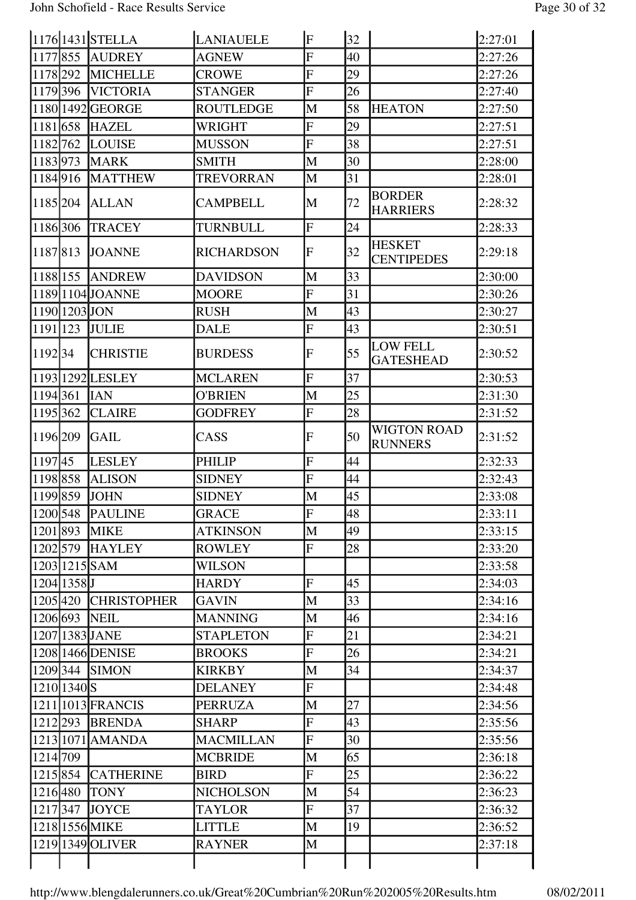| | | | | | | | |
|---|---|---|---|---|---|---|---|
| 1176 | 1431 | STELLA | LANIAUELE | F | 32 | | 2:27:01 |
| 1177 | 855 | AUDREY | AGNEW | F | 40 | | 2:27:26 |
| 1178 | 292 | MICHELLE | CROWE | F | 29 | | 2:27:26 |
| 1179 | 396 | VICTORIA | STANGER | F | 26 | | 2:27:40 |
| 1180 | 1492 | GEORGE | ROUTLEDGE | M | 58 | HEATON | 2:27:50 |
| 1181 | 658 | HAZEL | WRIGHT | F | 29 | | 2:27:51 |
| 1182 | 762 | LOUISE | MUSSON | F | 38 | | 2:27:51 |
| 1183 | 973 | MARK | SMITH | M | 30 | | 2:28:00 |
| 1184 | 916 | MATTHEW | TREVORRAN | M | 31 | | 2:28:01 |
| 1185 | 204 | ALLAN | CAMPBELL | M | 72 | BORDER HARRIERS | 2:28:32 |
| 1186 | 306 | TRACEY | TURNBULL | F | 24 | | 2:28:33 |
| 1187 | 813 | JOANNE | RICHARDSON | F | 32 | HESKET CENTIPEDES | 2:29:18 |
| 1188 | 155 | ANDREW | DAVIDSON | M | 33 | | 2:30:00 |
| 1189 | 1104 | JOANNE | MOORE | F | 31 | | 2:30:26 |
| 1190 | 1203 | JON | RUSH | M | 43 | | 2:30:27 |
| 1191 | 123 | JULIE | DALE | F | 43 | | 2:30:51 |
| 1192 | 34 | CHRISTIE | BURDESS | F | 55 | LOW FELL GATESHEAD | 2:30:52 |
| 1193 | 1292 | LESLEY | MCLAREN | F | 37 | | 2:30:53 |
| 1194 | 361 | IAN | O'BRIEN | M | 25 | | 2:31:30 |
| 1195 | 362 | CLAIRE | GODFREY | F | 28 | | 2:31:52 |
| 1196 | 209 | GAIL | CASS | F | 50 | WIGTON ROAD RUNNERS | 2:31:52 |
| 1197 | 45 | LESLEY | PHILIP | F | 44 | | 2:32:33 |
| 1198 | 858 | ALISON | SIDNEY | F | 44 | | 2:32:43 |
| 1199 | 859 | JOHN | SIDNEY | M | 45 | | 2:33:08 |
| 1200 | 548 | PAULINE | GRACE | F | 48 | | 2:33:11 |
| 1201 | 893 | MIKE | ATKINSON | M | 49 | | 2:33:15 |
| 1202 | 579 | HAYLEY | ROWLEY | F | 28 | | 2:33:20 |
| 1203 | 1215 | SAM | WILSON | | | | 2:33:58 |
| 1204 | 1358 | J | HARDY | F | 45 | | 2:34:03 |
| 1205 | 420 | CHRISTOPHER | GAVIN | M | 33 | | 2:34:16 |
| 1206 | 693 | NEIL | MANNING | M | 46 | | 2:34:16 |
| 1207 | 1383 | JANE | STAPLETON | F | 21 | | 2:34:21 |
| 1208 | 1466 | DENISE | BROOKS | F | 26 | | 2:34:21 |
| 1209 | 344 | SIMON | KIRKBY | M | 34 | | 2:34:37 |
| 1210 | 1340 | S | DELANEY | F | | | 2:34:48 |
| 1211 | 1013 | FRANCIS | PERRUZA | M | 27 | | 2:34:56 |
| 1212 | 293 | BRENDA | SHARP | F | 43 | | 2:35:56 |
| 1213 | 1071 | AMANDA | MACMILLAN | F | 30 | | 2:35:56 |
| 1214 | 709 | | MCBRIDE | M | 65 | | 2:36:18 |
| 1215 | 854 | CATHERINE | BIRD | F | 25 | | 2:36:22 |
| 1216 | 480 | TONY | NICHOLSON | M | 54 | | 2:36:23 |
| 1217 | 347 | JOYCE | TAYLOR | F | 37 | | 2:36:32 |
| 1218 | 1556 | MIKE | LITTLE | M | 19 | | 2:36:52 |
| 1219 | 1349 | OLIVER | RAYNER | M | | | 2:37:18 |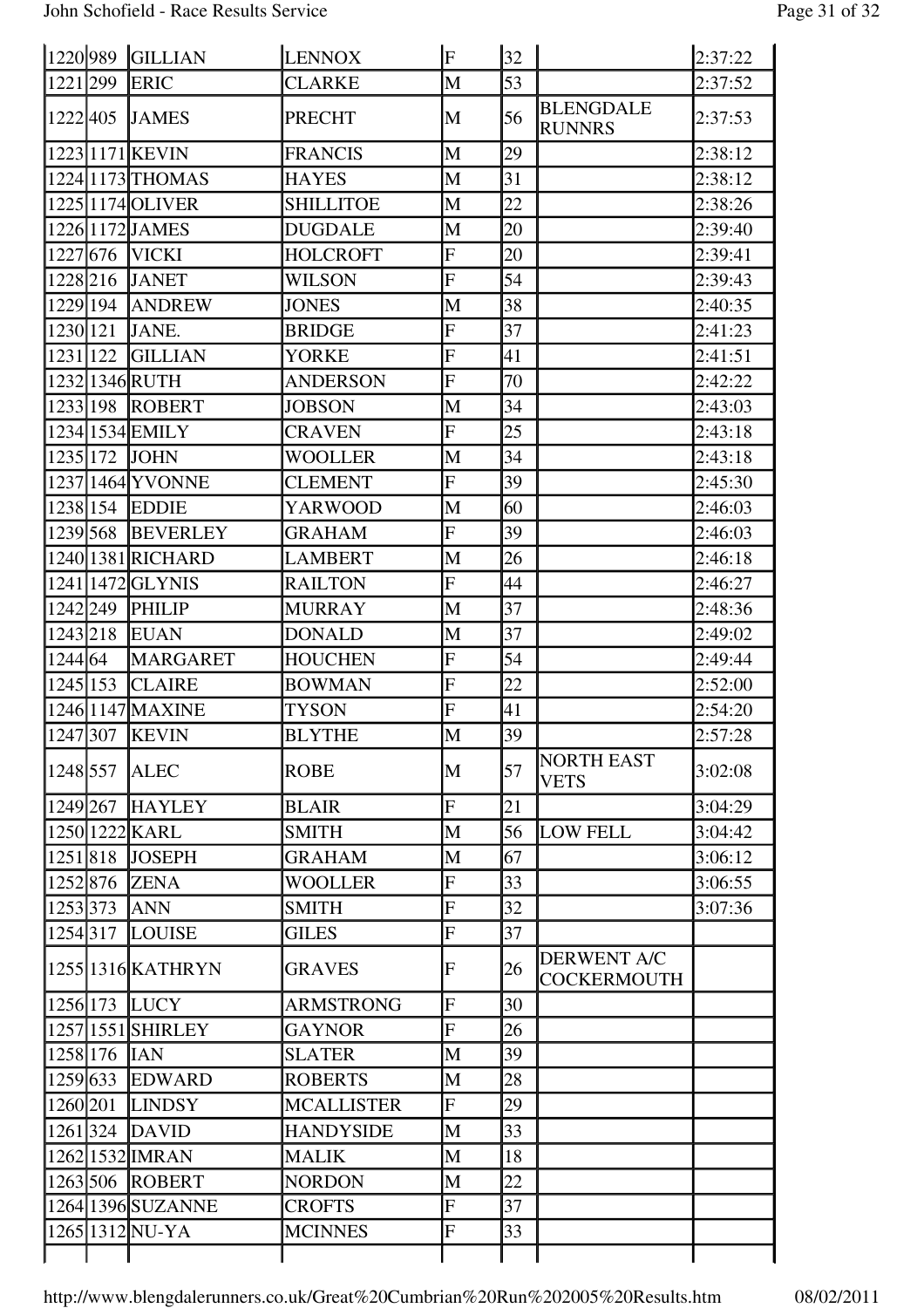| | | | | | | | |
|---|---|---|---|---|---|---|---|
| 1220 | 989 | GILLIAN | LENNOX | F | 32 | | 2:37:22 |
| 1221 | 299 | ERIC | CLARKE | M | 53 | | 2:37:52 |
| 1222 | 405 | JAMES | PRECHT | M | 56 | BLENGDALE RUNNRS | 2:37:53 |
| 1223 | 1171 | KEVIN | FRANCIS | M | 29 | | 2:38:12 |
| 1224 | 1173 | THOMAS | HAYES | M | 31 | | 2:38:12 |
| 1225 | 1174 | OLIVER | SHILLITOE | M | 22 | | 2:38:26 |
| 1226 | 1172 | JAMES | DUGDALE | M | 20 | | 2:39:40 |
| 1227 | 676 | VICKI | HOLCROFT | F | 20 | | 2:39:41 |
| 1228 | 216 | JANET | WILSON | F | 54 | | 2:39:43 |
| 1229 | 194 | ANDREW | JONES | M | 38 | | 2:40:35 |
| 1230 | 121 | JANE. | BRIDGE | F | 37 | | 2:41:23 |
| 1231 | 122 | GILLIAN | YORKE | F | 41 | | 2:41:51 |
| 1232 | 1346 | RUTH | ANDERSON | F | 70 | | 2:42:22 |
| 1233 | 198 | ROBERT | JOBSON | M | 34 | | 2:43:03 |
| 1234 | 1534 | EMILY | CRAVEN | F | 25 | | 2:43:18 |
| 1235 | 172 | JOHN | WOOLLER | M | 34 | | 2:43:18 |
| 1237 | 1464 | YVONNE | CLEMENT | F | 39 | | 2:45:30 |
| 1238 | 154 | EDDIE | YARWOOD | M | 60 | | 2:46:03 |
| 1239 | 568 | BEVERLEY | GRAHAM | F | 39 | | 2:46:03 |
| 1240 | 1381 | RICHARD | LAMBERT | M | 26 | | 2:46:18 |
| 1241 | 1472 | GLYNIS | RAILTON | F | 44 | | 2:46:27 |
| 1242 | 249 | PHILIP | MURRAY | M | 37 | | 2:48:36 |
| 1243 | 218 | EUAN | DONALD | M | 37 | | 2:49:02 |
| 1244 | 64 | MARGARET | HOUCHEN | F | 54 | | 2:49:44 |
| 1245 | 153 | CLAIRE | BOWMAN | F | 22 | | 2:52:00 |
| 1246 | 1147 | MAXINE | TYSON | F | 41 | | 2:54:20 |
| 1247 | 307 | KEVIN | BLYTHE | M | 39 | | 2:57:28 |
| 1248 | 557 | ALEC | ROBE | M | 57 | NORTH EAST VETS | 3:02:08 |
| 1249 | 267 | HAYLEY | BLAIR | F | 21 | | 3:04:29 |
| 1250 | 1222 | KARL | SMITH | M | 56 | LOW FELL | 3:04:42 |
| 1251 | 818 | JOSEPH | GRAHAM | M | 67 | | 3:06:12 |
| 1252 | 876 | ZENA | WOOLLER | F | 33 | | 3:06:55 |
| 1253 | 373 | ANN | SMITH | F | 32 | | 3:07:36 |
| 1254 | 317 | LOUISE | GILES | F | 37 | | |
| 1255 | 1316 | KATHRYN | GRAVES | F | 26 | DERWENT A/C COCKERMOUTH | |
| 1256 | 173 | LUCY | ARMSTRONG | F | 30 | | |
| 1257 | 1551 | SHIRLEY | GAYNOR | F | 26 | | |
| 1258 | 176 | IAN | SLATER | M | 39 | | |
| 1259 | 633 | EDWARD | ROBERTS | M | 28 | | |
| 1260 | 201 | LINDSY | MCALLISTER | F | 29 | | |
| 1261 | 324 | DAVID | HANDYSIDE | M | 33 | | |
| 1262 | 1532 | IMRAN | MALIK | M | 18 | | |
| 1263 | 506 | ROBERT | NORDON | M | 22 | | |
| 1264 | 1396 | SUZANNE | CROFTS | F | 37 | | |
| 1265 | 1312 | NU-YA | MCINNES | F | 33 | | |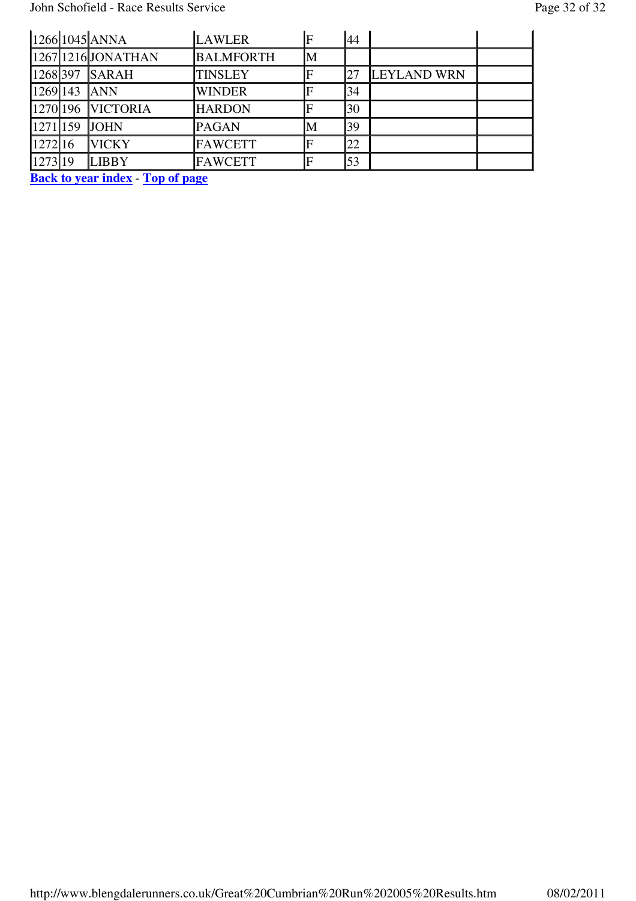| | | | | | | | |
|---|---|---|---|---|---|---|---|
| 1266 | 1045 | ANNA | LAWLER | F | 44 | | |
| 1267 | 1216 | JONATHAN | BALMFORTH | M | | | |
| 1268 | 397 | SARAH | TINSLEY | F | 27 | LEYLAND WRN | |
| 1269 | 143 | ANN | WINDER | F | 34 | | |
| 1270 | 196 | VICTORIA | HARDON | F | 30 | | |
| 1271 | 159 | JOHN | PAGAN | M | 39 | | |
| 1272 | 16 | VICKY | FAWCETT | F | 22 | | |
| 1273 | 19 | LIBBY | FAWCETT | F | 53 | | |

**Back to year index** - **Top of page**